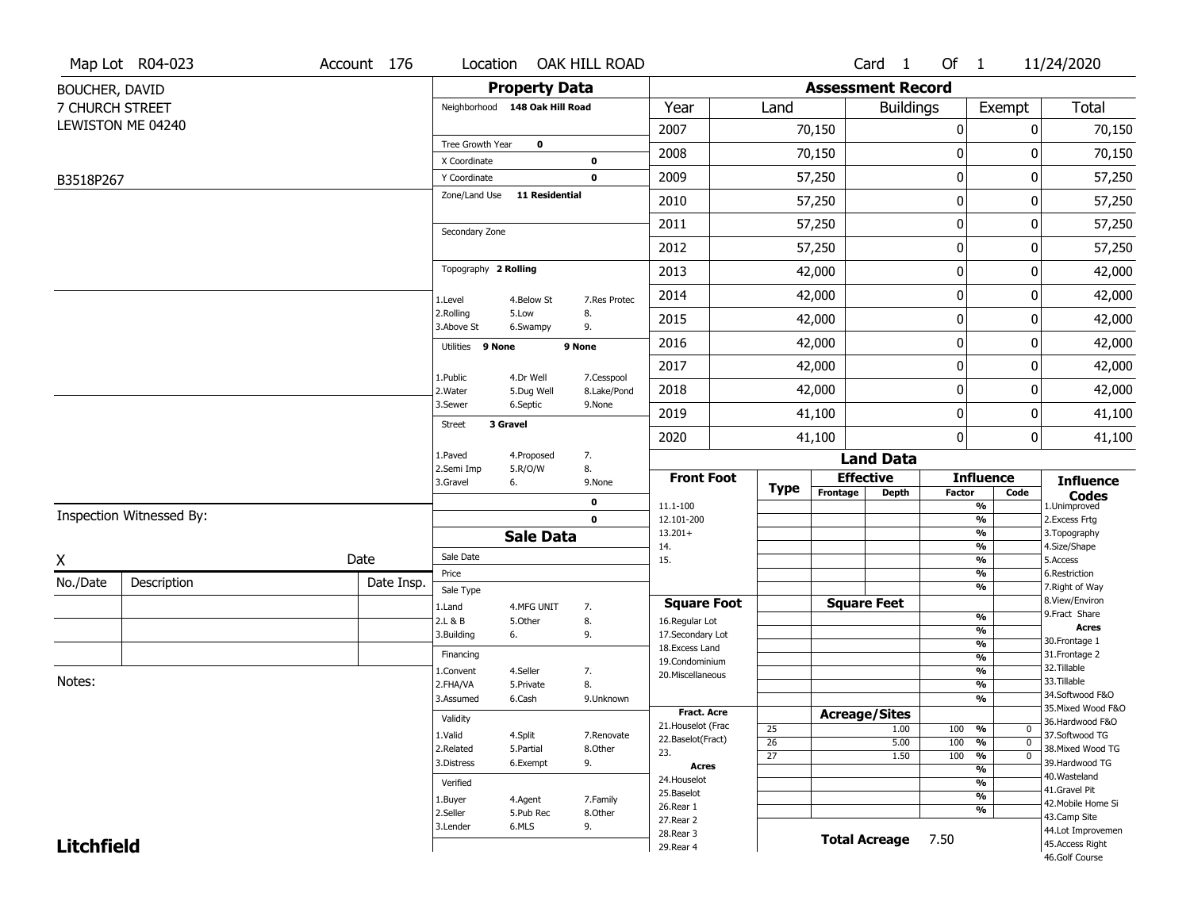Map Lot R04-023 | Account 176 | Location OAK HILL ROAD | Card 1 Of 1 | 11/24/2020

BOUCHER, DAVID
7 CHURCH STREET
LEWISTON ME 04240

B3518P267

## Property Data

Neighborhood **148 Oak Hill Road**

Tree Growth Year **0**

X Coordinate **0**

Y Coordinate **0**

Zone/Land Use **11 Residential**

Secondary Zone

Topography **2 Rolling**

| | | |
|---|---|---|
| 1.Level | 4.Below St | 7.Res Protec |
| 2.Rolling | 5.Low | 8. |
| 3.Above St | 6.Swampy | 9. |

Utilities **9 None** **9 None**

| | | |
|---|---|---|
| 1.Public | 4.Dr Well | 7.Cesspool |
| 2.Water | 5.Dug Well | 8.Lake/Pond |
| 3.Sewer | 6.Septic | 9.None |

Street **3 Gravel**

| | | |
|---|---|---|
| 1.Paved | 4.Proposed | 7. |
| 2.Semi Imp | 5.R/O/W | 8. |
| 3.Gravel | 6. | 9.None |

**0**

**0**

## Assessment Record

| Year | Land | Buildings | Exempt | Total |
|---|---|---|---|---|
| 2007 | 70,150 | 0 | 0 | 70,150 |
| 2008 | 70,150 | 0 | 0 | 70,150 |
| 2009 | 57,250 | 0 | 0 | 57,250 |
| 2010 | 57,250 | 0 | 0 | 57,250 |
| 2011 | 57,250 | 0 | 0 | 57,250 |
| 2012 | 57,250 | 0 | 0 | 57,250 |
| 2013 | 42,000 | 0 | 0 | 42,000 |
| 2014 | 42,000 | 0 | 0 | 42,000 |
| 2015 | 42,000 | 0 | 0 | 42,000 |
| 2016 | 42,000 | 0 | 0 | 42,000 |
| 2017 | 42,000 | 0 | 0 | 42,000 |
| 2018 | 42,000 | 0 | 0 | 42,000 |
| 2019 | 41,100 | 0 | 0 | 41,100 |
| 2020 | 41,100 | 0 | 0 | 41,100 |

Inspection Witnessed By:

X Date

| No./Date | Description | Date Insp. |
|---|---|---|
| | | |
| | | |
| | | |

Notes:

## Sale Data

Sale Date

Price

Sale Type

| | | |
|---|---|---|
| 1.Land | 4.MFG UNIT | 7. |
| 2.L & B | 5.Other | 8. |
| 3.Building | 6. | 9. |

Financing

| | | |
|---|---|---|
| 1.Convent | 4.Seller | 7. |
| 2.FHA/VA | 5.Private | 8. |
| 3.Assumed | 6.Cash | 9.Unknown |

Validity

| | | |
|---|---|---|
| 1.Valid | 4.Split | 7.Renovate |
| 2.Related | 5.Partial | 8.Other |
| 3.Distress | 6.Exempt | 9. |

Verified

| | | |
|---|---|---|
| 1.Buyer | 4.Agent | 7.Family |
| 2.Seller | 5.Pub Rec | 8.Other |
| 3.Lender | 6.MLS | 9. |

## Land Data

| Front Foot | Type | Effective Frontage | Effective Depth | Influence Factor | Influence Code |
|---|---|---|---|---|---|
| 11.1-100 | | | | % | |
| 12.101-200 | | | | % | |
| 13.201+ | | | | % | |
| 14. | | | | % | |
| 15. | | | | % | |
| | | | | % | |
| | | | | % | |

| Square Foot | Type | Square Feet | Influence Factor | Influence Code |
|---|---|---|---|---|
| 16.Regular Lot | | | % | |
| 17.Secondary Lot | | | % | |
| 18.Excess Land | | | % | |
| 19.Condominium | | | % | |
| 20.Miscellaneous | | | % | |
| | | | % | |
| | | | % | |

| Fract. Acre / Acres | Type | Acreage/Sites | Influence Factor | Influence Code |
|---|---|---|---|---|
| 21.Houselot (Frac | 25 | 1.00 | 100 % | 0 |
| 22.Baselot(Fract) | 26 | 5.00 | 100 % | 0 |
| 23. | 27 | 1.50 | 100 % | 0 |
| 24.Houselot | | | % | |
| 25.Baselot | | | % | |
| 26.Rear 1 | | | % | |
| 27.Rear 2 | | | % | |
| 28.Rear 3 | | | | |
| 29.Rear 4 | | | | |

**Total Acreage** 7.50

**Influence Codes**
1.Unimproved
2.Excess Frtg
3.Topography
4.Size/Shape
5.Access
6.Restriction
7.Right of Way
8.View/Environ
9.Fract Share

**Acres**
30.Frontage 1
31.Frontage 2
32.Tillable
33.Tillable
34.Softwood F&O
35.Mixed Wood F&O
36.Hardwood F&O
37.Softwood TG
38.Mixed Wood TG
39.Hardwood TG
40.Wasteland
41.Gravel Pit
42.Mobile Home Si
43.Camp Site
44.Lot Improvemen
45.Access Right
46.Golf Course

**Litchfield**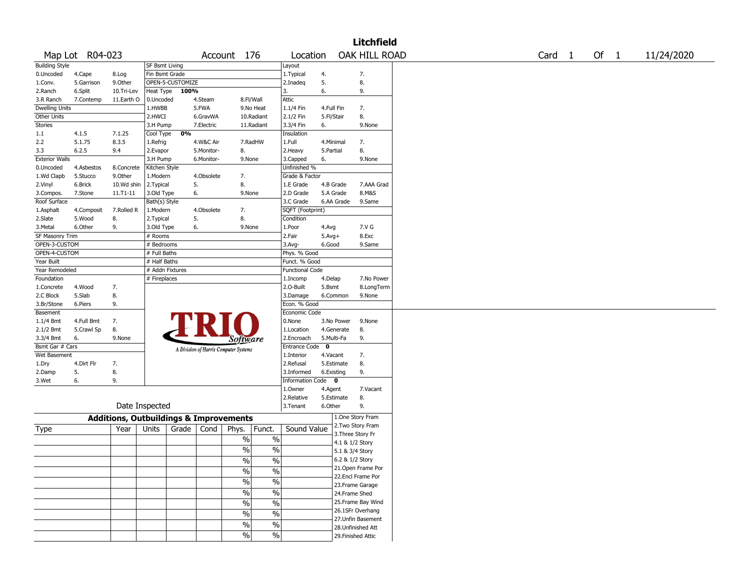# Litchfield

| Map Lot | R04-023 | Account | 176 | Location | OAK HILL ROAD | Card | 1 | Of | 1 | 11/24/2020 |
|---|---|---|---|---|---|---|---|---|---|---|

| Building Style | | | SF Bsmt Living | | | Layout | | |
|---|---|---|---|---|---|---|---|---|
| 0.Uncoded | 4.Cape | 8.Log | Fin Bsmt Grade | | | 1.Typical | 4. | 7. |
| 1.Conv. | 5.Garrison | 9.Other | OPEN-5-CUSTOMIZE | | | 2.Inadeq | 5. | 8. |
| 2.Ranch | 6.Split | 10.Tri-Lev | Heat Type 100% | | | 3. | 6. | 9. |
| 3.R Ranch | 7.Contemp | 11.Earth O | 0.Uncoded | 4.Steam | 8.Fl/Wall | Attic | | |
| Dwelling Units | | | 1.HWBB | 5.FWA | 9.No Heat | 1.1/4 Fin | 4.Full Fin | 7. |
| Other Units | | | 2.HWCI | 6.GravWA | 10.Radiant | 2.1/2 Fin | 5.Fl/Stair | 8. |
| Stories | | | 3.H Pump | 7.Electric | 11.Radiant | 3.3/4 Fin | 6. | 9.None |
| 1.1 | 4.1.5 | 7.1.25 | Cool Type 0% | | | Insulation | | |
| 2.2 | 5.1.75 | 8.3.5 | 1.Refrig | 4.W&C Air | 7.RadHW | 1.Full | 4.Minimal | 7. |
| 3.3 | 6.2.5 | 9.4 | 2.Evapor | 5.Monitor- | 8. | 2.Heavy | 5.Partial | 8. |
| Exterior Walls | | | 3.H Pump | 6.Monitor- | 9.None | 3.Capped | 6. | 9.None |
| 0.Uncoded | 4.Asbestos | 8.Concrete | Kitchen Style | | | Unfinished % | | |
| 1.Wd Clapb | 5.Stucco | 9.Other | 1.Modern | 4.Obsolete | 7. | Grade & Factor | | |
| 2.Vinyl | 6.Brick | 10.Wd shin | 2.Typical | 5. | 8. | 1.E Grade | 4.B Grade | 7.AAA Grad |
| 3.Compos. | 7.Stone | 11.T1-11 | 3.Old Type | 6. | 9.None | 2.D Grade | 5.A Grade | 8.M&S |
| Roof Surface | | | Bath(s) Style | | | 3.C Grade | 6.AA Grade | 9.Same |
| 1.Asphalt | 4.Composit | 7.Rolled R | 1.Modern | 4.Obsolete | 7. | SQFT (Footprint) | | |
| 2.Slate | 5.Wood | 8. | 2.Typical | 5. | 8. | Condition | | |
| 3.Metal | 6.Other | 9. | 3.Old Type | 6. | 9.None | 1.Poor | 4.Avg | 7.V G |
| SF Masonry Trim | | | # Rooms | | | 2.Fair | 5.Avg+ | 8.Exc |
| OPEN-3-CUSTOM | | | # Bedrooms | | | 3.Avg- | 6.Good | 9.Same |
| OPEN-4-CUSTOM | | | # Full Baths | | | Phys. % Good | | |
| Year Built | | | # Half Baths | | | Funct. % Good | | |
| Year Remodeled | | | # Addn Fixtures | | | Functional Code | | |
| Foundation | | | # Fireplaces | | | 1.Incomp | 4.Delap | 7.No Power |
| 1.Concrete | 4.Wood | 7. | | | | 2.O-Built | 5.Bsmt | 8.LongTerm |
| 2.C Block | 5.Slab | 8. | | | | 3.Damage | 6.Common | 9.None |
| 3.Br/Stone | 6.Piers | 9. | | | | Econ. % Good | | |
| Basement | | | | | | Economic Code | | |
| 1.1/4 Bmt | 4.Full Bmt | 7. | | | | 0.None | 3.No Power | 9.None |
| 2.1/2 Bmt | 5.Crawl Sp | 8. | | | | 1.Location | 4.Generate | 8. |
| 3.3/4 Bmt | 6. | 9.None | | | | 2.Encroach | 5.Multi-Fa | 9. |
| Bsmt Gar # Cars | | | | | | Entrance Code 0 | | |
| Wet Basement | | | | | | 1.Interior | 4.Vacant | 7. |
| 1.Dry | 4.Dirt Flr | 7. | | | | 2.Refusal | 5.Estimate | 8. |
| 2.Damp | 5. | 8. | | | | 3.Informed | 6.Existing | 9. |
| 3.Wet | 6. | 9. | | | | Information Code 0 | | |
| | | | | | | 1.Owner | 4.Agent | 7.Vacant |
| | | | | | | 2.Relative | 5.Estimate | 8. |
| | Date Inspected | | | | | 3.Tenant | 6.Other | 9. |

TRIO Software — A Division of Harris Computer Systems

## Additions, Outbuildings & Improvements

| Type | Year | Units | Grade | Cond | Phys. | Funct. | Sound Value |
|---|---|---|---|---|---|---|---|
| | | | | | % | % | |
| | | | | | % | % | |
| | | | | | % | % | |
| | | | | | % | % | |
| | | | | | % | % | |
| | | | | | % | % | |
| | | | | | % | % | |
| | | | | | % | % | |
| | | | | | % | % | |
| | | | | | % | % | |

1.One Story Fram
2.Two Story Fram
3.Three Story Fr
4.1 & 1/2 Story
5.1 & 3/4 Story
6.2 & 1/2 Story
21.Open Frame Por
22.Encl Frame Por
23.Frame Garage
24.Frame Shed
25.Frame Bay Wind
26.1SFr Overhang
27.Unfin Basement
28.Unfinished Att
29.Finished Attic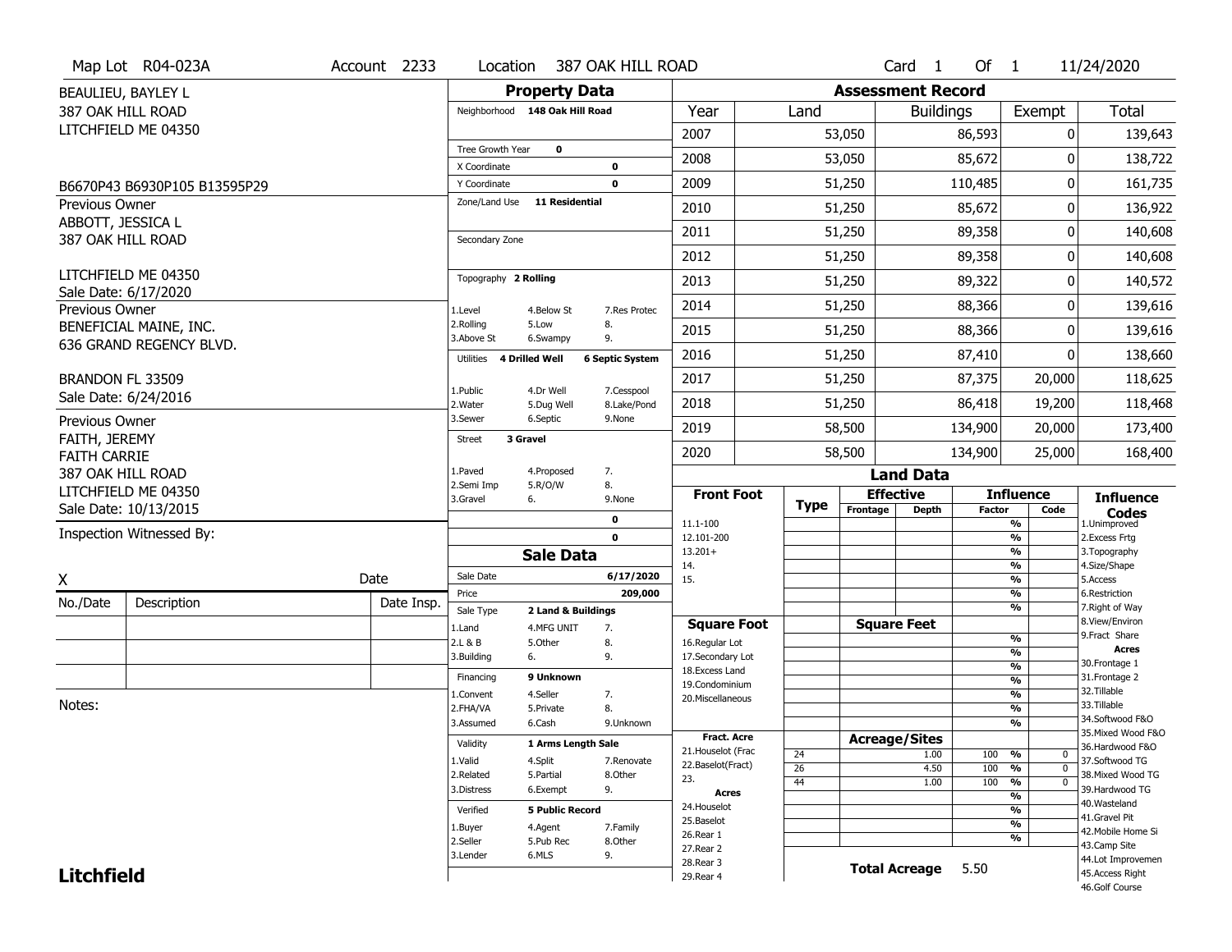Map Lot R04-023A | Account 2233 | Location 387 OAK HILL ROAD | Card 1 Of 1 | 11/24/2020

BEAULIEU, BAYLEY L
387 OAK HILL ROAD
LITCHFIELD ME 04350

B6670P43 B6930P105 B13595P29

Previous Owner
ABBOTT, JESSICA L
387 OAK HILL ROAD

LITCHFIELD ME 04350
Sale Date: 6/17/2020

Previous Owner
BENEFICIAL MAINE, INC.
636 GRAND REGENCY BLVD.

BRANDON FL 33509
Sale Date: 6/24/2016

Previous Owner
FAITH, JEREMY
FAITH CARRIE
387 OAK HILL ROAD
LITCHFIELD ME 04350
Sale Date: 10/13/2015

Inspection Witnessed By:

X Date

| No./Date | Description | Date Insp. |
|---|---|---|
| | | |
| | | |
| | | |

Notes:

## Property Data

Neighborhood 148 Oak Hill Road

Tree Growth Year 0
X Coordinate 0
Y Coordinate 0
Zone/Land Use 11 Residential

Secondary Zone

Topography 2 Rolling

1.Level 4.Below St 7.Res Protec
2.Rolling 5.Low 8.
3.Above St 6.Swampy 9.

Utilities 4 Drilled Well 6 Septic System

1.Public 4.Dr Well 7.Cesspool
2.Water 5.Dug Well 8.Lake/Pond
3.Sewer 6.Septic 9.None

Street 3 Gravel

1.Paved 4.Proposed 7.
2.Semi Imp 5.R/O/W 8.
3.Gravel 6. 9.None

0
0

## Sale Data

Sale Date 6/17/2020
Price 209,000
Sale Type 2 Land & Buildings

1.Land 4.MFG UNIT 7.
2.L & B 5.Other 8.
3.Building 6. 9.

Financing 9 Unknown

1.Convent 4.Seller 7.
2.FHA/VA 5.Private 8.
3.Assumed 6.Cash 9.Unknown

Validity 1 Arms Length Sale

1.Valid 4.Split 7.Renovate
2.Related 5.Partial 8.Other
3.Distress 6.Exempt 9.

Verified 5 Public Record

1.Buyer 4.Agent 7.Family
2.Seller 5.Pub Rec 8.Other
3.Lender 6.MLS 9.

## Assessment Record

| Year | Land | Buildings | Exempt | Total |
|---|---|---|---|---|
| 2007 | 53,050 | 86,593 | 0 | 139,643 |
| 2008 | 53,050 | 85,672 | 0 | 138,722 |
| 2009 | 51,250 | 110,485 | 0 | 161,735 |
| 2010 | 51,250 | 85,672 | 0 | 136,922 |
| 2011 | 51,250 | 89,358 | 0 | 140,608 |
| 2012 | 51,250 | 89,358 | 0 | 140,608 |
| 2013 | 51,250 | 89,322 | 0 | 140,572 |
| 2014 | 51,250 | 88,366 | 0 | 139,616 |
| 2015 | 51,250 | 88,366 | 0 | 139,616 |
| 2016 | 51,250 | 87,410 | 0 | 138,660 |
| 2017 | 51,250 | 87,375 | 20,000 | 118,625 |
| 2018 | 51,250 | 86,418 | 19,200 | 118,468 |
| 2019 | 58,500 | 134,900 | 20,000 | 173,400 |
| 2020 | 58,500 | 134,900 | 25,000 | 168,400 |

## Land Data

| Front Foot | Type | Effective Frontage | Effective Depth | Influence Factor | Influence Code |
|---|---|---|---|---|---|
| 11.1-100 | | | | % | |
| 12.101-200 | | | | % | |
| 13.201+ | | | | % | |
| 14. | | | | % | |
| 15. | | | | % | |
| | | | | % | |
| | | | | % | |
| **Square Foot** | | **Square Feet** | | | |
| 16.Regular Lot | | | | % | |
| 17.Secondary Lot | | | | % | |
| 18.Excess Land | | | | % | |
| 19.Condominium | | | | % | |
| 20.Miscellaneous | | | | % | |
| | | | | % | |
| | | | | % | |
| **Fract. Acre** | | **Acreage/Sites** | | | |
| 21.Houselot (Frac | 24 | | 1.00 | 100 % | 0 |
| 22.Baselot(Fract) | 26 | | 4.50 | 100 % | 0 |
| 23. | 44 | | 1.00 | 100 % | 0 |
| **Acres** | | | | % | |
| 24.Houselot | | | | % | |
| 25.Baselot | | | | % | |
| 26.Rear 1 | | | | % | |
| 27.Rear 2 | | | | | |
| 28.Rear 3 | | | | | |
| 29.Rear 4 | | | | | |

**Total Acreage** 5.50

**Influence Codes**
1.Unimproved
2.Excess Frtg
3.Topography
4.Size/Shape
5.Access
6.Restriction
7.Right of Way
8.View/Environ
9.Fract Share

**Acres**
30.Frontage 1
31.Frontage 2
32.Tillable
33.Tillable
34.Softwood F&O
35.Mixed Wood F&O
36.Hardwood F&O
37.Softwood TG
38.Mixed Wood TG
39.Hardwood TG
40.Wasteland
41.Gravel Pit
42.Mobile Home Si
43.Camp Site
44.Lot Improvemen
45.Access Right
46.Golf Course

**Litchfield**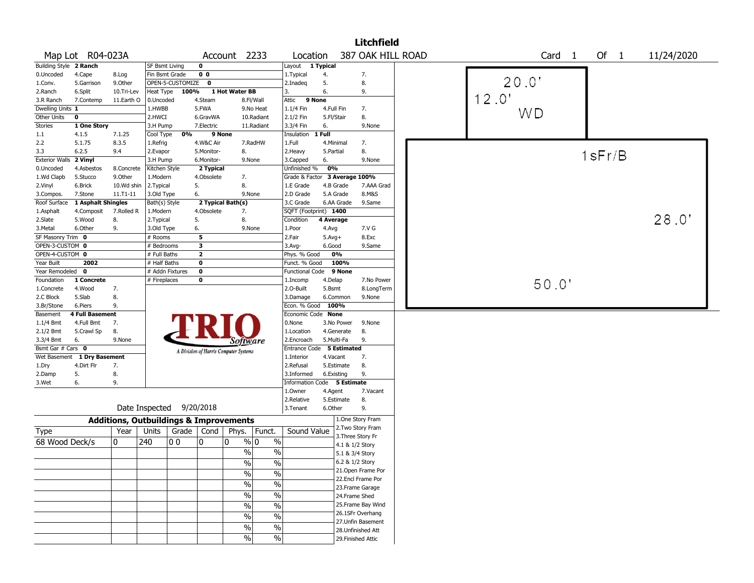# Litchfield

**Map Lot** R04-023A **Account** 2233 **Location** 387 OAK HILL ROAD **Card** 1 **Of** 1 11/24/2020

| Building Style | 2 Ranch | | SF Bsmt Living | 0 | | | Layout | 1 Typical | |
|---|---|---|---|---|---|---|---|---|---|
| 0.Uncoded | 4.Cape | 8.Log | Fin Bsmt Grade | 0 0 | | | 1.Typical | 4. | 7. |
| 1.Conv. | 5.Garrison | 9.Other | OPEN-5-CUSTOMIZE | 0 | | | 2.Inadeq | 5. | 8. |
| 2.Ranch | 6.Split | 10.Tri-Lev | Heat Type | 100% | 1 Hot Water BB | | 3. | 6. | 9. |
| 3.R Ranch | 7.Contemp | 11.Earth O | 0.Uncoded | 4.Steam | 8.Fl/Wall | | Attic | 9 None | |
| Dwelling Units | 1 | | 1.HWBB | 5.FWA | 9.No Heat | | 1.1/4 Fin | 4.Full Fin | 7. |
| Other Units | 0 | | 2.HWCI | 6.GravWA | 10.Radiant | | 2.1/2 Fin | 5.Fl/Stair | 8. |
| Stories | 1 One Story | | 3.H Pump | 7.Electric | 11.Radiant | | 3.3/4 Fin | 6. | 9.None |
| 1.1 | 4.1.5 | 7.1.25 | Cool Type | 0% | 9 None | | Insulation | 1 Full | |
| 2.2 | 5.1.75 | 8.3.5 | 1.Refrig | 4.W&C Air | 7.RadHW | | 1.Full | 4.Minimal | 7. |
| 3.3 | 6.2.5 | 9.4 | 2.Evapor | 5.Monitor- | 8. | | 2.Heavy | 5.Partial | 8. |
| Exterior Walls | 2 Vinyl | | 3.H Pump | 6.Monitor- | 9.None | | 3.Capped | 6. | 9.None |
| 0.Uncoded | 4.Asbestos | 8.Concrete | Kitchen Style | 2 Typical | | | Unfinished % | 0% | |
| 1.Wd Clapb | 5.Stucco | 9.Other | 1.Modern | 4.Obsolete | 7. | | Grade & Factor | 3 Average 100% | |
| 2.Vinyl | 6.Brick | 10.Wd shin | 2.Typical | 5. | 8. | | 1.E Grade | 4.B Grade | 7.AAA Grad |
| 3.Compos. | 7.Stone | 11.T1-11 | 3.Old Type | 6. | 9.None | | 2.D Grade | 5.A Grade | 8.M&S |
| Roof Surface | 1 Asphalt Shingles | | Bath(s) Style | 2 Typical Bath(s) | | | 3.C Grade | 6.AA Grade | 9.Same |
| 1.Asphalt | 4.Composit | 7.Rolled R | 1.Modern | 4.Obsolete | 7. | | SQFT (Footprint) | 1400 | |
| 2.Slate | 5.Wood | 8. | 2.Typical | 5. | 8. | | Condition | 4 Average | |
| 3.Metal | 6.Other | 9. | 3.Old Type | 6. | 9.None | | 1.Poor | 4.Avg | 7.V G |
| SF Masonry Trim | 0 | | # Rooms | 5 | | | 2.Fair | 5.Avg+ | 8.Exc |
| OPEN-3-CUSTOM | 0 | | # Bedrooms | 3 | | | 3.Avg- | 6.Good | 9.Same |
| OPEN-4-CUSTOM | 0 | | # Full Baths | 2 | | | Phys. % Good | 0% | |
| Year Built | 2002 | | # Half Baths | 0 | | | Funct. % Good | 100% | |
| Year Remodeled | 0 | | # Addn Fixtures | 0 | | | Functional Code | 9 None | |
| Foundation | 1 Concrete | | # Fireplaces | 0 | | | 1.Incomp | 4.Delap | 7.No Power |
| 1.Concrete | 4.Wood | 7. | | | | | 2.O-Built | 5.Bsmt | 8.LongTerm |
| 2.C Block | 5.Slab | 8. | | | | | 3.Damage | 6.Common | 9.None |
| 3.Br/Stone | 6.Piers | 9. | | | | | Econ. % Good | 100% | |
| Basement | 4 Full Basement | | | | | | Economic Code | None | |
| 1.1/4 Bmt | 4.Full Bmt | 7. | | | | | 0.None | 3.No Power | 9.None |
| 2.1/2 Bmt | 5.Crawl Sp | 8. | | | | | 1.Location | 4.Generate | 8. |
| 3.3/4 Bmt | 6. | 9.None | | | | | 2.Encroach | 5.Multi-Fa | 9. |
| Bsmt Gar # Cars | 0 | | | | | | Entrance Code | 5 Estimated | |
| Wet Basement | 1 Dry Basement | | | | | | 1.Interior | 4.Vacant | 7. |
| 1.Dry | 4.Dirt Flr | 7. | | | | | 2.Refusal | 5.Estimate | 8. |
| 2.Damp | 5. | 8. | | | | | 3.Informed | 6.Existing | 9. |
| 3.Wet | 6. | 9. | | | | | Information Code | 5 Estimate | |
| | | | | | | | 1.Owner | 4.Agent | 7.Vacant |
| | | | | | | | 2.Relative | 5.Estimate | 8. |
| | | | Date Inspected | 9/20/2018 | | | 3.Tenant | 6.Other | 9. |

TRIO Software — A Division of Harris Computer Systems

## Additions, Outbuildings & Improvements

| Type | Year | Units | Grade | Cond | Phys. | Funct. | Sound Value |
|---|---|---|---|---|---|---|---|
| 68 Wood Deck/s | 0 | 240 | 0 0 | 0 | 0 % | 0 % | |
| | | | | | % | % | |
| | | | | | % | % | |
| | | | | | % | % | |
| | | | | | % | % | |
| | | | | | % | % | |
| | | | | | % | % | |
| | | | | | % | % | |
| | | | | | % | % | |
| | | | | | % | % | |

1.One Story Fram
2.Two Story Fram
3.Three Story Fr
4.1 & 1/2 Story
5.1 & 3/4 Story
6.2 & 1/2 Story
21.Open Frame Por
22.Encl Frame Por
23.Frame Garage
24.Frame Shed
25.Frame Bay Wind
26.1SFr Overhang
27.Unfin Basement
28.Unfinished Att
29.Finished Attic

Sketch: WD 20.0' x 12.0'; 1sFr/B 50.0' x 28.0'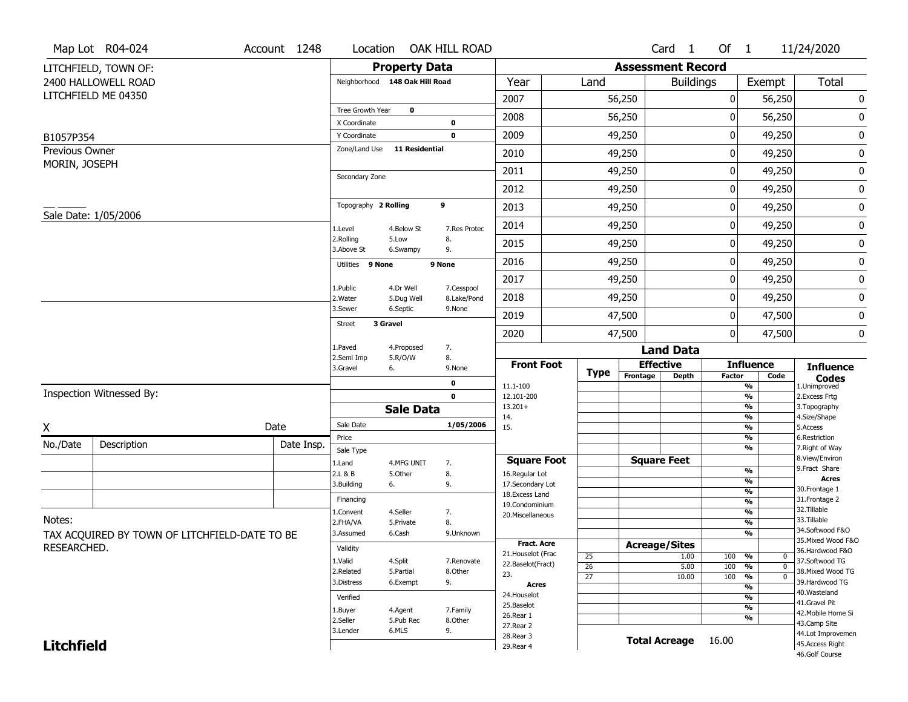Map Lot R04-024 | Account 1248 | Location OAK HILL ROAD | Card 1 Of 1 | 11/24/2020

LITCHFIELD, TOWN OF:
2400 HALLOWELL ROAD
LITCHFIELD ME 04350

B1057P354

Previous Owner
MORIN, JOSEPH

Sale Date: 1/05/2006

## Property Data

Neighborhood 148 Oak Hill Road

Tree Growth Year 0
X Coordinate 0
Y Coordinate 0
Zone/Land Use 11 Residential

Secondary Zone

Topography 2 Rolling 9

1.Level 4.Below St 7.Res Protec
2.Rolling 5.Low 8.
3.Above St 6.Swampy 9.

Utilities 9 None 9 None

1.Public 4.Dr Well 7.Cesspool
2.Water 5.Dug Well 8.Lake/Pond
3.Sewer 6.Septic 9.None

Street 3 Gravel

1.Paved 4.Proposed 7.
2.Semi Imp 5.R/O/W 8.
3.Gravel 6. 9.None

0
0

## Sale Data

Sale Date 1/05/2006
Price
Sale Type
1.Land 4.MFG UNIT 7.
2.L & B 5.Other 8.
3.Building 6. 9.

Financing
1.Convent 4.Seller 7.
2.FHA/VA 5.Private 8.
3.Assumed 6.Cash 9.Unknown

Validity
1.Valid 4.Split 7.Renovate
2.Related 5.Partial 8.Other
3.Distress 6.Exempt 9.

Verified
1.Buyer 4.Agent 7.Family
2.Seller 5.Pub Rec 8.Other
3.Lender 6.MLS 9.

## Assessment Record

| Year | Land | Buildings | Exempt | Total |
|---|---|---|---|---|
| 2007 | 56,250 | 0 | 56,250 | 0 |
| 2008 | 56,250 | 0 | 56,250 | 0 |
| 2009 | 49,250 | 0 | 49,250 | 0 |
| 2010 | 49,250 | 0 | 49,250 | 0 |
| 2011 | 49,250 | 0 | 49,250 | 0 |
| 2012 | 49,250 | 0 | 49,250 | 0 |
| 2013 | 49,250 | 0 | 49,250 | 0 |
| 2014 | 49,250 | 0 | 49,250 | 0 |
| 2015 | 49,250 | 0 | 49,250 | 0 |
| 2016 | 49,250 | 0 | 49,250 | 0 |
| 2017 | 49,250 | 0 | 49,250 | 0 |
| 2018 | 49,250 | 0 | 49,250 | 0 |
| 2019 | 47,500 | 0 | 47,500 | 0 |
| 2020 | 47,500 | 0 | 47,500 | 0 |

## Land Data

| Front Foot | Type | Effective Frontage | Effective Depth | Influence Factor | Influence Code |
|---|---|---|---|---|---|
| 11.1-100 | | | | % | |
| 12.101-200 | | | | % | |
| 13.201+ | | | | % | |
| 14. | | | | % | |
| 15. | | | | % | |
| **Square Foot** | | **Square Feet** | | | |
| 16.Regular Lot | | | | % | |
| 17.Secondary Lot | | | | % | |
| 18.Excess Land | | | | % | |
| 19.Condominium | | | | % | |
| 20.Miscellaneous | | | | % | |
| **Fract. Acre** | | **Acreage/Sites** | | | |
| 21.Houselot (Frac | 25 | | 1.00 | 100 % | 0 |
| 22.Baselot(Fract) | 26 | | 5.00 | 100 % | 0 |
| 23. | 27 | | 10.00 | 100 % | 0 |
| **Acres** | | | | % | |
| 24.Houselot | | | | % | |
| 25.Baselot | | | | % | |
| 26.Rear 1 | | | | % | |
| 27.Rear 2 | | | | | |
| 28.Rear 3 | | | | | |
| 29.Rear 4 | | | | | |

**Total Acreage** 16.00

**Influence Codes**
1.Unimproved
2.Excess Frtg
3.Topography
4.Size/Shape
5.Access
6.Restriction
7.Right of Way
8.View/Environ
9.Fract Share

**Acres**
30.Frontage 1
31.Frontage 2
32.Tillable
33.Tillable
34.Softwood F&O
35.Mixed Wood F&O
36.Hardwood F&O
37.Softwood TG
38.Mixed Wood TG
39.Hardwood TG
40.Wasteland
41.Gravel Pit
42.Mobile Home Si
43.Camp Site
44.Lot Improvemen
45.Access Right
46.Golf Course

Inspection Witnessed By:

X Date

| No./Date | Description | Date Insp. |
|---|---|---|
| | | |
| | | |
| | | |

Notes:
TAX ACQUIRED BY TOWN OF LITCHFIELD-DATE TO BE RESEARCHED.

**Litchfield**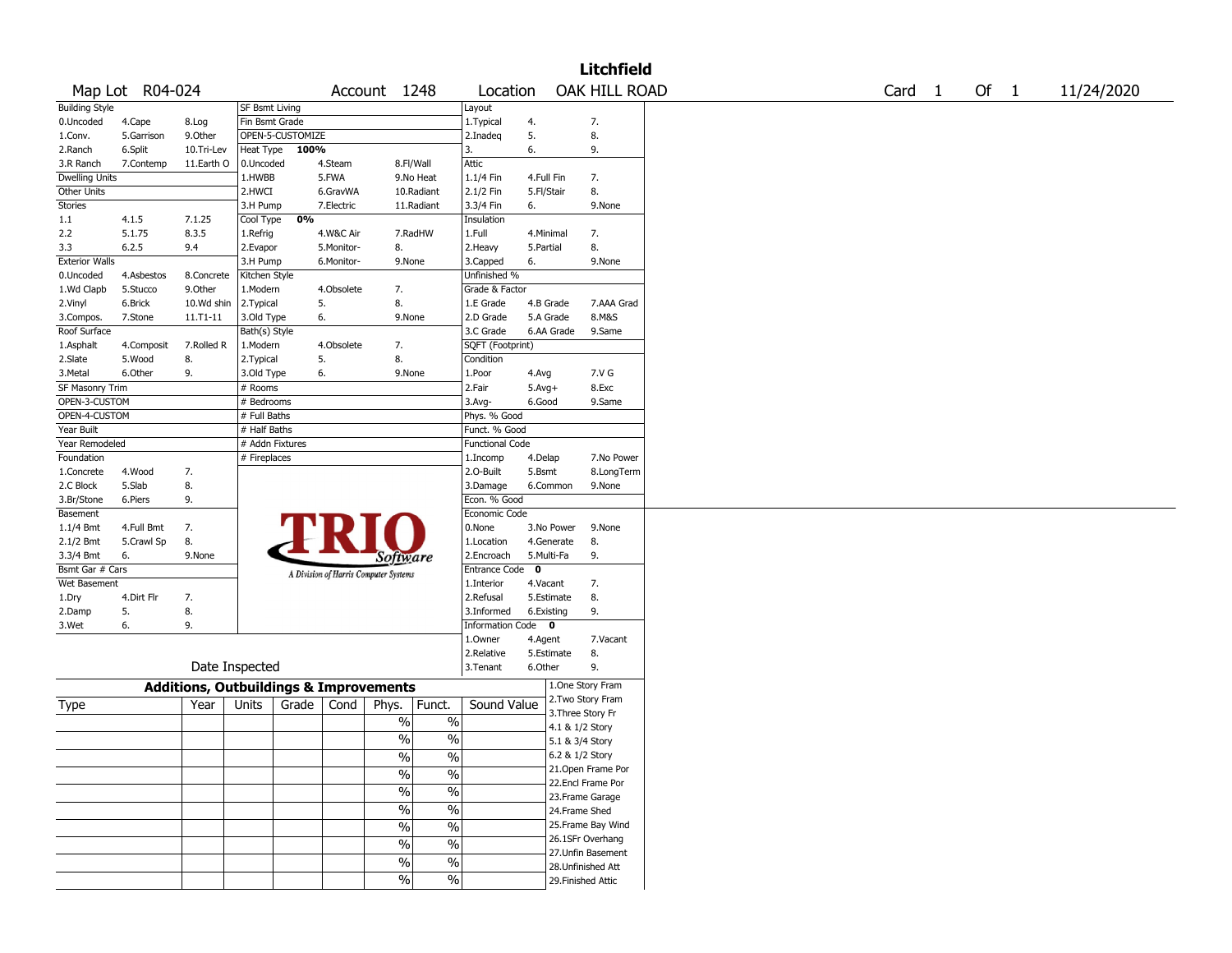# Litchfield

Map Lot R04-024 | Account 1248 | Location OAK HILL ROAD | Card 1 Of 1 | 11/24/2020

| Building Style | | | SF Bsmt Living | | | Layout | | |
|---|---|---|---|---|---|---|---|---|
| 0.Uncoded | 4.Cape | 8.Log | Fin Bsmt Grade | | | 1.Typical | 4. | 7. |
| 1.Conv. | 5.Garrison | 9.Other | OPEN-5-CUSTOMIZE | | | 2.Inadeq | 5. | 8. |
| 2.Ranch | 6.Split | 10.Tri-Lev | Heat Type 100% | | | 3. | 6. | 9. |
| 3.R Ranch | 7.Contemp | 11.Earth O | 0.Uncoded | 4.Steam | 8.Fl/Wall | Attic | | |
| Dwelling Units | | | 1.HWBB | 5.FWA | 9.No Heat | 1.1/4 Fin | 4.Full Fin | 7. |
| Other Units | | | 2.HWCI | 6.GravWA | 10.Radiant | 2.1/2 Fin | 5.Fl/Stair | 8. |
| Stories | | | 3.H Pump | 7.Electric | 11.Radiant | 3.3/4 Fin | 6. | 9.None |
| 1.1 | 4.1.5 | 7.1.25 | Cool Type 0% | | | Insulation | | |
| 2.2 | 5.1.75 | 8.3.5 | 1.Refrig | 4.W&C Air | 7.RadHW | 1.Full | 4.Minimal | 7. |
| 3.3 | 6.2.5 | 9.4 | 2.Evapor | 5.Monitor- | 8. | 2.Heavy | 5.Partial | 8. |
| Exterior Walls | | | 3.H Pump | 6.Monitor- | 9.None | 3.Capped | 6. | 9.None |
| 0.Uncoded | 4.Asbestos | 8.Concrete | Kitchen Style | | | Unfinished % | | |
| 1.Wd Clapb | 5.Stucco | 9.Other | 1.Modern | 4.Obsolete | 7. | Grade & Factor | | |
| 2.Vinyl | 6.Brick | 10.Wd shin | 2.Typical | 5. | 8. | 1.E Grade | 4.B Grade | 7.AAA Grad |
| 3.Compos. | 7.Stone | 11.T1-11 | 3.Old Type | 6. | 9.None | 2.D Grade | 5.A Grade | 8.M&S |
| Roof Surface | | | Bath(s) Style | | | 3.C Grade | 6.AA Grade | 9.Same |
| 1.Asphalt | 4.Composit | 7.Rolled R | 1.Modern | 4.Obsolete | 7. | SQFT (Footprint) | | |
| 2.Slate | 5.Wood | 8. | 2.Typical | 5. | 8. | Condition | | |
| 3.Metal | 6.Other | 9. | 3.Old Type | 6. | 9.None | 1.Poor | 4.Avg | 7.V G |
| SF Masonry Trim | | | # Rooms | | | 2.Fair | 5.Avg+ | 8.Exc |
| OPEN-3-CUSTOM | | | # Bedrooms | | | 3.Avg- | 6.Good | 9.Same |
| OPEN-4-CUSTOM | | | # Full Baths | | | Phys. % Good | | |
| Year Built | | | # Half Baths | | | Funct. % Good | | |
| Year Remodeled | | | # Addn Fixtures | | | Functional Code | | |
| Foundation | | | # Fireplaces | | | 1.Incomp | 4.Delap | 7.No Power |
| 1.Concrete | 4.Wood | 7. | | | | 2.O-Built | 5.Bsmt | 8.LongTerm |
| 2.C Block | 5.Slab | 8. | | | | 3.Damage | 6.Common | 9.None |
| 3.Br/Stone | 6.Piers | 9. | | | | Econ. % Good | | |
| Basement | | | | | | Economic Code | | |
| 1.1/4 Bmt | 4.Full Bmt | 7. | | | | 0.None | 3.No Power | 9.None |
| 2.1/2 Bmt | 5.Crawl Sp | 8. | | | | 1.Location | 4.Generate | 8. |
| 3.3/4 Bmt | 6. | 9.None | | | | 2.Encroach | 5.Multi-Fa | 9. |
| Bsmt Gar # Cars | | | | | | Entrance Code 0 | | |
| Wet Basement | | | | | | 1.Interior | 4.Vacant | 7. |
| 1.Dry | 4.Dirt Flr | 7. | | | | 2.Refusal | 5.Estimate | 8. |
| 2.Damp | 5. | 8. | | | | 3.Informed | 6.Existing | 9. |
| 3.Wet | 6. | 9. | | | | Information Code 0 | | |
| | | | | | | 1.Owner | 4.Agent | 7.Vacant |
| | | | | | | 2.Relative | 5.Estimate | 8. |
| | | | Date Inspected | | | 3.Tenant | 6.Other | 9. |

TRIO Software — A Division of Harris Computer Systems

## Additions, Outbuildings & Improvements

| Type | Year | Units | Grade | Cond | Phys. | Funct. | Sound Value |
|---|---|---|---|---|---|---|---|
| | | | | | % | % | |
| | | | | | % | % | |
| | | | | | % | % | |
| | | | | | % | % | |
| | | | | | % | % | |
| | | | | | % | % | |
| | | | | | % | % | |
| | | | | | % | % | |
| | | | | | % | % | |
| | | | | | % | % | |

1.One Story Fram
2.Two Story Fram
3.Three Story Fr
4.1 & 1/2 Story
5.1 & 3/4 Story
6.2 & 1/2 Story
21.Open Frame Por
22.Encl Frame Por
23.Frame Garage
24.Frame Shed
25.Frame Bay Wind
26.1SFr Overhang
27.Unfin Basement
28.Unfinished Att
29.Finished Attic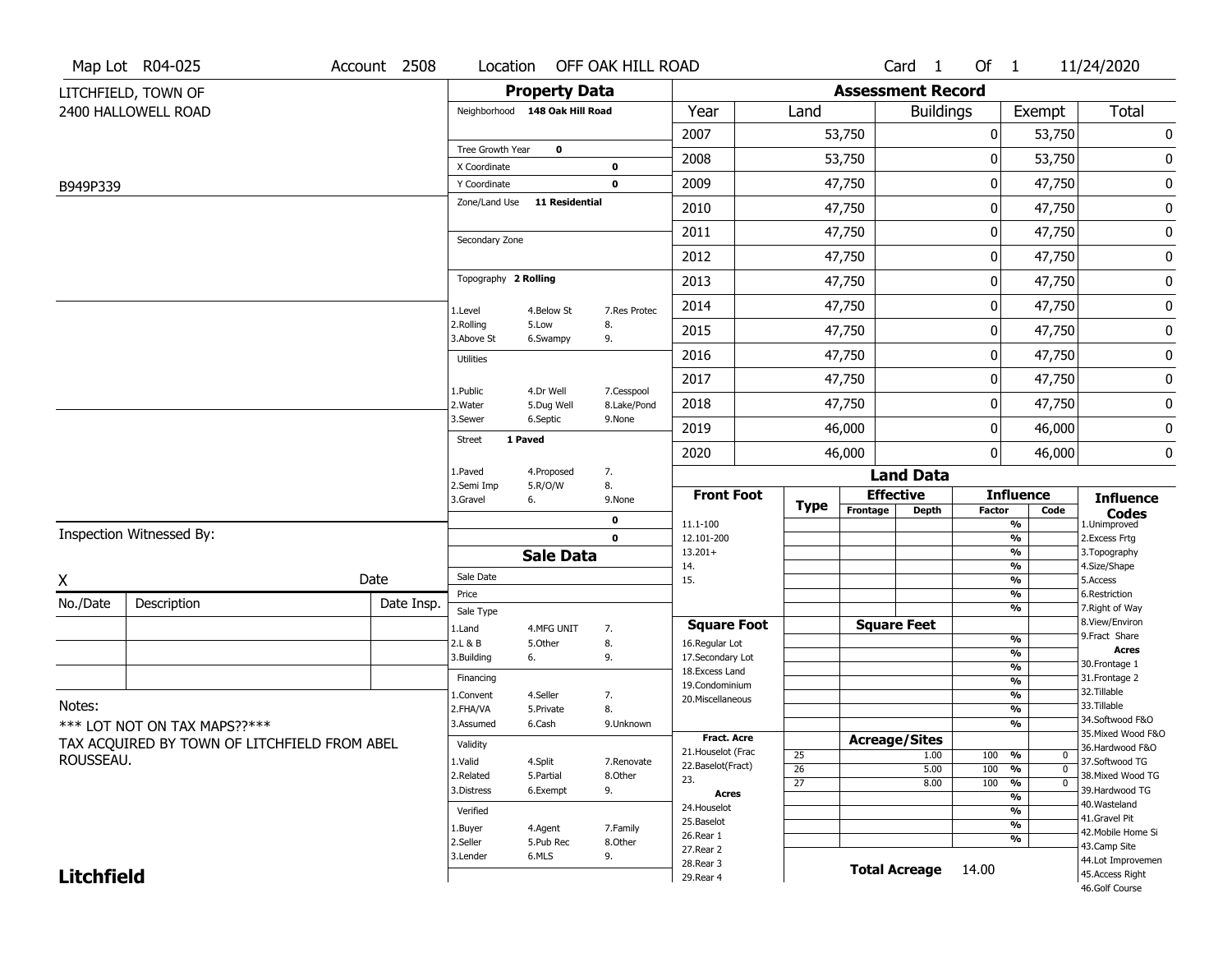Map Lot R04-025 | Account 2508 | Location OFF OAK HILL ROAD | Card 1 Of 1 | 11/24/2020

LITCHFIELD, TOWN OF
2400 HALLOWELL ROAD

B949P339

## Property Data

Neighborhood **148 Oak Hill Road**

Tree Growth Year **0**
X Coordinate **0**
Y Coordinate **0**
Zone/Land Use **11 Residential**

Secondary Zone

Topography **2 Rolling**

| | | |
|---|---|---|
| 1.Level | 4.Below St | 7.Res Protec |
| 2.Rolling | 5.Low | 8. |
| 3.Above St | 6.Swampy | 9. |

Utilities

| | | |
|---|---|---|
| 1.Public | 4.Dr Well | 7.Cesspool |
| 2.Water | 5.Dug Well | 8.Lake/Pond |
| 3.Sewer | 6.Septic | 9.None |

Street **1 Paved**

| | | |
|---|---|---|
| 1.Paved | 4.Proposed | 7. |
| 2.Semi Imp | 5.R/O/W | 8. |
| 3.Gravel | 6. | 9.None |

**0**
**0**

## Sale Data

Sale Date
Price
Sale Type

| | | |
|---|---|---|
| 1.Land | 4.MFG UNIT | 7. |
| 2.L & B | 5.Other | 8. |
| 3.Building | 6. | 9. |

Financing

| | | |
|---|---|---|
| 1.Convent | 4.Seller | 7. |
| 2.FHA/VA | 5.Private | 8. |
| 3.Assumed | 6.Cash | 9.Unknown |

Validity

| | | |
|---|---|---|
| 1.Valid | 4.Split | 7.Renovate |
| 2.Related | 5.Partial | 8.Other |
| 3.Distress | 6.Exempt | 9. |

Verified

| | | |
|---|---|---|
| 1.Buyer | 4.Agent | 7.Family |
| 2.Seller | 5.Pub Rec | 8.Other |
| 3.Lender | 6.MLS | 9. |

## Assessment Record

| Year | Land | Buildings | Exempt | Total |
|---|---|---|---|---|
| 2007 | 53,750 | 0 | 53,750 | 0 |
| 2008 | 53,750 | 0 | 53,750 | 0 |
| 2009 | 47,750 | 0 | 47,750 | 0 |
| 2010 | 47,750 | 0 | 47,750 | 0 |
| 2011 | 47,750 | 0 | 47,750 | 0 |
| 2012 | 47,750 | 0 | 47,750 | 0 |
| 2013 | 47,750 | 0 | 47,750 | 0 |
| 2014 | 47,750 | 0 | 47,750 | 0 |
| 2015 | 47,750 | 0 | 47,750 | 0 |
| 2016 | 47,750 | 0 | 47,750 | 0 |
| 2017 | 47,750 | 0 | 47,750 | 0 |
| 2018 | 47,750 | 0 | 47,750 | 0 |
| 2019 | 46,000 | 0 | 46,000 | 0 |
| 2020 | 46,000 | 0 | 46,000 | 0 |

## Land Data

| Front Foot | Type | Effective Frontage | Effective Depth | Influence Factor | Influence Code |
|---|---|---|---|---|---|
| 11.1-100 | | | | % | |
| 12.101-200 | | | | % | |
| 13.201+ | | | | % | |
| 14. | | | | % | |
| 15. | | | | % | |
| | | | | % | |

| Square Foot | Square Feet | Influence Factor | Influence Code |
|---|---|---|---|
| 16.Regular Lot | | % | |
| 17.Secondary Lot | | % | |
| 18.Excess Land | | % | |
| 19.Condominium | | % | |
| 20.Miscellaneous | | % | |
| | | % | |
| | | % | |

| Fract. Acre / Acres | Type | Acreage/Sites | Influence Factor | Influence Code |
|---|---|---|---|---|
| 21.Houselot (Frac | 25 | 1.00 | 100 % | 0 |
| 22.Baselot(Fract) | 26 | 5.00 | 100 % | 0 |
| 23. | 27 | 8.00 | 100 % | 0 |
| 24.Houselot | | | % | |
| 25.Baselot | | | % | |
| 26.Rear 1 | | | % | |
| 27.Rear 2 | | | % | |
| 28.Rear 3 | | | | |
| 29.Rear 4 | | | | |

**Total Acreage** 14.00

**Influence Codes**
1.Unimproved
2.Excess Frtg
3.Topography
4.Size/Shape
5.Access
6.Restriction
7.Right of Way
8.View/Environ
9.Fract Share

**Acres**
30.Frontage 1
31.Frontage 2
32.Tillable
33.Tillable
34.Softwood F&O
35.Mixed Wood F&O
36.Hardwood F&O
37.Softwood TG
38.Mixed Wood TG
39.Hardwood TG
40.Wasteland
41.Gravel Pit
42.Mobile Home Si
43.Camp Site
44.Lot Improvemen
45.Access Right
46.Golf Course

Inspection Witnessed By:

X _______________ Date

| No./Date | Description | Date Insp. |
|---|---|---|
| | | |
| | | |
| | | |

Notes:
*** LOT NOT ON TAX MAPS??***
TAX ACQUIRED BY TOWN OF LITCHFIELD FROM ABEL ROUSSEAU.

**Litchfield**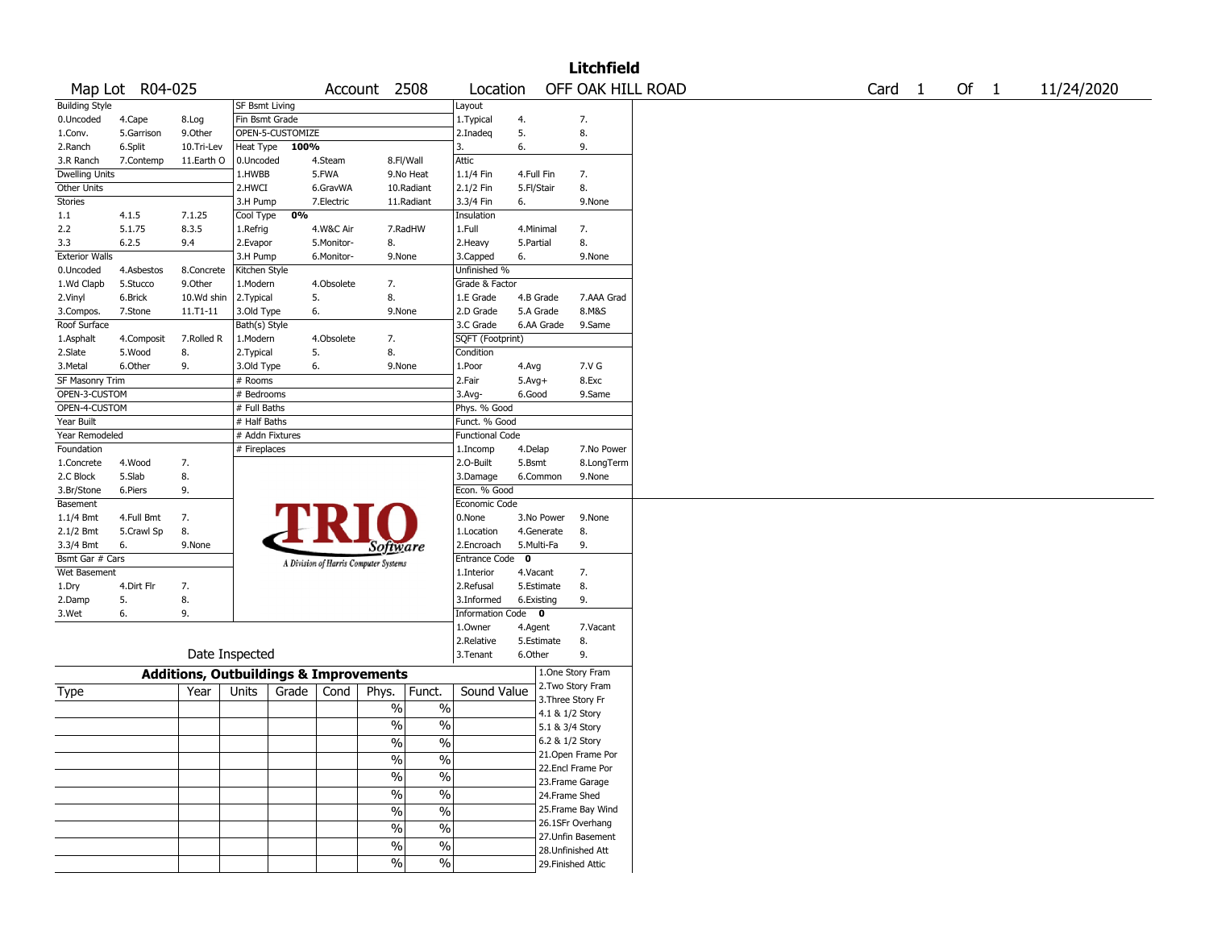# Litchfield

**Map Lot** R04-025 | **Account** 2508 | **Location** OFF OAK HILL ROAD | **Card** 1 **Of** 1 | 11/24/2020

| Building Style | | | SF Bsmt Living | | | Layout | | |
|---|---|---|---|---|---|---|---|---|
| 0.Uncoded | 4.Cape | 8.Log | Fin Bsmt Grade | | | 1.Typical | 4. | 7. |
| 1.Conv. | 5.Garrison | 9.Other | OPEN-5-CUSTOMIZE | | | 2.Inadeq | 5. | 8. |
| 2.Ranch | 6.Split | 10.Tri-Lev | Heat Type 100% | | | 3. | 6. | 9. |
| 3.R Ranch | 7.Contemp | 11.Earth O | 0.Uncoded | 4.Steam | 8.Fl/Wall | Attic | | |
| Dwelling Units | | | 1.HWBB | 5.FWA | 9.No Heat | 1.1/4 Fin | 4.Full Fin | 7. |
| Other Units | | | 2.HWCI | 6.GravWA | 10.Radiant | 2.1/2 Fin | 5.Fl/Stair | 8. |
| Stories | | | 3.H Pump | 7.Electric | 11.Radiant | 3.3/4 Fin | 6. | 9.None |
| 1.1 | 4.1.5 | 7.1.25 | Cool Type 0% | | | Insulation | | |
| 2.2 | 5.1.75 | 8.3.5 | 1.Refrig | 4.W&C Air | 7.RadHW | 1.Full | 4.Minimal | 7. |
| 3.3 | 6.2.5 | 9.4 | 2.Evapor | 5.Monitor- | 8. | 2.Heavy | 5.Partial | 8. |
| Exterior Walls | | | 3.H Pump | 6.Monitor- | 9.None | 3.Capped | 6. | 9.None |
| 0.Uncoded | 4.Asbestos | 8.Concrete | Kitchen Style | | | Unfinished % | | |
| 1.Wd Clapb | 5.Stucco | 9.Other | 1.Modern | 4.Obsolete | 7. | Grade & Factor | | |
| 2.Vinyl | 6.Brick | 10.Wd shin | 2.Typical | 5. | 8. | 1.E Grade | 4.B Grade | 7.AAA Grad |
| 3.Compos. | 7.Stone | 11.T1-11 | 3.Old Type | 6. | 9.None | 2.D Grade | 5.A Grade | 8.M&S |
| Roof Surface | | | Bath(s) Style | | | 3.C Grade | 6.AA Grade | 9.Same |
| 1.Asphalt | 4.Composit | 7.Rolled R | 1.Modern | 4.Obsolete | 7. | SQFT (Footprint) | | |
| 2.Slate | 5.Wood | 8. | 2.Typical | 5. | 8. | Condition | | |
| 3.Metal | 6.Other | 9. | 3.Old Type | 6. | 9.None | 1.Poor | 4.Avg | 7.V G |
| SF Masonry Trim | | | # Rooms | | | 2.Fair | 5.Avg+ | 8.Exc |
| OPEN-3-CUSTOM | | | # Bedrooms | | | 3.Avg- | 6.Good | 9.Same |
| OPEN-4-CUSTOM | | | # Full Baths | | | Phys. % Good | | |
| Year Built | | | # Half Baths | | | Funct. % Good | | |
| Year Remodeled | | | # Addn Fixtures | | | Functional Code | | |
| Foundation | | | # Fireplaces | | | 1.Incomp | 4.Delap | 7.No Power |
| 1.Concrete | 4.Wood | 7. | | | | 2.O-Built | 5.Bsmt | 8.LongTerm |
| 2.C Block | 5.Slab | 8. | | | | 3.Damage | 6.Common | 9.None |
| 3.Br/Stone | 6.Piers | 9. | | | | Econ. % Good | | |
| Basement | | | | | | Economic Code | | |
| 1.1/4 Bmt | 4.Full Bmt | 7. | | | | 0.None | 3.No Power | 9.None |
| 2.1/2 Bmt | 5.Crawl Sp | 8. | | | | 1.Location | 4.Generate | 8. |
| 3.3/4 Bmt | 6. | 9.None | | | | 2.Encroach | 5.Multi-Fa | 9. |
| Bsmt Gar # Cars | | | | | | Entrance Code 0 | | |
| Wet Basement | | | | | | 1.Interior | 4.Vacant | 7. |
| 1.Dry | 4.Dirt Flr | 7. | | | | 2.Refusal | 5.Estimate | 8. |
| 2.Damp | 5. | 8. | | | | 3.Informed | 6.Existing | 9. |
| 3.Wet | 6. | 9. | | | | Information Code 0 | | |
| | | | | | | 1.Owner | 4.Agent | 7.Vacant |
| | | | | | | 2.Relative | 5.Estimate | 8. |
| Date Inspected | | | | | | 3.Tenant | 6.Other | 9. |

TRIO Software — A Division of Harris Computer Systems

## Additions, Outbuildings & Improvements

| Type | Year | Units | Grade | Cond | Phys. | Funct. | Sound Value |
|---|---|---|---|---|---|---|---|
| | | | | | % | % | |
| | | | | | % | % | |
| | | | | | % | % | |
| | | | | | % | % | |
| | | | | | % | % | |
| | | | | | % | % | |
| | | | | | % | % | |
| | | | | | % | % | |
| | | | | | % | % | |
| | | | | | % | % | |

1.One Story Fram
2.Two Story Fram
3.Three Story Fr
4.1 & 1/2 Story
5.1 & 3/4 Story
6.2 & 1/2 Story
21.Open Frame Por
22.Encl Frame Por
23.Frame Garage
24.Frame Shed
25.Frame Bay Wind
26.1SFr Overhang
27.Unfin Basement
28.Unfinished Att
29.Finished Attic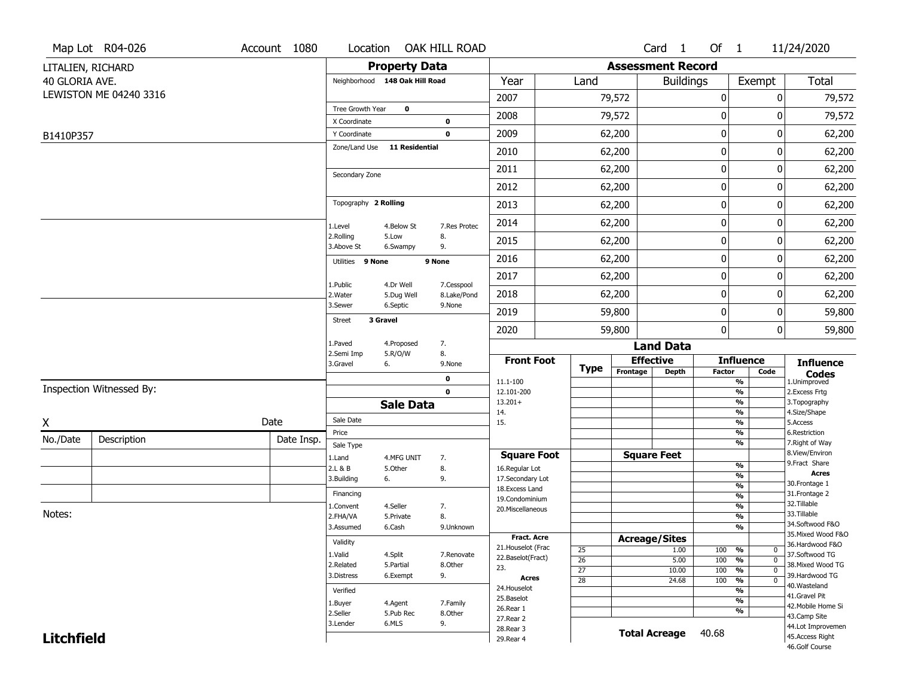Map Lot R04-026 | Account 1080 | Location OAK HILL ROAD | Card 1 Of 1 | 11/24/2020

LITALIEN, RICHARD
40 GLORIA AVE.
LEWISTON ME 04240 3316

B1410P357

## Property Data

Neighborhood **148 Oak Hill Road**

Tree Growth Year **0**
X Coordinate **0**
Y Coordinate **0**
Zone/Land Use **11 Residential**

Secondary Zone

Topography **2 Rolling**

1.Level 4.Below St 7.Res Protec
2.Rolling 5.Low 8.
3.Above St 6.Swampy 9.

Utilities **9 None** **9 None**

1.Public 4.Dr Well 7.Cesspool
2.Water 5.Dug Well 8.Lake/Pond
3.Sewer 6.Septic 9.None

Street **3 Gravel**

1.Paved 4.Proposed 7.
2.Semi Imp 5.R/O/W 8.
3.Gravel 6. 9.None

**0**
**0**

## Sale Data

Sale Date
Price
Sale Type
1.Land 4.MFG UNIT 7.
2.L & B 5.Other 8.
3.Building 6. 9.

Financing
1.Convent 4.Seller 7.
2.FHA/VA 5.Private 8.
3.Assumed 6.Cash 9.Unknown

Validity
1.Valid 4.Split 7.Renovate
2.Related 5.Partial 8.Other
3.Distress 6.Exempt 9.

Verified
1.Buyer 4.Agent 7.Family
2.Seller 5.Pub Rec 8.Other
3.Lender 6.MLS 9.

## Assessment Record

| Year | Land | Buildings | Exempt | Total |
|---|---|---|---|---|
| 2007 | 79,572 | 0 | 0 | 79,572 |
| 2008 | 79,572 | 0 | 0 | 79,572 |
| 2009 | 62,200 | 0 | 0 | 62,200 |
| 2010 | 62,200 | 0 | 0 | 62,200 |
| 2011 | 62,200 | 0 | 0 | 62,200 |
| 2012 | 62,200 | 0 | 0 | 62,200 |
| 2013 | 62,200 | 0 | 0 | 62,200 |
| 2014 | 62,200 | 0 | 0 | 62,200 |
| 2015 | 62,200 | 0 | 0 | 62,200 |
| 2016 | 62,200 | 0 | 0 | 62,200 |
| 2017 | 62,200 | 0 | 0 | 62,200 |
| 2018 | 62,200 | 0 | 0 | 62,200 |
| 2019 | 59,800 | 0 | 0 | 59,800 |
| 2020 | 59,800 | 0 | 0 | 59,800 |

## Land Data

| Front Foot | Type | Effective Frontage | Effective Depth | Influence Factor | Influence Code |
|---|---|---|---|---|---|
| 11.1-100 | | | | % | |
| 12.101-200 | | | | % | |
| 13.201+ | | | | % | |
| 14. | | | | % | |
| 15. | | | | % | |
| | | | | % | |

| Square Foot | Square Feet | Influence Factor | Influence Code |
|---|---|---|---|
| 16.Regular Lot | | % | |
| 17.Secondary Lot | | % | |
| 18.Excess Land | | % | |
| 19.Condominium | | % | |
| 20.Miscellaneous | | % | |
| | | % | |
| | | % | |

| Fract. Acre / Acres | Type | Acreage/Sites | Influence Factor | Influence Code |
|---|---|---|---|---|
| 21.Houselot (Frac | 25 | 1.00 | 100 % | 0 |
| 22.Baselot(Fract) | 26 | 5.00 | 100 % | 0 |
| 23. | 27 | 10.00 | 100 % | 0 |
| 24.Houselot | 28 | 24.68 | 100 % | 0 |
| 25.Baselot | | | % | |
| 26.Rear 1 | | | % | |
| 27.Rear 2 | | | % | |
| 28.Rear 3 | | | | |
| 29.Rear 4 | | | | |

**Total Acreage** 40.68

### Influence Codes
1.Unimproved
2.Excess Frtg
3.Topography
4.Size/Shape
5.Access
6.Restriction
7.Right of Way
8.View/Environ
9.Fract Share
**Acres**
30.Frontage 1
31.Frontage 2
32.Tillable
33.Tillable
34.Softwood F&O
35.Mixed Wood F&O
36.Hardwood F&O
37.Softwood TG
38.Mixed Wood TG
39.Hardwood TG
40.Wasteland
41.Gravel Pit
42.Mobile Home Si
43.Camp Site
44.Lot Improvemen
45.Access Right
46.Golf Course

Inspection Witnessed By:

X Date

| No./Date | Description | Date Insp. |
|---|---|---|
| | | |
| | | |
| | | |

Notes:

**Litchfield**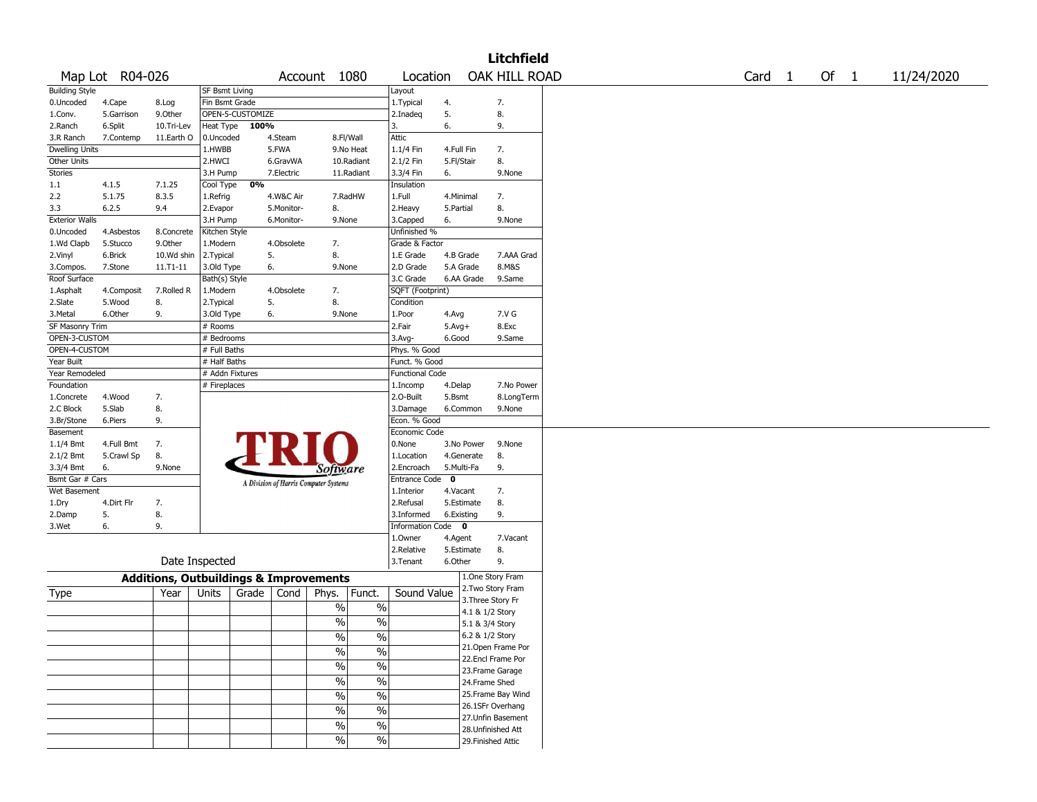# Litchfield

Map Lot R04-026 | Account 1080 | Location OAK HILL ROAD | Card 1 Of 1 | 11/24/2020

| Building Style | | | SF Bsmt Living | | | Layout | | |
|---|---|---|---|---|---|---|---|---|
| 0.Uncoded | 4.Cape | 8.Log | Fin Bsmt Grade | | | 1.Typical | 4. | 7. |
| 1.Conv. | 5.Garrison | 9.Other | OPEN-5-CUSTOMIZE | | | 2.Inadeq | 5. | 8. |
| 2.Ranch | 6.Split | 10.Tri-Lev | Heat Type 100% | | | 3. | 6. | 9. |
| 3.R Ranch | 7.Contemp | 11.Earth O | 0.Uncoded | 4.Steam | 8.Fl/Wall | Attic | | |
| Dwelling Units | | | 1.HWBB | 5.FWA | 9.No Heat | 1.1/4 Fin | 4.Full Fin | 7. |
| Other Units | | | 2.HWCI | 6.GravWA | 10.Radiant | 2.1/2 Fin | 5.Fl/Stair | 8. |
| Stories | | | 3.H Pump | 7.Electric | 11.Radiant | 3.3/4 Fin | 6. | 9.None |
| 1.1 | 4.1.5 | 7.1.25 | Cool Type 0% | | | Insulation | | |
| 2.2 | 5.1.75 | 8.3.5 | 1.Refrig | 4.W&C Air | 7.RadHW | 1.Full | 4.Minimal | 7. |
| 3.3 | 6.2.5 | 9.4 | 2.Evapor | 5.Monitor- | 8. | 2.Heavy | 5.Partial | 8. |
| Exterior Walls | | | 3.H Pump | 6.Monitor- | 9.None | 3.Capped | 6. | 9.None |
| 0.Uncoded | 4.Asbestos | 8.Concrete | Kitchen Style | | | Unfinished % | | |
| 1.Wd Clapb | 5.Stucco | 9.Other | 1.Modern | 4.Obsolete | 7. | Grade & Factor | | |
| 2.Vinyl | 6.Brick | 10.Wd shin | 2.Typical | 5. | 8. | 1.E Grade | 4.B Grade | 7.AAA Grad |
| 3.Compos. | 7.Stone | 11.T1-11 | 3.Old Type | 6. | 9.None | 2.D Grade | 5.A Grade | 8.M&S |
| Roof Surface | | | Bath(s) Style | | | 3.C Grade | 6.AA Grade | 9.Same |
| 1.Asphalt | 4.Composit | 7.Rolled R | 1.Modern | 4.Obsolete | 7. | SQFT (Footprint) | | |
| 2.Slate | 5.Wood | 8. | 2.Typical | 5. | 8. | Condition | | |
| 3.Metal | 6.Other | 9. | 3.Old Type | 6. | 9.None | 1.Poor | 4.Avg | 7.V G |
| SF Masonry Trim | | | # Rooms | | | 2.Fair | 5.Avg+ | 8.Exc |
| OPEN-3-CUSTOM | | | # Bedrooms | | | 3.Avg- | 6.Good | 9.Same |
| OPEN-4-CUSTOM | | | # Full Baths | | | Phys. % Good | | |
| Year Built | | | # Half Baths | | | Funct. % Good | | |
| Year Remodeled | | | # Addn Fixtures | | | Functional Code | | |
| Foundation | | | # Fireplaces | | | 1.Incomp | 4.Delap | 7.No Power |
| 1.Concrete | 4.Wood | 7. | | | | 2.O-Built | 5.Bsmt | 8.LongTerm |
| 2.C Block | 5.Slab | 8. | | | | 3.Damage | 6.Common | 9.None |
| 3.Br/Stone | 6.Piers | 9. | | | | Econ. % Good | | |
| Basement | | | | | | Economic Code | | |
| 1.1/4 Bmt | 4.Full Bmt | 7. | | | | 0.None | 3.No Power | 9.None |
| 2.1/2 Bmt | 5.Crawl Sp | 8. | | | | 1.Location | 4.Generate | 8. |
| 3.3/4 Bmt | 6. | 9.None | | | | 2.Encroach | 5.Multi-Fa | 9. |
| Bsmt Gar # Cars | | | | | | Entrance Code 0 | | |
| Wet Basement | | | | | | 1.Interior | 4.Vacant | 7. |
| 1.Dry | 4.Dirt Flr | 7. | | | | 2.Refusal | 5.Estimate | 8. |
| 2.Damp | 5. | 8. | | | | 3.Informed | 6.Existing | 9. |
| 3.Wet | 6. | 9. | | | | Information Code 0 | | |
| | | | | | | 1.Owner | 4.Agent | 7.Vacant |
| | | | | | | 2.Relative | 5.Estimate | 8. |
| | Date Inspected | | | | | 3.Tenant | 6.Other | 9. |

TRIO Software — A Division of Harris Computer Systems

## Additions, Outbuildings & Improvements

| Type | Year | Units | Grade | Cond | Phys. | Funct. | Sound Value |
|---|---|---|---|---|---|---|---|
| | | | | | % | % | |
| | | | | | % | % | |
| | | | | | % | % | |
| | | | | | % | % | |
| | | | | | % | % | |
| | | | | | % | % | |
| | | | | | % | % | |
| | | | | | % | % | |
| | | | | | % | % | |
| | | | | | % | % | |

1.One Story Fram
2.Two Story Fram
3.Three Story Fr
4.1 & 1/2 Story
5.1 & 3/4 Story
6.2 & 1/2 Story
21.Open Frame Por
22.Encl Frame Por
23.Frame Garage
24.Frame Shed
25.Frame Bay Wind
26.1SFr Overhang
27.Unfin Basement
28.Unfinished Att
29.Finished Attic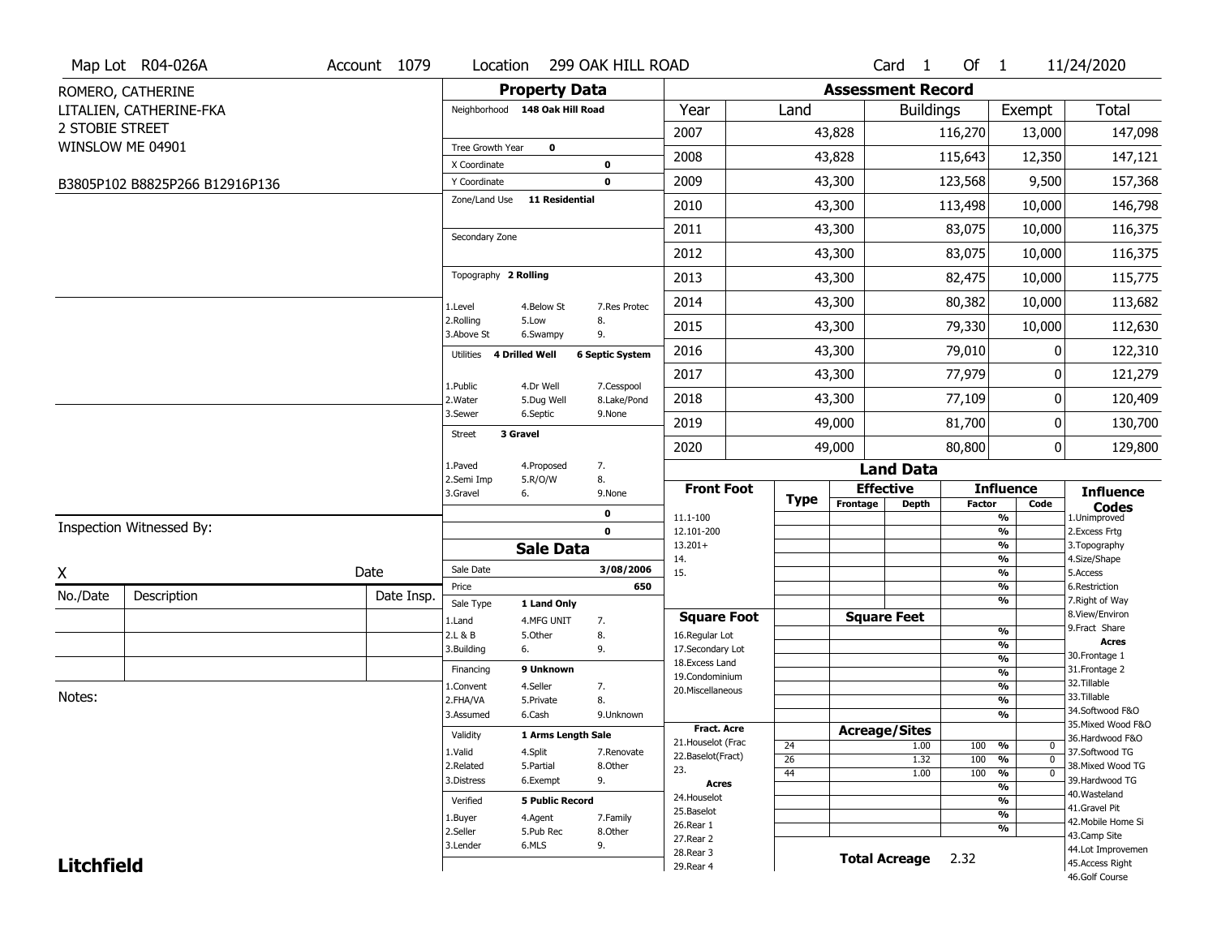Map Lot R04-026A | Account 1079 | Location 299 OAK HILL ROAD | Card 1 Of 1 | 11/24/2020

ROMERO, CATHERINE
LITALIEN, CATHERINE-FKA
2 STOBIE STREET
WINSLOW ME 04901

B3805P102 B8825P266 B12916P136

## Property Data

Neighborhood **148 Oak Hill Road**

Tree Growth Year **0**
X Coordinate **0**
Y Coordinate **0**
Zone/Land Use **11 Residential**

Secondary Zone

Topography **2 Rolling**

| | | |
|---|---|---|
| 1.Level | 4.Below St | 7.Res Protec |
| 2.Rolling | 5.Low | 8. |
| 3.Above St | 6.Swampy | 9. |

Utilities **4 Drilled Well** **6 Septic System**

| | | |
|---|---|---|
| 1.Public | 4.Dr Well | 7.Cesspool |
| 2.Water | 5.Dug Well | 8.Lake/Pond |
| 3.Sewer | 6.Septic | 9.None |

Street **3 Gravel**

| | | |
|---|---|---|
| 1.Paved | 4.Proposed | 7. |
| 2.Semi Imp | 5.R/O/W | 8. |
| 3.Gravel | 6. | 9.None |

0
0

## Sale Data

Sale Date **3/08/2006**
Price **650**
Sale Type **1 Land Only**

| | | |
|---|---|---|
| 1.Land | 4.MFG UNIT | 7. |
| 2.L & B | 5.Other | 8. |
| 3.Building | 6. | 9. |

Financing **9 Unknown**

| | | |
|---|---|---|
| 1.Convent | 4.Seller | 7. |
| 2.FHA/VA | 5.Private | 8. |
| 3.Assumed | 6.Cash | 9.Unknown |

Validity **1 Arms Length Sale**

| | | |
|---|---|---|
| 1.Valid | 4.Split | 7.Renovate |
| 2.Related | 5.Partial | 8.Other |
| 3.Distress | 6.Exempt | 9. |

Verified **5 Public Record**

| | | |
|---|---|---|
| 1.Buyer | 4.Agent | 7.Family |
| 2.Seller | 5.Pub Rec | 8.Other |
| 3.Lender | 6.MLS | 9. |

## Assessment Record

| Year | Land | Buildings | Exempt | Total |
|---|---|---|---|---|
| 2007 | 43,828 | 116,270 | 13,000 | 147,098 |
| 2008 | 43,828 | 115,643 | 12,350 | 147,121 |
| 2009 | 43,300 | 123,568 | 9,500 | 157,368 |
| 2010 | 43,300 | 113,498 | 10,000 | 146,798 |
| 2011 | 43,300 | 83,075 | 10,000 | 116,375 |
| 2012 | 43,300 | 83,075 | 10,000 | 116,375 |
| 2013 | 43,300 | 82,475 | 10,000 | 115,775 |
| 2014 | 43,300 | 80,382 | 10,000 | 113,682 |
| 2015 | 43,300 | 79,330 | 10,000 | 112,630 |
| 2016 | 43,300 | 79,010 | 0 | 122,310 |
| 2017 | 43,300 | 77,979 | 0 | 121,279 |
| 2018 | 43,300 | 77,109 | 0 | 120,409 |
| 2019 | 49,000 | 81,700 | 0 | 130,700 |
| 2020 | 49,000 | 80,800 | 0 | 129,800 |

## Land Data

| Front Foot | Type | Effective Frontage | Effective Depth | Influence Factor | Influence Code |
|---|---|---|---|---|---|
| 11.1-100 | | | | % | |
| 12.101-200 | | | | % | |
| 13.201+ | | | | % | |
| 14. | | | | % | |
| 15. | | | | % | |
| | | | | % | |
| | | | | % | |

| Square Foot | Square Feet | | |
|---|---|---|---|
| 16.Regular Lot | | % | |
| 17.Secondary Lot | | % | |
| 18.Excess Land | | % | |
| 19.Condominium | | % | |
| 20.Miscellaneous | | % | |
| | | % | |
| | | % | |

| Fract. Acre | Type | Acreage/Sites | Factor | Code |
|---|---|---|---|---|
| 21.Houselot (Frac | 24 | 1.00 | 100 % | 0 |
| 22.Baselot(Fract) | 26 | 1.32 | 100 % | 0 |
| 23. | 44 | 1.00 | 100 % | 0 |
| **Acres** | | | % | |
| 24.Houselot | | | % | |
| 25.Baselot | | | % | |
| 26.Rear 1 | | | % | |
| 27.Rear 2 | | | | |
| 28.Rear 3 | | | | |
| 29.Rear 4 | | | | |

**Total Acreage** 2.32

**Influence Codes**
1.Unimproved
2.Excess Frtg
3.Topography
4.Size/Shape
5.Access
6.Restriction
7.Right of Way
8.View/Environ
9.Fract Share

**Acres**
30.Frontage 1
31.Frontage 2
32.Tillable
33.Tillable
34.Softwood F&O
35.Mixed Wood F&O
36.Hardwood F&O
37.Softwood TG
38.Mixed Wood TG
39.Hardwood TG
40.Wasteland
41.Gravel Pit
42.Mobile Home Si
43.Camp Site
44.Lot Improvemen
45.Access Right
46.Golf Course

Inspection Witnessed By:

X ______________________ Date

| No./Date | Description | Date Insp. |
|---|---|---|
| | | |
| | | |
| | | |

Notes:

**Litchfield**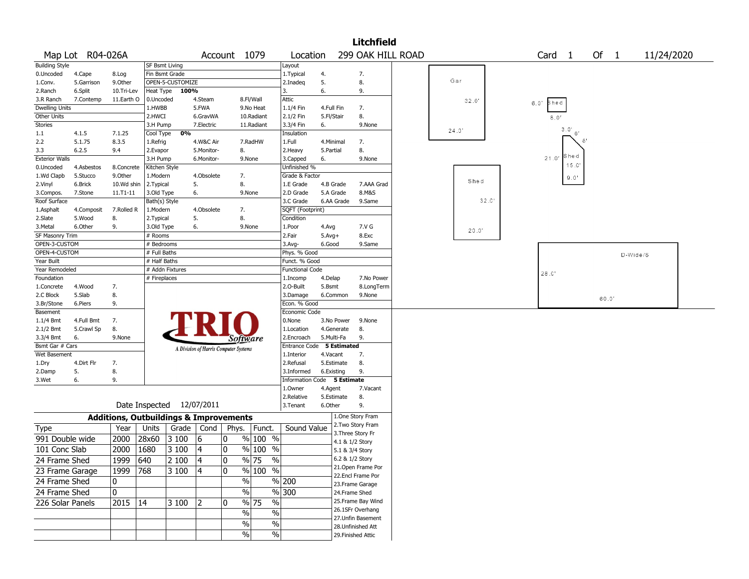# Litchfield

Map Lot R04-026A | Account 1079 | Location 299 OAK HILL ROAD | Card 1 Of 1 | 11/24/2020

| Building Style | | | SF Bsmt Living | | | Layout | | |
|---|---|---|---|---|---|---|---|---|
| 0.Uncoded | 4.Cape | 8.Log | Fin Bsmt Grade | | | 1.Typical | 4. | 7. |
| 1.Conv. | 5.Garrison | 9.Other | OPEN-5-CUSTOMIZE | | | 2.Inadeq | 5. | 8. |
| 2.Ranch | 6.Split | 10.Tri-Lev | Heat Type 100% | | | 3. | 6. | 9. |
| 3.R Ranch | 7.Contemp | 11.Earth O | 0.Uncoded | 4.Steam | 8.Fl/Wall | Attic | | |
| Dwelling Units | | | 1.HWBB | 5.FWA | 9.No Heat | 1.1/4 Fin | 4.Full Fin | 7. |
| Other Units | | | 2.HWCI | 6.GravWA | 10.Radiant | 2.1/2 Fin | 5.Fl/Stair | 8. |
| Stories | | | 3.H Pump | 7.Electric | 11.Radiant | 3.3/4 Fin | 6. | 9.None |
| 1.1 | 4.1.5 | 7.1.25 | Cool Type 0% | | | Insulation | | |
| 2.2 | 5.1.75 | 8.3.5 | 1.Refrig | 4.W&C Air | 7.RadHW | 1.Full | 4.Minimal | 7. |
| 3.3 | 6.2.5 | 9.4 | 2.Evapor | 5.Monitor- | 8. | 2.Heavy | 5.Partial | 8. |
| Exterior Walls | | | 3.H Pump | 6.Monitor- | 9.None | 3.Capped | 6. | 9.None |
| 0.Uncoded | 4.Asbestos | 8.Concrete | Kitchen Style | | | Unfinished % | | |
| 1.Wd Clapb | 5.Stucco | 9.Other | 1.Modern | 4.Obsolete | 7. | Grade & Factor | | |
| 2.Vinyl | 6.Brick | 10.Wd shin | 2.Typical | 5. | 8. | 1.E Grade | 4.B Grade | 7.AAA Grad |
| 3.Compos. | 7.Stone | 11.T1-11 | 3.Old Type | 6. | 9.None | 2.D Grade | 5.A Grade | 8.M&S |
| Roof Surface | | | Bath(s) Style | | | 3.C Grade | 6.AA Grade | 9.Same |
| 1.Asphalt | 4.Composit | 7.Rolled R | 1.Modern | 4.Obsolete | 7. | SQFT (Footprint) | | |
| 2.Slate | 5.Wood | 8. | 2.Typical | 5. | 8. | Condition | | |
| 3.Metal | 6.Other | 9. | 3.Old Type | 6. | 9.None | 1.Poor | 4.Avg | 7.V G |
| SF Masonry Trim | | | # Rooms | | | 2.Fair | 5.Avg+ | 8.Exc |
| OPEN-3-CUSTOM | | | # Bedrooms | | | 3.Avg- | 6.Good | 9.Same |
| OPEN-4-CUSTOM | | | # Full Baths | | | Phys. % Good | | |
| Year Built | | | # Half Baths | | | Funct. % Good | | |
| Year Remodeled | | | # Addn Fixtures | | | Functional Code | | |
| Foundation | | | # Fireplaces | | | 1.Incomp | 4.Delap | 7.No Power |
| 1.Concrete | 4.Wood | 7. | | | | 2.O-Built | 5.Bsmt | 8.LongTerm |
| 2.C Block | 5.Slab | 8. | | | | 3.Damage | 6.Common | 9.None |
| 3.Br/Stone | 6.Piers | 9. | | | | Econ. % Good | | |
| Basement | | | | | | Economic Code | | |
| 1.1/4 Bmt | 4.Full Bmt | 7. | | | | 0.None | 3.No Power | 9.None |
| 2.1/2 Bmt | 5.Crawl Sp | 8. | | | | 1.Location | 4.Generate | 8. |
| 3.3/4 Bmt | 6. | 9.None | | | | 2.Encroach | 5.Multi-Fa | 9. |
| Bsmt Gar # Cars | | | | | | Entrance Code 5 Estimated | | |
| Wet Basement | | | | | | 1.Interior | 4.Vacant | 7. |
| 1.Dry | 4.Dirt Flr | 7. | | | | 2.Refusal | 5.Estimate | 8. |
| 2.Damp | 5. | 8. | | | | 3.Informed | 6.Existing | 9. |
| 3.Wet | 6. | 9. | | | | Information Code 5 Estimate | | |
| | | | | | | 1.Owner | 4.Agent | 7.Vacant |
| | | | | | | 2.Relative | 5.Estimate | 8. |
| | | | Date Inspected 12/07/2011 | | | 3.Tenant | 6.Other | 9. |

TRIO Software — A Division of Harris Computer Systems

## Additions, Outbuildings & Improvements

| Type | Year | Units | Grade | Cond | Phys. | Funct. | Sound Value |
|---|---|---|---|---|---|---|---|
| 991 Double wide | 2000 | 28x60 | 3 100 | 6 | 0 % | 100 % | |
| 101 Conc Slab | 2000 | 1680 | 3 100 | 4 | 0 % | 100 % | |
| 24 Frame Shed | 1999 | 640 | 2 100 | 4 | 0 % | 75 % | |
| 23 Frame Garage | 1999 | 768 | 3 100 | 4 | 0 % | 100 % | |
| 24 Frame Shed | 0 | | | | % | % | 200 |
| 24 Frame Shed | 0 | | | | % | % | 300 |
| 226 Solar Panels | 2015 | 14 | 3 100 | 2 | 0 % | 75 % | |
| | | | | | % | % | |
| | | | | | % | % | |
| | | | | | % | % | |

1.One Story Fram
2.Two Story Fram
3.Three Story Fr
4.1 & 1/2 Story
5.1 & 3/4 Story
6.2 & 1/2 Story
21.Open Frame Por
22.Encl Frame Por
23.Frame Garage
24.Frame Shed
25.Frame Bay Wind
26.1SFr Overhang
27.Unfin Basement
28.Unfinished Att
29.Finished Attic

Sketch labels: Gar 32.0' x 24.0'; Shed 6.0' x 8.0'; Shed 21.0' / 15.0' / 9.0' / 3.0' / 6' / 6'; Shed 32.0' x 20.0'; D-Wide/S 28.0' x 60.0'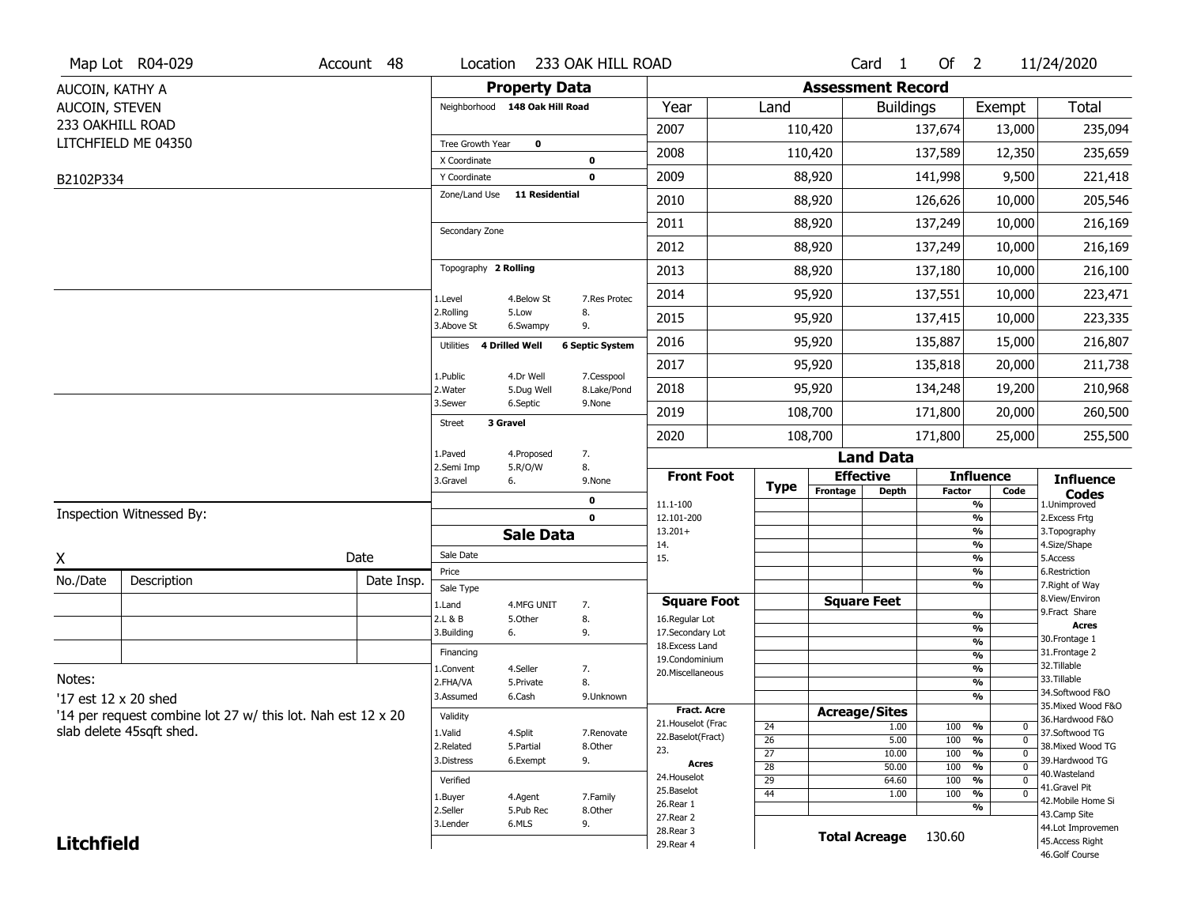Map Lot R04-029 | Account 48 | Location 233 OAK HILL ROAD | Card 1 Of 2 | 11/24/2020

AUCOIN, KATHY A
AUCOIN, STEVEN
233 OAKHILL ROAD
LITCHFIELD ME 04350

B2102P334

## Property Data

| Field | Value |
|---|---|
| Neighborhood | 148 Oak Hill Road |
| Tree Growth Year | 0 |
| X Coordinate | 0 |
| Y Coordinate | 0 |
| Zone/Land Use | 11 Residential |
| Secondary Zone | |
| Topography | 2 Rolling |
| Utilities | 4 Drilled Well, 6 Septic System |
| Street | 3 Gravel |

Topography codes: 1.Level, 2.Rolling, 3.Above St, 4.Below St, 5.Low, 6.Swampy, 7.Res Protec, 8., 9.

Utilities codes: 1.Public, 2.Water, 3.Sewer, 4.Dr Well, 5.Dug Well, 6.Septic, 7.Cesspool, 8.Lake/Pond, 9.None

Street codes: 1.Paved, 2.Semi Imp, 3.Gravel, 4.Proposed, 5.R/O/W, 6., 7., 8., 9.None

0
0

## Sale Data

Sale Date
Price
Sale Type: 1.Land, 2.L & B, 3.Building, 4.MFG UNIT, 5.Other, 6., 7., 8., 9.
Financing: 1.Convent, 2.FHA/VA, 3.Assumed, 4.Seller, 5.Private, 6.Cash, 7., 8., 9.Unknown
Validity: 1.Valid, 2.Related, 3.Distress, 4.Split, 5.Partial, 6.Exempt, 7.Renovate, 8.Other, 9.
Verified: 1.Buyer, 2.Seller, 3.Lender, 4.Agent, 5.Pub Rec, 6.MLS, 7.Family, 8.Other, 9.

## Assessment Record

| Year | Land | Buildings | Exempt | Total |
|---|---|---|---|---|
| 2007 | 110,420 | 137,674 | 13,000 | 235,094 |
| 2008 | 110,420 | 137,589 | 12,350 | 235,659 |
| 2009 | 88,920 | 141,998 | 9,500 | 221,418 |
| 2010 | 88,920 | 126,626 | 10,000 | 205,546 |
| 2011 | 88,920 | 137,249 | 10,000 | 216,169 |
| 2012 | 88,920 | 137,249 | 10,000 | 216,169 |
| 2013 | 88,920 | 137,180 | 10,000 | 216,100 |
| 2014 | 95,920 | 137,551 | 10,000 | 223,471 |
| 2015 | 95,920 | 137,415 | 10,000 | 223,335 |
| 2016 | 95,920 | 135,887 | 15,000 | 216,807 |
| 2017 | 95,920 | 135,818 | 20,000 | 211,738 |
| 2018 | 95,920 | 134,248 | 19,200 | 210,968 |
| 2019 | 108,700 | 171,800 | 20,000 | 260,500 |
| 2020 | 108,700 | 171,800 | 25,000 | 255,500 |

## Land Data

Front Foot: 11.1-100, 12.101-200, 13.201+, 14., 15.

Square Foot: 16.Regular Lot, 17.Secondary Lot, 18.Excess Land, 19.Condominium, 20.Miscellaneous

Fract. Acre: 21.Houselot (Frac, 22.Baselot(Fract), 23.

Acres: 24.Houselot, 25.Baselot, 26.Rear 1, 27.Rear 2, 28.Rear 3, 29.Rear 4

### Acreage/Sites

| Type | Acreage/Sites | Influence Factor | Code |
|---|---|---|---|
| 24 | 1.00 | 100 % | 0 |
| 26 | 5.00 | 100 % | 0 |
| 27 | 10.00 | 100 % | 0 |
| 28 | 50.00 | 100 % | 0 |
| 29 | 64.60 | 100 % | 0 |
| 44 | 1.00 | 100 % | 0 |

**Total Acreage** 130.60

Influence Codes: 1.Unimproved, 2.Excess Frtg, 3.Topography, 4.Size/Shape, 5.Access, 6.Restriction, 7.Right of Way, 8.View/Environ, 9.Fract Share

Acres: 30.Frontage 1, 31.Frontage 2, 32.Tillable, 33.Tillable, 34.Softwood F&O, 35.Mixed Wood F&O, 36.Hardwood F&O, 37.Softwood TG, 38.Mixed Wood TG, 39.Hardwood TG, 40.Wasteland, 41.Gravel Pit, 42.Mobile Home Si, 43.Camp Site, 44.Lot Improvemen, 45.Access Right, 46.Golf Course

Inspection Witnessed By:

X Date

| No./Date | Description | Date Insp. |
|---|---|---|
| | | |
| | | |
| | | |

Notes:
'17 est 12 x 20 shed
'14 per request combine lot 27 w/ this lot. Nah est 12 x 20 slab delete 45sqft shed.

**Litchfield**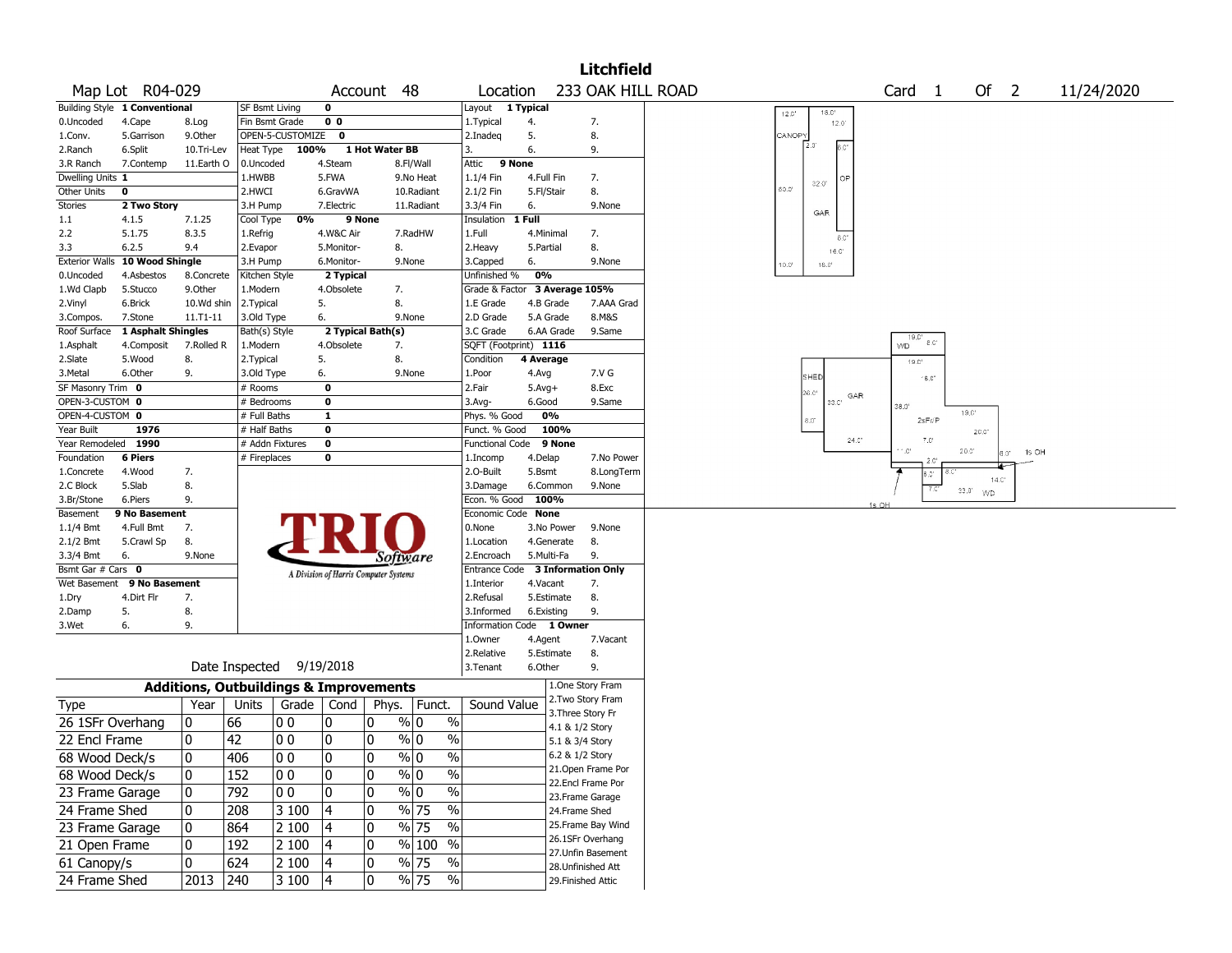# Litchfield

**Map Lot** R04-029 **Account** 48 **Location** 233 OAK HILL ROAD **Card** 1 **Of** 2 11/24/2020

| Building Style | 1 Conventional | | SF Bsmt Living | 0 | | Layout | 1 Typical | |
|---|---|---|---|---|---|---|---|---|
| 0.Uncoded | 4.Cape | 8.Log | Fin Bsmt Grade | 0 0 | | 1.Typical | 4. | 7. |
| 1.Conv. | 5.Garrison | 9.Other | OPEN-5-CUSTOMIZE | 0 | | 2.Inadeq | 5. | 8. |
| 2.Ranch | 6.Split | 10.Tri-Lev | Heat Type 100% | 1 Hot Water BB | | 3. | 6. | 9. |
| 3.R Ranch | 7.Contemp | 11.Earth O | 0.Uncoded | 4.Steam | 8.Fl/Wall | Attic | 9 None | |
| Dwelling Units | 1 | | 1.HWBB | 5.FWA | 9.No Heat | 1.1/4 Fin | 4.Full Fin | 7. |
| Other Units | 0 | | 2.HWCI | 6.GravWA | 10.Radiant | 2.1/2 Fin | 5.Fl/Stair | 8. |
| Stories | 2 Two Story | | 3.H Pump | 7.Electric | 11.Radiant | 3.3/4 Fin | 6. | 9.None |
| 1.1 | 4.1.5 | 7.1.25 | Cool Type 0% | 9 None | | Insulation | 1 Full | |
| 2.2 | 5.1.75 | 8.3.5 | 1.Refrig | 4.W&C Air | 7.RadHW | 1.Full | 4.Minimal | 7. |
| 3.3 | 6.2.5 | 9.4 | 2.Evapor | 5.Monitor- | 8. | 2.Heavy | 5.Partial | 8. |
| Exterior Walls | 10 Wood Shingle | | 3.H Pump | 6.Monitor- | 9.None | 3.Capped | 6. | 9.None |
| 0.Uncoded | 4.Asbestos | 8.Concrete | Kitchen Style | 2 Typical | | Unfinished % | 0% | |
| 1.Wd Clapb | 5.Stucco | 9.Other | 1.Modern | 4.Obsolete | 7. | Grade & Factor | 3 Average 105% | |
| 2.Vinyl | 6.Brick | 10.Wd shin | 2.Typical | 5. | 8. | 1.E Grade | 4.B Grade | 7.AAA Grad |
| 3.Compos. | 7.Stone | 11.T1-11 | 3.Old Type | 6. | 9.None | 2.D Grade | 5.A Grade | 8.M&S |
| Roof Surface | 1 Asphalt Shingles | | Bath(s) Style | 2 Typical Bath(s) | | 3.C Grade | 6.AA Grade | 9.Same |
| 1.Asphalt | 4.Composit | 7.Rolled R | 1.Modern | 4.Obsolete | 7. | SQFT (Footprint) | 1116 | |
| 2.Slate | 5.Wood | 8. | 2.Typical | 5. | 8. | Condition | 4 Average | |
| 3.Metal | 6.Other | 9. | 3.Old Type | 6. | 9.None | 1.Poor | 4.Avg | 7.V G |
| SF Masonry Trim | 0 | | # Rooms | 0 | | 2.Fair | 5.Avg+ | 8.Exc |
| OPEN-3-CUSTOM | 0 | | # Bedrooms | 0 | | 3.Avg- | 6.Good | 9.Same |
| OPEN-4-CUSTOM | 0 | | # Full Baths | 1 | | Phys. % Good | 0% | |
| Year Built | 1976 | | # Half Baths | 0 | | Funct. % Good | 100% | |
| Year Remodeled | 1990 | | # Addn Fixtures | 0 | | Functional Code | 9 None | |
| Foundation | 6 Piers | | # Fireplaces | 0 | | 1.Incomp | 4.Delap | 7.No Power |
| 1.Concrete | 4.Wood | 7. | | | | 2.O-Built | 5.Bsmt | 8.LongTerm |
| 2.C Block | 5.Slab | 8. | | | | 3.Damage | 6.Common | 9.None |
| 3.Br/Stone | 6.Piers | 9. | | | | Econ. % Good | 100% | |
| Basement | 9 No Basement | | | | | Economic Code | None | |
| 1.1/4 Bmt | 4.Full Bmt | 7. | | | | 0.None | 3.No Power | 9.None |
| 2.1/2 Bmt | 5.Crawl Sp | 8. | | | | 1.Location | 4.Generate | 8. |
| 3.3/4 Bmt | 6. | 9.None | | | | 2.Encroach | 5.Multi-Fa | 9. |
| Bsmt Gar # Cars | 0 | | | | | Entrance Code | 3 Information Only | |
| Wet Basement | 9 No Basement | | | | | 1.Interior | 4.Vacant | 7. |
| 1.Dry | 4.Dirt Flr | 7. | | | | 2.Refusal | 5.Estimate | 8. |
| 2.Damp | 5. | 8. | | | | 3.Informed | 6.Existing | 9. |
| 3.Wet | 6. | 9. | | | | Information Code | 1 Owner | |
| | | | | | | 1.Owner | 4.Agent | 7.Vacant |
| | | | | | | 2.Relative | 5.Estimate | 8. |
| | | | Date Inspected | 9/19/2018 | | 3.Tenant | 6.Other | 9. |

TRIO Software — A Division of Harris Computer Systems

## Additions, Outbuildings & Improvements

| Type | Year | Units | Grade | Cond | Phys. | Funct. | Sound Value |
|---|---|---|---|---|---|---|---|
| 26 1SFr Overhang | 0 | 66 | 0 0 | 0 | 0 % | 0 % | |
| 22 Encl Frame | 0 | 42 | 0 0 | 0 | 0 % | 0 % | |
| 68 Wood Deck/s | 0 | 406 | 0 0 | 0 | 0 % | 0 % | |
| 68 Wood Deck/s | 0 | 152 | 0 0 | 0 | 0 % | 0 % | |
| 23 Frame Garage | 0 | 792 | 0 0 | 0 | 0 % | 0 % | |
| 24 Frame Shed | 0 | 208 | 3 100 | 4 | 0 % | 75 % | |
| 23 Frame Garage | 0 | 864 | 2 100 | 4 | 0 % | 75 % | |
| 21 Open Frame | 0 | 192 | 2 100 | 4 | 0 % | 100 % | |
| 61 Canopy/s | 0 | 624 | 2 100 | 4 | 0 % | 75 % | |
| 24 Frame Shed | 2013 | 240 | 3 100 | 4 | 0 % | 75 % | |

1.One Story Fram
2.Two Story Fram
3.Three Story Fr
4.1 & 1/2 Story
5.1 & 3/4 Story
6.2 & 1/2 Story
21.Open Frame Por
22.Encl Frame Por
23.Frame Garage
24.Frame Shed
25.Frame Bay Wind
26.1SFr Overhang
27.Unfin Basement
28.Unfinished Att
29.Finished Attic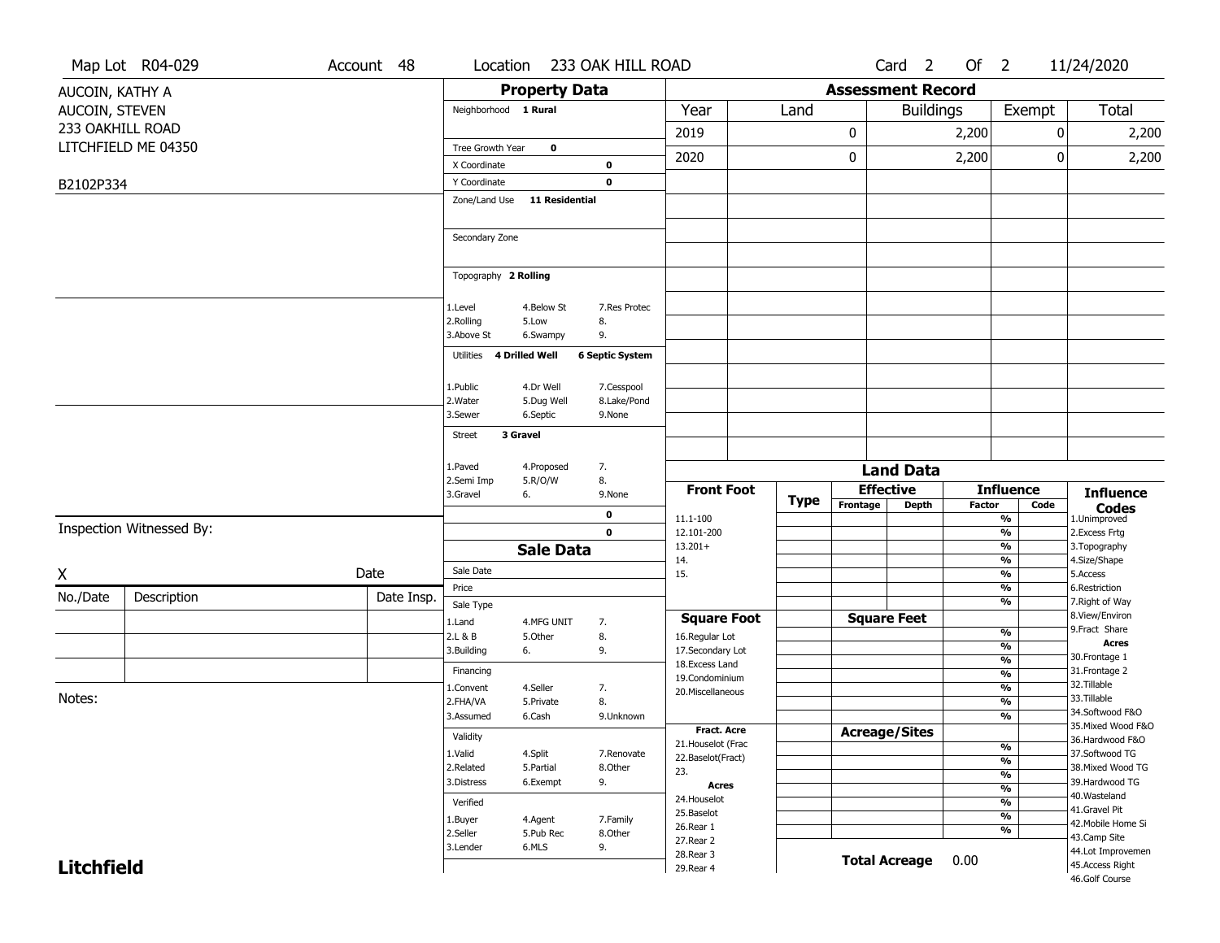Map Lot R04-029 | Account 48 | Location 233 OAK HILL ROAD | Card 2 Of 2 | 11/24/2020

AUCOIN, KATHY A
AUCOIN, STEVEN
233 OAKHILL ROAD
LITCHFIELD ME 04350

B2102P334

## Property Data

Neighborhood **1 Rural**

Tree Growth Year **0**
X Coordinate **0**
Y Coordinate **0**
Zone/Land Use **11 Residential**

Secondary Zone

Topography **2 Rolling**

| | | |
|---|---|---|
| 1.Level | 4.Below St | 7.Res Protec |
| 2.Rolling | 5.Low | 8. |
| 3.Above St | 6.Swampy | 9. |

Utilities **4 Drilled Well** **6 Septic System**

| | | |
|---|---|---|
| 1.Public | 4.Dr Well | 7.Cesspool |
| 2.Water | 5.Dug Well | 8.Lake/Pond |
| 3.Sewer | 6.Septic | 9.None |

Street **3 Gravel**

| | | |
|---|---|---|
| 1.Paved | 4.Proposed | 7. |
| 2.Semi Imp | 5.R/O/W | 8. |
| 3.Gravel | 6. | 9.None |

0
0

## Assessment Record

| Year | Land | Buildings | Exempt | Total |
|---|---|---|---|---|
| 2019 | 0 | 2,200 | 0 | 2,200 |
| 2020 | 0 | 2,200 | 0 | 2,200 |

## Land Data

| Front Foot | Type | Effective Frontage | Effective Depth | Influence Factor | Influence Code |
|---|---|---|---|---|---|
| 11.1-100 | | | | % | |
| 12.101-200 | | | | % | |
| 13.201+ | | | | % | |
| 14. | | | | % | |
| 15. | | | | % | |
| | | | | % | |
| | | | | % | |

| Square Foot | Square Feet | | |
|---|---|---|---|
| 16.Regular Lot | | % | |
| 17.Secondary Lot | | % | |
| 18.Excess Land | | % | |
| 19.Condominium | | % | |
| 20.Miscellaneous | | % | |
| | | % | |
| | | % | |

| Fract. Acre | Acreage/Sites | | |
|---|---|---|---|
| 21.Houselot (Frac | | % | |
| 22.Baselot(Fract) | | % | |
| 23. | | % | |
| **Acres** | | % | |
| 24.Houselot | | % | |
| 25.Baselot | | % | |
| 26.Rear 1 | | % | |
| 27.Rear 2 | | | |
| 28.Rear 3 | | | |
| 29.Rear 4 | | | |

**Total Acreage** 0.00

**Influence Codes**
1.Unimproved
2.Excess Frtg
3.Topography
4.Size/Shape
5.Access
6.Restriction
7.Right of Way
8.View/Environ
9.Fract Share
**Acres**
30.Frontage 1
31.Frontage 2
32.Tillable
33.Tillable
34.Softwood F&O
35.Mixed Wood F&O
36.Hardwood F&O
37.Softwood TG
38.Mixed Wood TG
39.Hardwood TG
40.Wasteland
41.Gravel Pit
42.Mobile Home Si
43.Camp Site
44.Lot Improvemen
45.Access Right
46.Golf Course

## Sale Data

Sale Date
Price
Sale Type

| | | |
|---|---|---|
| 1.Land | 4.MFG UNIT | 7. |
| 2.L & B | 5.Other | 8. |
| 3.Building | 6. | 9. |

Financing

| | | |
|---|---|---|
| 1.Convent | 4.Seller | 7. |
| 2.FHA/VA | 5.Private | 8. |
| 3.Assumed | 6.Cash | 9.Unknown |

Validity

| | | |
|---|---|---|
| 1.Valid | 4.Split | 7.Renovate |
| 2.Related | 5.Partial | 8.Other |
| 3.Distress | 6.Exempt | 9. |

Verified

| | | |
|---|---|---|
| 1.Buyer | 4.Agent | 7.Family |
| 2.Seller | 5.Pub Rec | 8.Other |
| 3.Lender | 6.MLS | 9. |

Inspection Witnessed By:

X Date

| No./Date | Description | Date Insp. |
|---|---|---|
| | | |
| | | |
| | | |

Notes:

**Litchfield**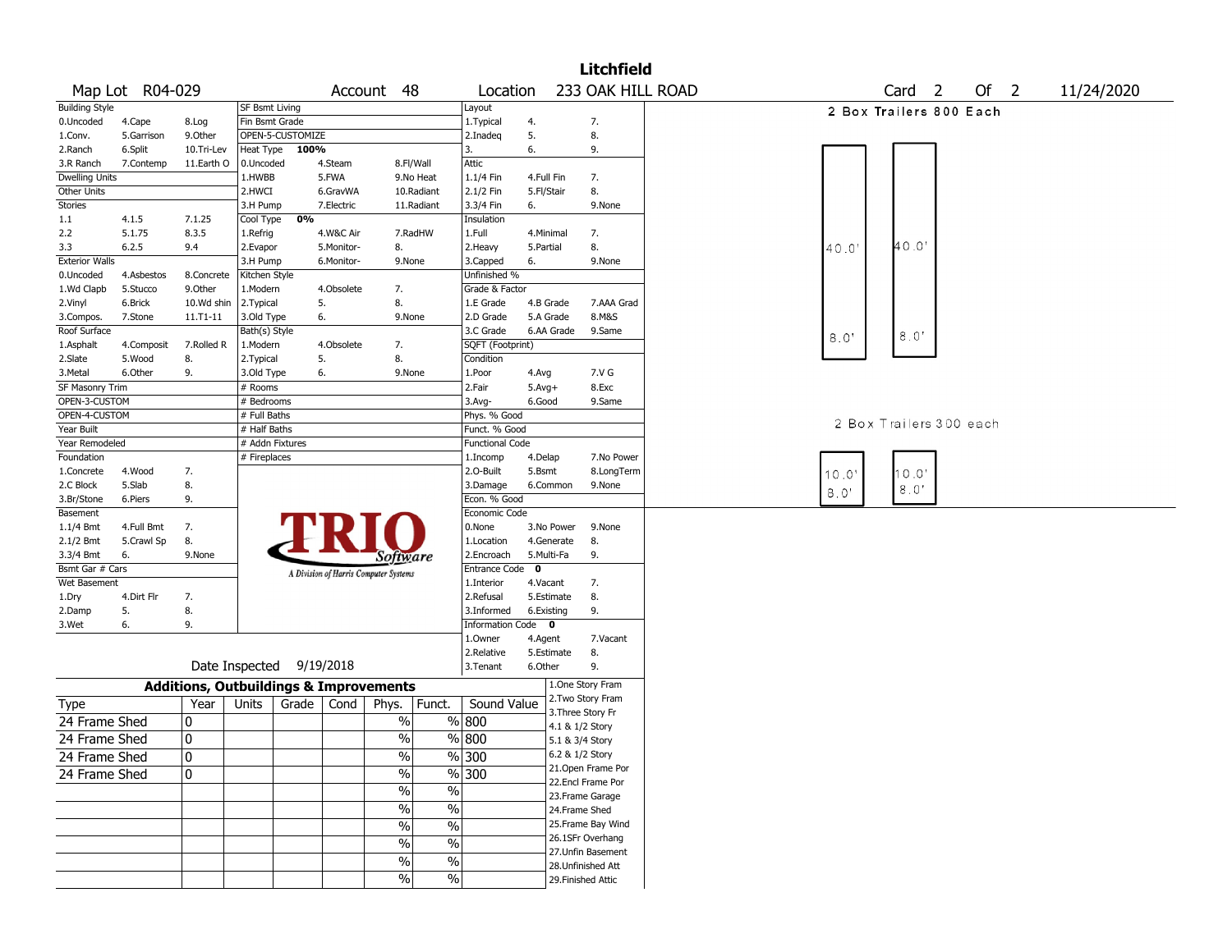# Litchfield

Map Lot R04-029 | Account 48 | Location 233 OAK HILL ROAD | Card 2 Of 2 | 11/24/2020

| Building Style | | | SF Bsmt Living | | | Layout | | |
|---|---|---|---|---|---|---|---|---|
| 0.Uncoded | 4.Cape | 8.Log | Fin Bsmt Grade | | | 1.Typical | 4. | 7. |
| 1.Conv. | 5.Garrison | 9.Other | OPEN-5-CUSTOMIZE | | | 2.Inadeq | 5. | 8. |
| 2.Ranch | 6.Split | 10.Tri-Lev | Heat Type 100% | | | 3. | 6. | 9. |
| 3.R Ranch | 7.Contemp | 11.Earth O | 0.Uncoded | 4.Steam | 8.Fl/Wall | Attic | | |
| Dwelling Units | | | 1.HWBB | 5.FWA | 9.No Heat | 1.1/4 Fin | 4.Full Fin | 7. |
| Other Units | | | 2.HWCI | 6.GravWA | 10.Radiant | 2.1/2 Fin | 5.Fl/Stair | 8. |
| Stories | | | 3.H Pump | 7.Electric | 11.Radiant | 3.3/4 Fin | 6. | 9.None |
| 1.1 | 4.1.5 | 7.1.25 | Cool Type 0% | | | Insulation | | |
| 2.2 | 5.1.75 | 8.3.5 | 1.Refrig | 4.W&C Air | 7.RadHW | 1.Full | 4.Minimal | 7. |
| 3.3 | 6.2.5 | 9.4 | 2.Evapor | 5.Monitor- | 8. | 2.Heavy | 5.Partial | 8. |
| Exterior Walls | | | 3.H Pump | 6.Monitor- | 9.None | 3.Capped | 6. | 9.None |
| 0.Uncoded | 4.Asbestos | 8.Concrete | Kitchen Style | | | Unfinished % | | |
| 1.Wd Clapb | 5.Stucco | 9.Other | 1.Modern | 4.Obsolete | 7. | Grade & Factor | | |
| 2.Vinyl | 6.Brick | 10.Wd shin | 2.Typical | 5. | 8. | 1.E Grade | 4.B Grade | 7.AAA Grad |
| 3.Compos. | 7.Stone | 11.T1-11 | 3.Old Type | 6. | 9.None | 2.D Grade | 5.A Grade | 8.M&S |
| Roof Surface | | | Bath(s) Style | | | 3.C Grade | 6.AA Grade | 9.Same |
| 1.Asphalt | 4.Composit | 7.Rolled R | 1.Modern | 4.Obsolete | 7. | SQFT (Footprint) | | |
| 2.Slate | 5.Wood | 8. | 2.Typical | 5. | 8. | Condition | | |
| 3.Metal | 6.Other | 9. | 3.Old Type | 6. | 9.None | 1.Poor | 4.Avg | 7.V G |
| SF Masonry Trim | | | # Rooms | | | 2.Fair | 5.Avg+ | 8.Exc |
| OPEN-3-CUSTOM | | | # Bedrooms | | | 3.Avg- | 6.Good | 9.Same |
| OPEN-4-CUSTOM | | | # Full Baths | | | Phys. % Good | | |
| Year Built | | | # Half Baths | | | Funct. % Good | | |
| Year Remodeled | | | # Addn Fixtures | | | Functional Code | | |
| Foundation | | | # Fireplaces | | | 1.Incomp | 4.Delap | 7.No Power |
| 1.Concrete | 4.Wood | 7. | | | | 2.O-Built | 5.Bsmt | 8.LongTerm |
| 2.C Block | 5.Slab | 8. | | | | 3.Damage | 6.Common | 9.None |
| 3.Br/Stone | 6.Piers | 9. | | | | Econ. % Good | | |
| Basement | | | | | | Economic Code | | |
| 1.1/4 Bmt | 4.Full Bmt | 7. | | | | 0.None | 3.No Power | 9.None |
| 2.1/2 Bmt | 5.Crawl Sp | 8. | | | | 1.Location | 4.Generate | 8. |
| 3.3/4 Bmt | 6. | 9.None | | | | 2.Encroach | 5.Multi-Fa | 9. |
| Bsmt Gar # Cars | | | | | | Entrance Code 0 | | |
| Wet Basement | | | | | | 1.Interior | 4.Vacant | 7. |
| 1.Dry | 4.Dirt Flr | 7. | | | | 2.Refusal | 5.Estimate | 8. |
| 2.Damp | 5. | 8. | | | | 3.Informed | 6.Existing | 9. |
| 3.Wet | 6. | 9. | | | | Information Code 0 | | |
| | | | | | | 1.Owner | 4.Agent | 7.Vacant |
| | | | | | | 2.Relative | 5.Estimate | 8. |
| | | | | | | 3.Tenant | 6.Other | 9. |

TRIO Software — A Division of Harris Computer Systems

Date Inspected 9/19/2018

## Additions, Outbuildings & Improvements

| Type | Year | Units | Grade | Cond | Phys. | Funct. | Sound Value |
|---|---|---|---|---|---|---|---|
| 24 Frame Shed | 0 | | | | % | % | 800 |
| 24 Frame Shed | 0 | | | | % | % | 800 |
| 24 Frame Shed | 0 | | | | % | % | 300 |
| 24 Frame Shed | 0 | | | | % | % | 300 |
| | | | | | % | % | |
| | | | | | % | % | |
| | | | | | % | % | |
| | | | | | % | % | |
| | | | | | % | % | |
| | | | | | % | % | |

1.One Story Fram, 2.Two Story Fram, 3.Three Story Fr, 4.1 & 1/2 Story, 5.1 & 3/4 Story, 6.2 & 1/2 Story, 21.Open Frame Por, 22.Encl Frame Por, 23.Frame Garage, 24.Frame Shed, 25.Frame Bay Wind, 26.1SFr Overhang, 27.Unfin Basement, 28.Unfinished Att, 29.Finished Attic

2 Box Trailers 800 Each

40.0' × 8.0' | 40.0' × 8.0'

2 Box Trailers 300 each

10.0' × 8.0' | 10.0' × 8.0'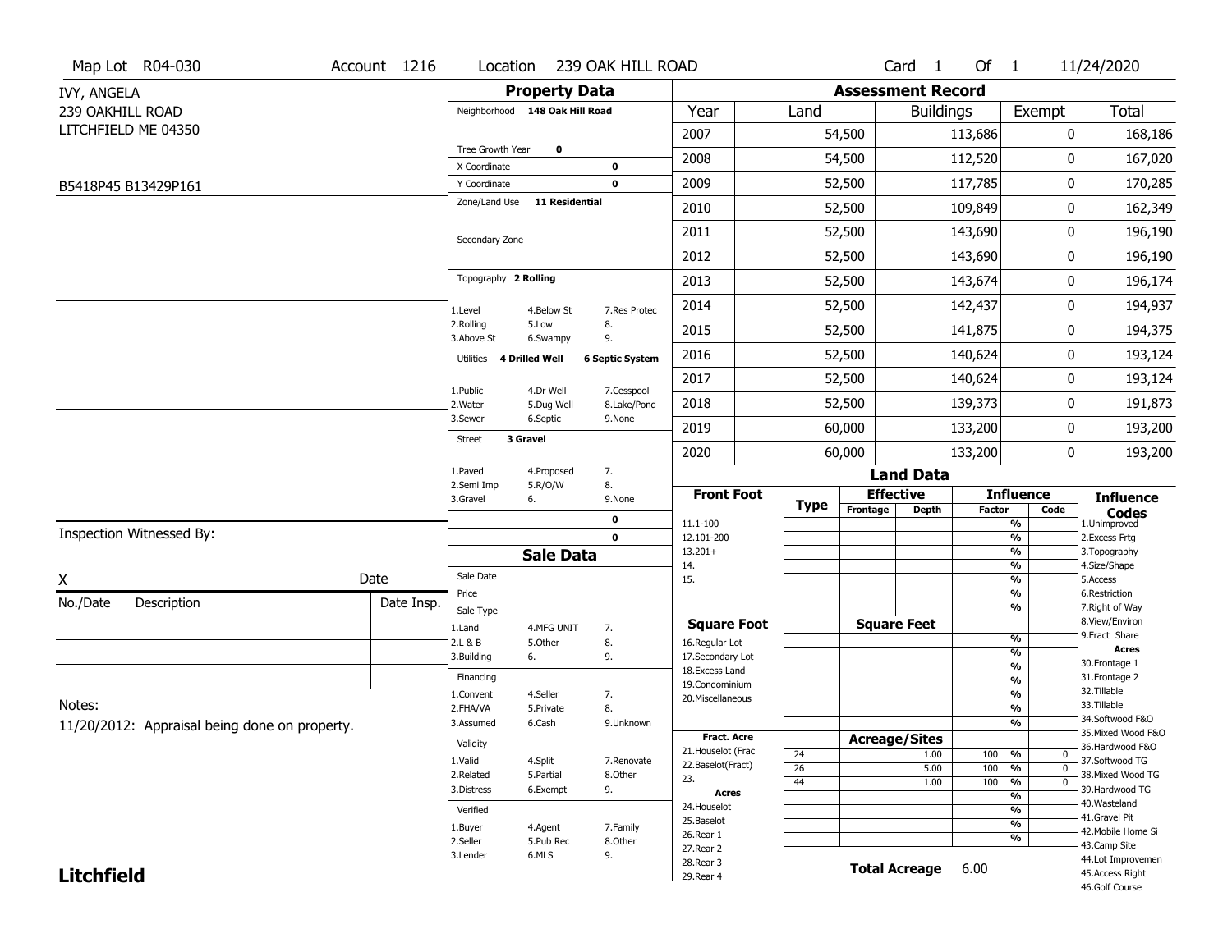Map Lot R04-030 | Account 1216 | Location 239 OAK HILL ROAD | Card 1 Of 1 | 11/24/2020

IVY, ANGELA
239 OAKHILL ROAD
LITCHFIELD ME 04350

B5418P45 B13429P161

## Property Data

Neighborhood **148 Oak Hill Road**

Tree Growth Year **0**
X Coordinate **0**
Y Coordinate **0**
Zone/Land Use **11 Residential**

Secondary Zone

Topography **2 Rolling**

1.Level 4.Below St 7.Res Protec
2.Rolling 5.Low 8.
3.Above St 6.Swampy 9.

Utilities **4 Drilled Well** **6 Septic System**

1.Public 4.Dr Well 7.Cesspool
2.Water 5.Dug Well 8.Lake/Pond
3.Sewer 6.Septic 9.None

Street **3 Gravel**

1.Paved 4.Proposed 7.
2.Semi Imp 5.R/O/W 8.
3.Gravel 6. 9.None

**0**
**0**

## Sale Data

Sale Date
Price
Sale Type

1.Land 4.MFG UNIT 7.
2.L & B 5.Other 8.
3.Building 6. 9.

Financing

1.Convent 4.Seller 7.
2.FHA/VA 5.Private 8.
3.Assumed 6.Cash 9.Unknown

Validity

1.Valid 4.Split 7.Renovate
2.Related 5.Partial 8.Other
3.Distress 6.Exempt 9.

Verified

1.Buyer 4.Agent 7.Family
2.Seller 5.Pub Rec 8.Other
3.Lender 6.MLS 9.

## Assessment Record

| Year | Land | Buildings | Exempt | Total |
|---|---|---|---|---|
| 2007 | 54,500 | 113,686 | 0 | 168,186 |
| 2008 | 54,500 | 112,520 | 0 | 167,020 |
| 2009 | 52,500 | 117,785 | 0 | 170,285 |
| 2010 | 52,500 | 109,849 | 0 | 162,349 |
| 2011 | 52,500 | 143,690 | 0 | 196,190 |
| 2012 | 52,500 | 143,690 | 0 | 196,190 |
| 2013 | 52,500 | 143,674 | 0 | 196,174 |
| 2014 | 52,500 | 142,437 | 0 | 194,937 |
| 2015 | 52,500 | 141,875 | 0 | 194,375 |
| 2016 | 52,500 | 140,624 | 0 | 193,124 |
| 2017 | 52,500 | 140,624 | 0 | 193,124 |
| 2018 | 52,500 | 139,373 | 0 | 191,873 |
| 2019 | 60,000 | 133,200 | 0 | 193,200 |
| 2020 | 60,000 | 133,200 | 0 | 193,200 |

## Land Data

| Front Foot | Type | Effective Frontage | Effective Depth | Influence Factor | Influence Code |
|---|---|---|---|---|---|
| 11.1-100 | | | | % | |
| 12.101-200 | | | | % | |
| 13.201+ | | | | % | |
| 14. | | | | % | |
| 15. | | | | % | |

| Square Foot | Square Feet | Influence Factor | Influence Code |
|---|---|---|---|
| 16.Regular Lot | | % | |
| 17.Secondary Lot | | % | |
| 18.Excess Land | | % | |
| 19.Condominium | | % | |
| 20.Miscellaneous | | % | |

| Fract. Acre / Acres | Type | Acreage/Sites | Influence Factor | Influence Code |
|---|---|---|---|---|
| 21.Houselot (Frac | 24 | 1.00 | 100 % | 0 |
| 22.Baselot(Fract) | 26 | 5.00 | 100 % | 0 |
| 23. | 44 | 1.00 | 100 % | 0 |
| 24.Houselot | | | % | |
| 25.Baselot | | | % | |
| 26.Rear 1 | | | % | |
| 27.Rear 2 | | | % | |
| 28.Rear 3 | | | | |
| 29.Rear 4 | | | | |

**Total Acreage** 6.00

**Influence Codes**
1.Unimproved
2.Excess Frtg
3.Topography
4.Size/Shape
5.Access
6.Restriction
7.Right of Way
8.View/Environ
9.Fract Share
**Acres**
30.Frontage 1
31.Frontage 2
32.Tillable
33.Tillable
34.Softwood F&O
35.Mixed Wood F&O
36.Hardwood F&O
37.Softwood TG
38.Mixed Wood TG
39.Hardwood TG
40.Wasteland
41.Gravel Pit
42.Mobile Home Si
43.Camp Site
44.Lot Improvemen
45.Access Right
46.Golf Course

Inspection Witnessed By:

X Date

| No./Date | Description | Date Insp. |
|---|---|---|
| | | |
| | | |
| | | |

Notes:
11/20/2012: Appraisal being done on property.

**Litchfield**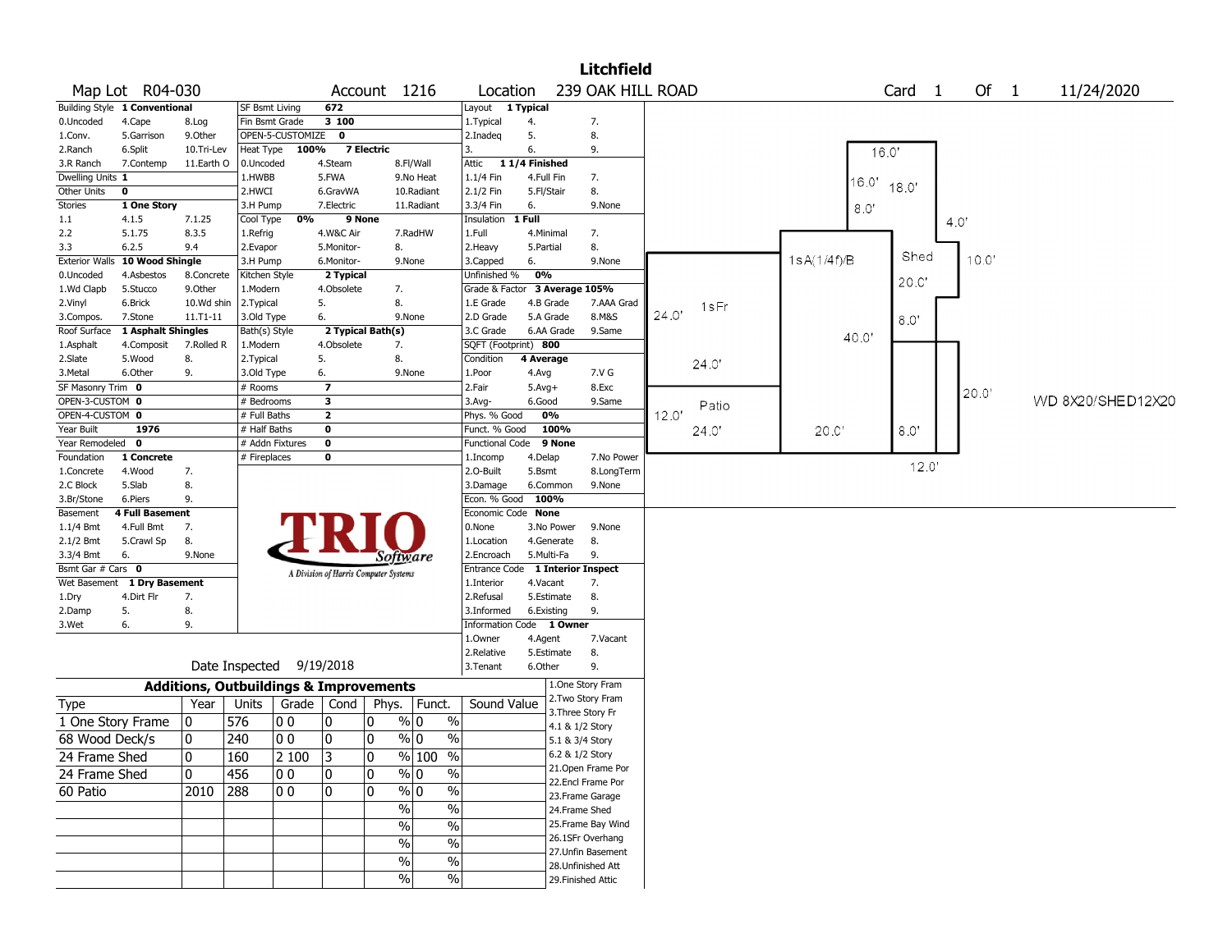# Litchfield

Map Lot R04-030 | Account 1216 | Location 239 OAK HILL ROAD | Card 1 Of 1 | 11/24/2020

| Field | Value |
|---|---|
| Building Style | 1 Conventional |
| Dwelling Units | 1 |
| Other Units | 0 |
| Stories | 1 One Story |
| Exterior Walls | 10 Wood Shingle |
| Roof Surface | 1 Asphalt Shingles |
| SF Masonry Trim | 0 |
| OPEN-3-CUSTOM | 0 |
| OPEN-4-CUSTOM | 0 |
| Year Built | 1976 |
| Year Remodeled | 0 |
| Foundation | 1 Concrete |
| Basement | 4 Full Basement |
| Bsmt Gar # Cars | 0 |
| Wet Basement | 1 Dry Basement |

Building Style codes: 0.Uncoded, 1.Conv., 2.Ranch, 3.R Ranch, 4.Cape, 5.Garrison, 6.Split, 7.Contemp, 8.Log, 9.Other, 10.Tri-Lev, 11.Earth O

Stories codes: 1.1, 2.2, 3.3, 4.1.5, 5.1.75, 6.2.5, 7.1.25, 8.3.5, 9.4

Exterior Walls codes: 0.Uncoded, 1.Wd Clapb, 2.Vinyl, 3.Compos., 4.Asbestos, 5.Stucco, 6.Brick, 7.Stone, 8.Concrete, 9.Other, 10.Wd shin, 11.T1-11

Roof Surface codes: 1.Asphalt, 2.Slate, 3.Metal, 4.Composit, 5.Wood, 6.Other, 7.Rolled R, 8., 9.

Foundation codes: 1.Concrete, 2.C Block, 3.Br/Stone, 4.Wood, 5.Slab, 6.Piers, 7., 8., 9.

Basement codes: 1.1/4 Bmt, 2.1/2 Bmt, 3.3/4 Bmt, 4.Full Bmt, 5.Crawl Sp, 6., 7., 8., 9.None

Wet Basement codes: 1.Dry, 2.Damp, 3.Wet, 4.Dirt Flr, 5., 6., 7., 8., 9.

| Field | Value |
|---|---|
| SF Bsmt Living | 672 |
| Fin Bsmt Grade | 3 100 |
| OPEN-5-CUSTOMIZE | 0 |
| Heat Type | 100% 7 Electric |
| Cool Type | 0% 9 None |
| Kitchen Style | 2 Typical |
| Bath(s) Style | 2 Typical Bath(s) |
| # Rooms | 7 |
| # Bedrooms | 3 |
| # Full Baths | 2 |
| # Half Baths | 0 |
| # Addn Fixtures | 0 |
| # Fireplaces | 0 |

Heat Type codes: 0.Uncoded, 1.HWBB, 2.HWCI, 3.H Pump, 4.Steam, 5.FWA, 6.GravWA, 7.Electric, 8.Fl/Wall, 9.No Heat, 10.Radiant, 11.Radiant

Cool Type codes: 1.Refrig, 2.Evapor, 3.H Pump, 4.W&C Air, 5.Monitor-, 6.Monitor-, 7.RadHW, 8., 9.None

Kitchen Style codes: 1.Modern, 2.Typical, 3.Old Type, 4.Obsolete, 5., 6., 7., 8., 9.None

Bath(s) Style codes: 1.Modern, 2.Typical, 3.Old Type, 4.Obsolete, 5., 6., 7., 8., 9.None

| Field | Value |
|---|---|
| Layout | 1 Typical |
| Attic | 1 1/4 Finished |
| Insulation | 1 Full |
| Unfinished % | 0% |
| Grade & Factor | 3 Average 105% |
| SQFT (Footprint) | 800 |
| Condition | 4 Average |
| Phys. % Good | 0% |
| Funct. % Good | 100% |
| Functional Code | 9 None |
| Econ. % Good | 100% |
| Economic Code | None |
| Entrance Code | 1 Interior Inspect |
| Information Code | 1 Owner |

Layout codes: 1.Typical, 2.Inadeq, 3., 4., 5., 6., 7., 8., 9.

Attic codes: 1.1/4 Fin, 2.1/2 Fin, 3.3/4 Fin, 4.Full Fin, 5.Fl/Stair, 6., 7., 8., 9.None

Insulation codes: 1.Full, 2.Heavy, 3.Capped, 4.Minimal, 5.Partial, 6., 7., 8., 9.None

Grade codes: 1.E Grade, 2.D Grade, 3.C Grade, 4.B Grade, 5.A Grade, 6.AA Grade, 7.AAA Grad, 8.M&S, 9.Same

Condition codes: 1.Poor, 2.Fair, 3.Avg-, 4.Avg, 5.Avg+, 6.Good, 7.V G, 8.Exc, 9.Same

Functional codes: 1.Incomp, 2.O-Built, 3.Damage, 4.Delap, 5.Bsmt, 6.Common, 7.No Power, 8.LongTerm, 9.None

Economic codes: 0.None, 1.Location, 2.Encroach, 3.No Power, 4.Generate, 5.Multi-Fa, 8., 9.None

Entrance codes: 1.Interior, 2.Refusal, 3.Informed, 4.Vacant, 5.Estimate, 6.Existing, 7., 8., 9.

Information codes: 1.Owner, 2.Relative, 3.Tenant, 4.Agent, 5.Estimate, 6.Other, 7.Vacant, 8., 9.

Date Inspected 9/19/2018

## Additions, Outbuildings & Improvements

| Type | Year | Units | Grade | Cond | Phys. | Funct. | Sound Value |
|---|---|---|---|---|---|---|---|
| 1 One Story Frame | 0 | 576 | 0 0 | 0 | 0 % | 0 % | |
| 68 Wood Deck/s | 0 | 240 | 0 0 | 0 | 0 % | 0 % | |
| 24 Frame Shed | 0 | 160 | 2 100 | 3 | 0 % | 100 % | |
| 24 Frame Shed | 0 | 456 | 0 0 | 0 | 0 % | 0 % | |
| 60 Patio | 2010 | 288 | 0 0 | 0 | 0 % | 0 % | |

Type codes: 1.One Story Fram, 2.Two Story Fram, 3.Three Story Fr, 4.1 & 1/2 Story, 5.1 & 3/4 Story, 6.2 & 1/2 Story, 21.Open Frame Por, 22.Encl Frame Por, 23.Frame Garage, 24.Frame Shed, 25.Frame Bay Wind, 26.1SFr Overhang, 27.Unfin Basement, 28.Unfinished Att, 29.Finished Attic

Sketch labels: 1sFr, 1sA(1/4f)/B, Shed, Patio, 16.0', 16.0', 18.0', 8.0', 4.0', 10.0', 20.0', 8.0', 40.0', 24.0', 24.0', 12.0', 24.0', 20.0', 8.0', 20.0', 12.0', WD 8X20/SHED12X20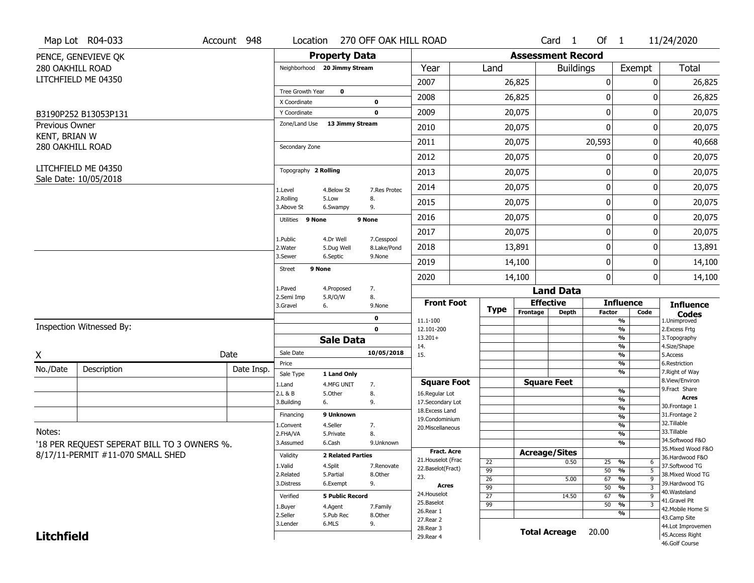Map Lot R04-033 | Account 948 | Location 270 OFF OAK HILL ROAD | Card 1 Of 1 | 11/24/2020

PENCE, GENEVIEVE QK
280 OAKHILL ROAD
LITCHFIELD ME 04350

B3190P252 B13053P131

Previous Owner
KENT, BRIAN W
280 OAKHILL ROAD

LITCHFIELD ME 04350
Sale Date: 10/05/2018

## Property Data

Neighborhood 20 Jimmy Stream

Tree Growth Year 0
X Coordinate 0
Y Coordinate 0
Zone/Land Use 13 Jimmy Stream

Secondary Zone

Topography 2 Rolling

| | | |
|---|---|---|
| 1.Level | 4.Below St | 7.Res Protec |
| 2.Rolling | 5.Low | 8. |
| 3.Above St | 6.Swampy | 9. |

Utilities 9 None 9 None

| | | |
|---|---|---|
| 1.Public | 4.Dr Well | 7.Cesspool |
| 2.Water | 5.Dug Well | 8.Lake/Pond |
| 3.Sewer | 6.Septic | 9.None |

Street 9 None

| | | |
|---|---|---|
| 1.Paved | 4.Proposed | 7. |
| 2.Semi Imp | 5.R/O/W | 8. |
| 3.Gravel | 6. | 9.None |

0
0

## Sale Data

Sale Date 10/05/2018
Price
Sale Type 1 Land Only

| | | |
|---|---|---|
| 1.Land | 4.MFG UNIT | 7. |
| 2.L & B | 5.Other | 8. |
| 3.Building | 6. | 9. |

Financing 9 Unknown

| | | |
|---|---|---|
| 1.Convent | 4.Seller | 7. |
| 2.FHA/VA | 5.Private | 8. |
| 3.Assumed | 6.Cash | 9.Unknown |

Validity 2 Related Parties

| | | |
|---|---|---|
| 1.Valid | 4.Split | 7.Renovate |
| 2.Related | 5.Partial | 8.Other |
| 3.Distress | 6.Exempt | 9. |

Verified 5 Public Record

| | | |
|---|---|---|
| 1.Buyer | 4.Agent | 7.Family |
| 2.Seller | 5.Pub Rec | 8.Other |
| 3.Lender | 6.MLS | 9. |

## Assessment Record

| Year | Land | Buildings | Exempt | Total |
|---|---|---|---|---|
| 2007 | 26,825 | 0 | 0 | 26,825 |
| 2008 | 26,825 | 0 | 0 | 26,825 |
| 2009 | 20,075 | 0 | 0 | 20,075 |
| 2010 | 20,075 | 0 | 0 | 20,075 |
| 2011 | 20,075 | 20,593 | 0 | 40,668 |
| 2012 | 20,075 | 0 | 0 | 20,075 |
| 2013 | 20,075 | 0 | 0 | 20,075 |
| 2014 | 20,075 | 0 | 0 | 20,075 |
| 2015 | 20,075 | 0 | 0 | 20,075 |
| 2016 | 20,075 | 0 | 0 | 20,075 |
| 2017 | 20,075 | 0 | 0 | 20,075 |
| 2018 | 13,891 | 0 | 0 | 13,891 |
| 2019 | 14,100 | 0 | 0 | 14,100 |
| 2020 | 14,100 | 0 | 0 | 14,100 |

## Land Data

| Front Foot | Type | Effective Frontage | Effective Depth | Influence Factor | Influence Code |
|---|---|---|---|---|---|
| 11.1-100 | | | | % | |
| 12.101-200 | | | | % | |
| 13.201+ | | | | % | |
| 14. | | | | % | |
| 15. | | | | % | |
| | | | | % | |
| | | | | % | |
| **Square Foot** | | **Square Feet** | | | |
| 16.Regular Lot | | | | % | |
| 17.Secondary Lot | | | | % | |
| 18.Excess Land | | | | % | |
| 19.Condominium | | | | % | |
| 20.Miscellaneous | | | | % | |
| | | | | % | |
| | | | | % | |
| **Fract. Acre** | | **Acreage/Sites** | | | |
| 21.Houselot (Frac | 22 | | 0.50 | 25 % | 6 |
| 22.Baselot(Fract) | 99 | | | 50 % | 5 |
| 23. | 26 | | 5.00 | 67 % | 9 |
| **Acres** | 99 | | | 50 % | 3 |
| 24.Houselot | 27 | | 14.50 | 67 % | 9 |
| 25.Baselot | 99 | | | 50 % | 3 |
| 26.Rear 1 | | | | % | |
| 27.Rear 2 | | | | | |
| 28.Rear 3 | | | | | |
| 29.Rear 4 | | | | | |

Total Acreage 20.00

**Influence Codes**
1.Unimproved
2.Excess Frtg
3.Topography
4.Size/Shape
5.Access
6.Restriction
7.Right of Way
8.View/Environ
9.Fract Share
**Acres**
30.Frontage 1
31.Frontage 2
32.Tillable
33.Tillable
34.Softwood F&O
35.Mixed Wood F&O
36.Hardwood F&O
37.Softwood TG
38.Mixed Wood TG
39.Hardwood TG
40.Wasteland
41.Gravel Pit
42.Mobile Home Si
43.Camp Site
44.Lot Improvemen
45.Access Right
46.Golf Course

Inspection Witnessed By:

X ______________________ Date

| No./Date | Description | Date Insp. |
|---|---|---|
| | | |
| | | |
| | | |

Notes:
'18 PER REQUEST SEPERAT BILL TO 3 OWNERS %.
8/17/11-PERMIT #11-070 SMALL SHED

**Litchfield**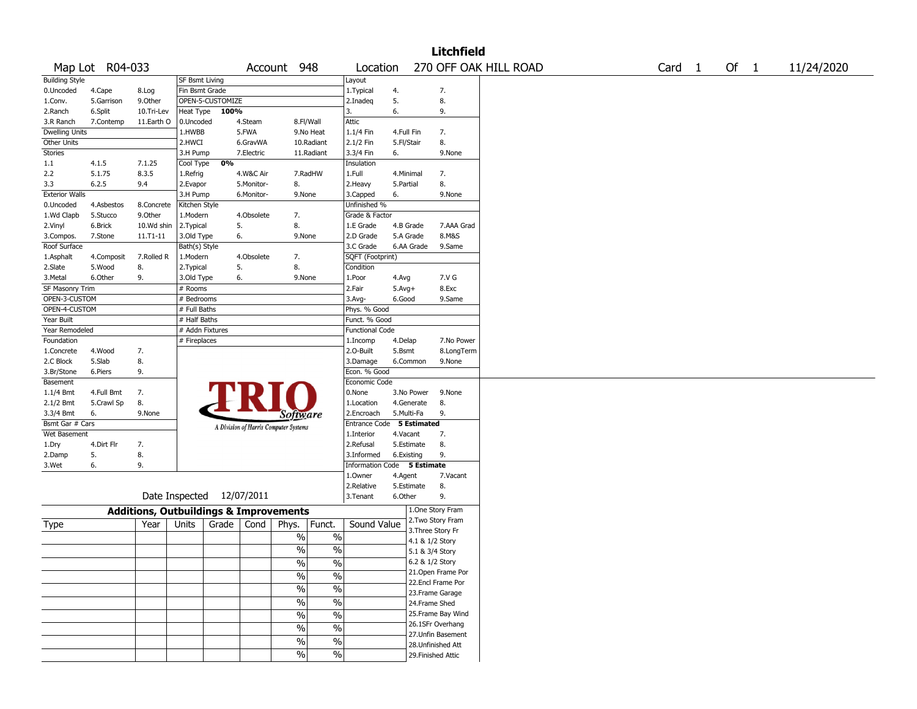# Litchfield

| Map Lot | R04-033 | Account | 948 | Location | 270 OFF OAK HILL ROAD | Card | 1 | Of | 1 | 11/24/2020 |
|---|---|---|---|---|---|---|---|---|---|---|

| Building Style | | | SF Bsmt Living | | | Layout | | |
|---|---|---|---|---|---|---|---|---|
| 0.Uncoded | 4.Cape | 8.Log | Fin Bsmt Grade | | | 1.Typical | 4. | 7. |
| 1.Conv. | 5.Garrison | 9.Other | OPEN-5-CUSTOMIZE | | | 2.Inadeq | 5. | 8. |
| 2.Ranch | 6.Split | 10.Tri-Lev | Heat Type 100% | | | 3. | 6. | 9. |
| 3.R Ranch | 7.Contemp | 11.Earth O | 0.Uncoded | 4.Steam | 8.Fl/Wall | Attic | | |
| Dwelling Units | | | 1.HWBB | 5.FWA | 9.No Heat | 1.1/4 Fin | 4.Full Fin | 7. |
| Other Units | | | 2.HWCI | 6.GravWA | 10.Radiant | 2.1/2 Fin | 5.Fl/Stair | 8. |
| Stories | | | 3.H Pump | 7.Electric | 11.Radiant | 3.3/4 Fin | 6. | 9.None |
| 1.1 | 4.1.5 | 7.1.25 | Cool Type 0% | | | Insulation | | |
| 2.2 | 5.1.75 | 8.3.5 | 1.Refrig | 4.W&C Air | 7.RadHW | 1.Full | 4.Minimal | 7. |
| 3.3 | 6.2.5 | 9.4 | 2.Evapor | 5.Monitor- | 8. | 2.Heavy | 5.Partial | 8. |
| Exterior Walls | | | 3.H Pump | 6.Monitor- | 9.None | 3.Capped | 6. | 9.None |
| 0.Uncoded | 4.Asbestos | 8.Concrete | Kitchen Style | | | Unfinished % | | |
| 1.Wd Clapb | 5.Stucco | 9.Other | 1.Modern | 4.Obsolete | 7. | Grade & Factor | | |
| 2.Vinyl | 6.Brick | 10.Wd shin | 2.Typical | 5. | 8. | 1.E Grade | 4.B Grade | 7.AAA Grad |
| 3.Compos. | 7.Stone | 11.T1-11 | 3.Old Type | 6. | 9.None | 2.D Grade | 5.A Grade | 8.M&S |
| Roof Surface | | | Bath(s) Style | | | 3.C Grade | 6.AA Grade | 9.Same |
| 1.Asphalt | 4.Composit | 7.Rolled R | 1.Modern | 4.Obsolete | 7. | SQFT (Footprint) | | |
| 2.Slate | 5.Wood | 8. | 2.Typical | 5. | 8. | Condition | | |
| 3.Metal | 6.Other | 9. | 3.Old Type | 6. | 9.None | 1.Poor | 4.Avg | 7.V G |
| SF Masonry Trim | | | # Rooms | | | 2.Fair | 5.Avg+ | 8.Exc |
| OPEN-3-CUSTOM | | | # Bedrooms | | | 3.Avg- | 6.Good | 9.Same |
| OPEN-4-CUSTOM | | | # Full Baths | | | Phys. % Good | | |
| Year Built | | | # Half Baths | | | Funct. % Good | | |
| Year Remodeled | | | # Addn Fixtures | | | Functional Code | | |
| Foundation | | | # Fireplaces | | | 1.Incomp | 4.Delap | 7.No Power |
| 1.Concrete | 4.Wood | 7. | | | | 2.O-Built | 5.Bsmt | 8.LongTerm |
| 2.C Block | 5.Slab | 8. | | | | 3.Damage | 6.Common | 9.None |
| 3.Br/Stone | 6.Piers | 9. | | | | Econ. % Good | | |
| Basement | | | | | | Economic Code | | |
| 1.1/4 Bmt | 4.Full Bmt | 7. | | | | 0.None | 3.No Power | 9.None |
| 2.1/2 Bmt | 5.Crawl Sp | 8. | | | | 1.Location | 4.Generate | 8. |
| 3.3/4 Bmt | 6. | 9.None | | | | 2.Encroach | 5.Multi-Fa | 9. |
| Bsmt Gar # Cars | | | | | | Entrance Code 5 Estimated | | |
| Wet Basement | | | | | | 1.Interior | 4.Vacant | 7. |
| 1.Dry | 4.Dirt Flr | 7. | | | | 2.Refusal | 5.Estimate | 8. |
| 2.Damp | 5. | 8. | | | | 3.Informed | 6.Existing | 9. |
| 3.Wet | 6. | 9. | | | | Information Code 5 Estimate | | |
| | | | | | | 1.Owner | 4.Agent | 7.Vacant |
| | | | | | | 2.Relative | 5.Estimate | 8. |
| | | | Date Inspected 12/07/2011 | | | 3.Tenant | 6.Other | 9. |

TRIO Software — A Division of Harris Computer Systems

## Additions, Outbuildings & Improvements

| Type | Year | Units | Grade | Cond | Phys. | Funct. | Sound Value |
|---|---|---|---|---|---|---|---|
| | | | | | % | % | |
| | | | | | % | % | |
| | | | | | % | % | |
| | | | | | % | % | |
| | | | | | % | % | |
| | | | | | % | % | |
| | | | | | % | % | |
| | | | | | % | % | |
| | | | | | % | % | |
| | | | | | % | % | |

1.One Story Fram
2.Two Story Fram
3.Three Story Fr
4.1 & 1/2 Story
5.1 & 3/4 Story
6.2 & 1/2 Story
21.Open Frame Por
22.Encl Frame Por
23.Frame Garage
24.Frame Shed
25.Frame Bay Wind
26.1SFr Overhang
27.Unfin Basement
28.Unfinished Att
29.Finished Attic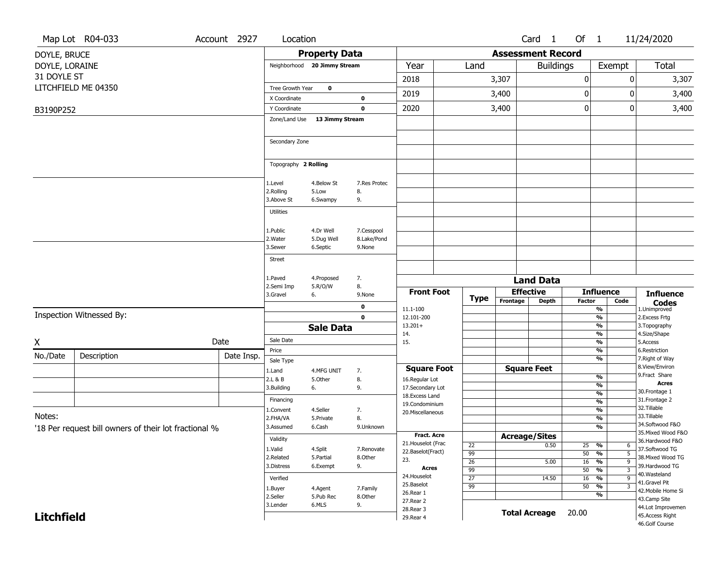Map Lot R04-033 | Account 2927 | Location | Card 1 Of 1 | 11/24/2020

DOYLE, BRUCE
DOYLE, LORAINE
31 DOYLE ST
LITCHFIELD ME 04350

B3190P252

## Property Data

Neighborhood **20 Jimmy Stream**

Tree Growth Year **0**
X Coordinate **0**
Y Coordinate **0**
Zone/Land Use **13 Jimmy Stream**

Secondary Zone

Topography **2 Rolling**

| | | |
|---|---|---|
| 1.Level | 4.Below St | 7.Res Protec |
| 2.Rolling | 5.Low | 8. |
| 3.Above St | 6.Swampy | 9. |

Utilities

| | | |
|---|---|---|
| 1.Public | 4.Dr Well | 7.Cesspool |
| 2.Water | 5.Dug Well | 8.Lake/Pond |
| 3.Sewer | 6.Septic | 9.None |

Street

| | | |
|---|---|---|
| 1.Paved | 4.Proposed | 7. |
| 2.Semi Imp | 5.R/O/W | 8. |
| 3.Gravel | 6. | 9.None |

0
0

## Sale Data

Sale Date
Price
Sale Type

| | | |
|---|---|---|
| 1.Land | 4.MFG UNIT | 7. |
| 2.L & B | 5.Other | 8. |
| 3.Building | 6. | 9. |

Financing

| | | |
|---|---|---|
| 1.Convent | 4.Seller | 7. |
| 2.FHA/VA | 5.Private | 8. |
| 3.Assumed | 6.Cash | 9.Unknown |

Validity

| | | |
|---|---|---|
| 1.Valid | 4.Split | 7.Renovate |
| 2.Related | 5.Partial | 8.Other |
| 3.Distress | 6.Exempt | 9. |

Verified

| | | |
|---|---|---|
| 1.Buyer | 4.Agent | 7.Family |
| 2.Seller | 5.Pub Rec | 8.Other |
| 3.Lender | 6.MLS | 9. |

## Assessment Record

| Year | Land | Buildings | Exempt | Total |
|---|---|---|---|---|
| 2018 | 3,307 | 0 | 0 | 3,307 |
| 2019 | 3,400 | 0 | 0 | 3,400 |
| 2020 | 3,400 | 0 | 0 | 3,400 |

## Land Data

| Front Foot | Type | Effective Frontage | Effective Depth | Influence Factor | Influence Code |
|---|---|---|---|---|---|
| 11.1-100 | | | | % | |
| 12.101-200 | | | | % | |
| 13.201+ | | | | % | |
| 14. | | | | % | |
| 15. | | | | % | |
| | | | | % | |

| Square Foot | Type | Square Feet | Factor | Code |
|---|---|---|---|---|
| 16.Regular Lot | | | % | |
| 17.Secondary Lot | | | % | |
| 18.Excess Land | | | % | |
| 19.Condominium | | | % | |
| 20.Miscellaneous | | | % | |
| | | | % | |
| | | | % | |

| Fract. Acre / Acres | Type | Acreage/Sites | Factor | Code |
|---|---|---|---|---|
| 21.Houselot (Frac | 22 | 0.50 | 25 % | 6 |
| 22.Baselot(Fract) | 99 | | 50 % | 5 |
| 23. | 26 | 5.00 | 16 % | 9 |
| 24.Houselot | 99 | | 50 % | 3 |
| 25.Baselot | 27 | 14.50 | 16 % | 9 |
| 26.Rear 1 | 99 | | 50 % | 3 |
| 27.Rear 2 | | | % | |
| 28.Rear 3 | | | | |
| 29.Rear 4 | | | | |

**Total Acreage** 20.00

**Influence Codes**
1.Unimproved
2.Excess Frtg
3.Topography
4.Size/Shape
5.Access
6.Restriction
7.Right of Way
8.View/Environ
9.Fract Share

**Acres**
30.Frontage 1
31.Frontage 2
32.Tillable
33.Tillable
34.Softwood F&O
35.Mixed Wood F&O
36.Hardwood F&O
37.Softwood TG
38.Mixed Wood TG
39.Hardwood TG
40.Wasteland
41.Gravel Pit
42.Mobile Home Si
43.Camp Site
44.Lot Improvemen
45.Access Right
46.Golf Course

Inspection Witnessed By:

X _______________ Date

| No./Date | Description | Date Insp. |
|---|---|---|
| | | |
| | | |
| | | |

Notes:
'18 Per request bill owners of their lot fractional %

**Litchfield**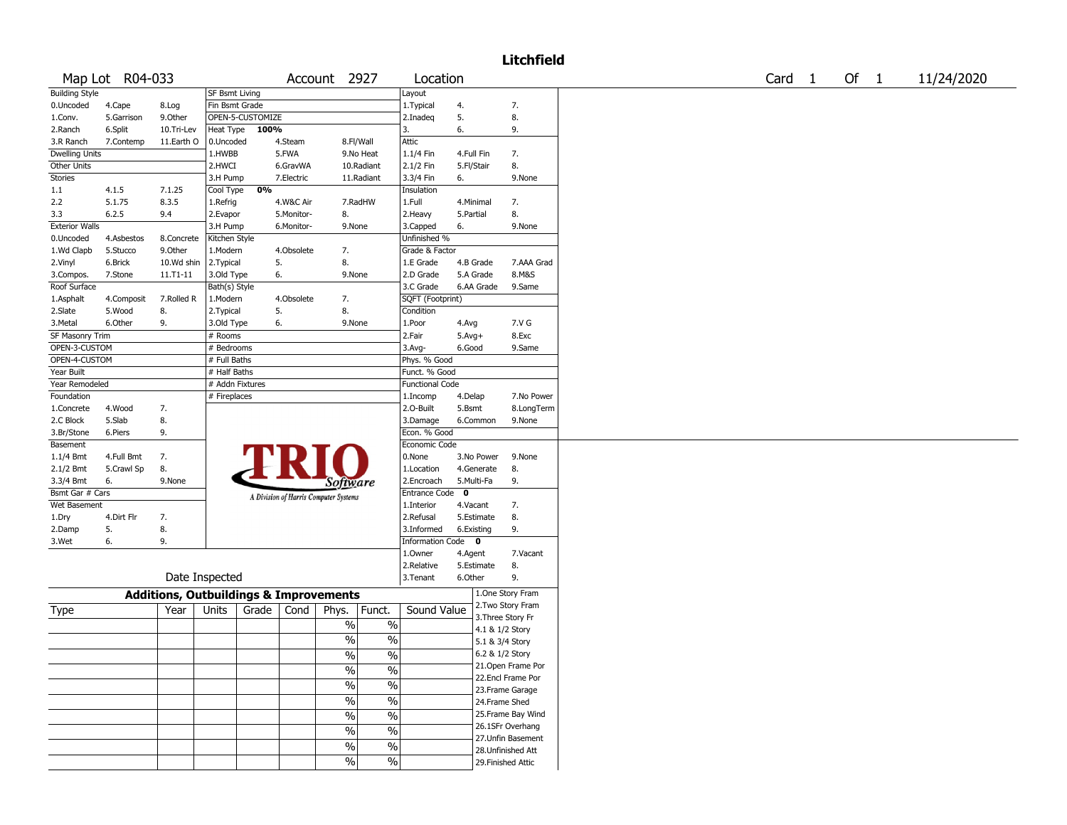# Litchfield

Map Lot R04-033 | Account 2927 | Location | Card 1 Of 1 | 11/24/2020

| Building Style | | | SF Bsmt Living | | | Layout | | |
|---|---|---|---|---|---|---|---|---|
| 0.Uncoded | 4.Cape | 8.Log | Fin Bsmt Grade | | | 1.Typical | 4. | 7. |
| 1.Conv. | 5.Garrison | 9.Other | OPEN-5-CUSTOMIZE | | | 2.Inadeq | 5. | 8. |
| 2.Ranch | 6.Split | 10.Tri-Lev | Heat Type 100% | | | 3. | 6. | 9. |
| 3.R Ranch | 7.Contemp | 11.Earth O | 0.Uncoded | 4.Steam | 8.Fl/Wall | Attic | | |
| Dwelling Units | | | 1.HWBB | 5.FWA | 9.No Heat | 1.1/4 Fin | 4.Full Fin | 7. |
| Other Units | | | 2.HWCI | 6.GravWA | 10.Radiant | 2.1/2 Fin | 5.Fl/Stair | 8. |
| Stories | | | 3.H Pump | 7.Electric | 11.Radiant | 3.3/4 Fin | 6. | 9.None |
| 1.1 | 4.1.5 | 7.1.25 | Cool Type 0% | | | Insulation | | |
| 2.2 | 5.1.75 | 8.3.5 | 1.Refrig | 4.W&C Air | 7.RadHW | 1.Full | 4.Minimal | 7. |
| 3.3 | 6.2.5 | 9.4 | 2.Evapor | 5.Monitor- | 8. | 2.Heavy | 5.Partial | 8. |
| Exterior Walls | | | 3.H Pump | 6.Monitor- | 9.None | 3.Capped | 6. | 9.None |
| 0.Uncoded | 4.Asbestos | 8.Concrete | Kitchen Style | | | Unfinished % | | |
| 1.Wd Clapb | 5.Stucco | 9.Other | 1.Modern | 4.Obsolete | 7. | Grade & Factor | | |
| 2.Vinyl | 6.Brick | 10.Wd shin | 2.Typical | 5. | 8. | 1.E Grade | 4.B Grade | 7.AAA Grad |
| 3.Compos. | 7.Stone | 11.T1-11 | 3.Old Type | 6. | 9.None | 2.D Grade | 5.A Grade | 8.M&S |
| Roof Surface | | | Bath(s) Style | | | 3.C Grade | 6.AA Grade | 9.Same |
| 1.Asphalt | 4.Composit | 7.Rolled R | 1.Modern | 4.Obsolete | 7. | SQFT (Footprint) | | |
| 2.Slate | 5.Wood | 8. | 2.Typical | 5. | 8. | Condition | | |
| 3.Metal | 6.Other | 9. | 3.Old Type | 6. | 9.None | 1.Poor | 4.Avg | 7.V G |
| SF Masonry Trim | | | # Rooms | | | 2.Fair | 5.Avg+ | 8.Exc |
| OPEN-3-CUSTOM | | | # Bedrooms | | | 3.Avg- | 6.Good | 9.Same |
| OPEN-4-CUSTOM | | | # Full Baths | | | Phys. % Good | | |
| Year Built | | | # Half Baths | | | Funct. % Good | | |
| Year Remodeled | | | # Addn Fixtures | | | Functional Code | | |
| Foundation | | | # Fireplaces | | | 1.Incomp | 4.Delap | 7.No Power |
| 1.Concrete | 4.Wood | 7. | | | | 2.O-Built | 5.Bsmt | 8.LongTerm |
| 2.C Block | 5.Slab | 8. | | | | 3.Damage | 6.Common | 9.None |
| 3.Br/Stone | 6.Piers | 9. | | | | Econ. % Good | | |
| Basement | | | | | | Economic Code | | |
| 1.1/4 Bmt | 4.Full Bmt | 7. | | | | 0.None | 3.No Power | 9.None |
| 2.1/2 Bmt | 5.Crawl Sp | 8. | | | | 1.Location | 4.Generate | 8. |
| 3.3/4 Bmt | 6. | 9.None | | | | 2.Encroach | 5.Multi-Fa | 9. |
| Bsmt Gar # Cars | | | | | | Entrance Code 0 | | |
| Wet Basement | | | | | | 1.Interior | 4.Vacant | 7. |
| 1.Dry | 4.Dirt Flr | 7. | | | | 2.Refusal | 5.Estimate | 8. |
| 2.Damp | 5. | 8. | | | | 3.Informed | 6.Existing | 9. |
| 3.Wet | 6. | 9. | | | | Information Code 0 | | |
| | | | | | | 1.Owner | 4.Agent | 7.Vacant |
| | | | | | | 2.Relative | 5.Estimate | 8. |
| Date Inspected | | | | | | 3.Tenant | 6.Other | 9. |

TRIO Software — A Division of Harris Computer Systems

## Additions, Outbuildings & Improvements

| Type | Year | Units | Grade | Cond | Phys. | Funct. | Sound Value |
|---|---|---|---|---|---|---|---|
| | | | | | % | % | |
| | | | | | % | % | |
| | | | | | % | % | |
| | | | | | % | % | |
| | | | | | % | % | |
| | | | | | % | % | |
| | | | | | % | % | |
| | | | | | % | % | |
| | | | | | % | % | |
| | | | | | % | % | |

1.One Story Fram
2.Two Story Fram
3.Three Story Fr
4.1 & 1/2 Story
5.1 & 3/4 Story
6.2 & 1/2 Story
21.Open Frame Por
22.Encl Frame Por
23.Frame Garage
24.Frame Shed
25.Frame Bay Wind
26.1SFr Overhang
27.Unfin Basement
28.Unfinished Att
29.Finished Attic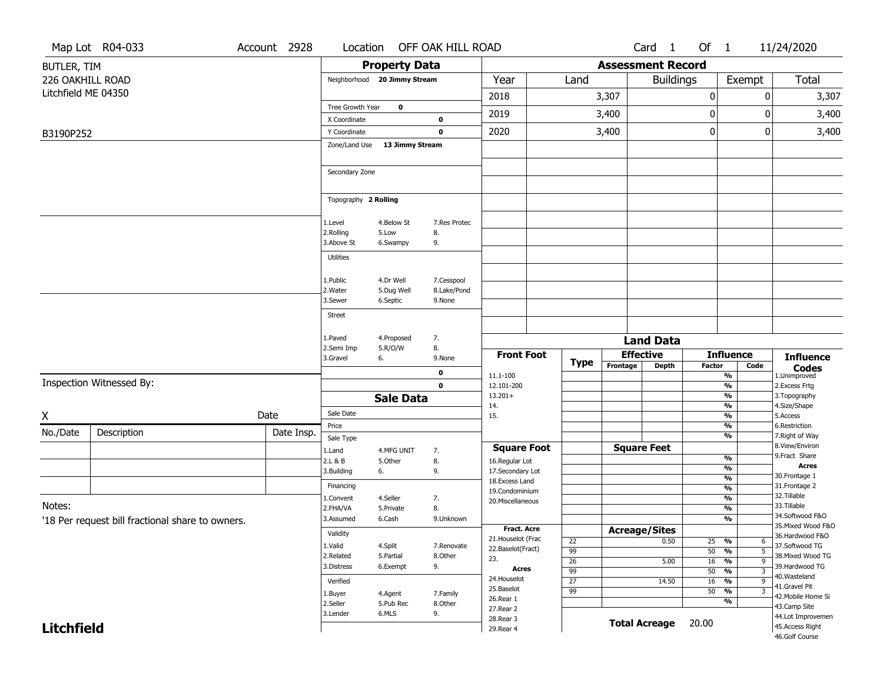Map Lot R04-033 | Account 2928 | Location OFF OAK HILL ROAD | Card 1 Of 1 | 11/24/2020

BUTLER, TIM
226 OAKHILL ROAD
Litchfield ME 04350

B3190P252

## Property Data

Neighborhood **20 Jimmy Stream**

Tree Growth Year **0**
X Coordinate **0**
Y Coordinate **0**
Zone/Land Use **13 Jimmy Stream**

Secondary Zone

Topography **2 Rolling**

1.Level | 4.Below St | 7.Res Protec
2.Rolling | 5.Low | 8.
3.Above St | 6.Swampy | 9.

Utilities

1.Public | 4.Dr Well | 7.Cesspool
2.Water | 5.Dug Well | 8.Lake/Pond
3.Sewer | 6.Septic | 9.None

Street

1.Paved | 4.Proposed | 7.
2.Semi Imp | 5.R/O/W | 8.
3.Gravel | 6. | 9.None

**0**
**0**

## Assessment Record

| Year | Land | Buildings | Exempt | Total |
|---|---|---|---|---|
| 2018 | 3,307 | 0 | 0 | 3,307 |
| 2019 | 3,400 | 0 | 0 | 3,400 |
| 2020 | 3,400 | 0 | 0 | 3,400 |

Inspection Witnessed By:

X Date

| No./Date | Description | Date Insp. |
|---|---|---|
| | | |
| | | |
| | | |

## Sale Data

Sale Date
Price
Sale Type
1.Land | 4.MFG UNIT | 7.
2.L & B | 5.Other | 8.
3.Building | 6. | 9.

Financing
1.Convent | 4.Seller | 7.
2.FHA/VA | 5.Private | 8.
3.Assumed | 6.Cash | 9.Unknown

Validity
1.Valid | 4.Split | 7.Renovate
2.Related | 5.Partial | 8.Other
3.Distress | 6.Exempt | 9.

Verified
1.Buyer | 4.Agent | 7.Family
2.Seller | 5.Pub Rec | 8.Other
3.Lender | 6.MLS | 9.

Notes:
'18 Per request bill fractional share to owners.

## Land Data

**Front Foot**: 11.1-100, 12.101-200, 13.201+, 14., 15.

**Square Foot**: 16.Regular Lot, 17.Secondary Lot, 18.Excess Land, 19.Condominium, 20.Miscellaneous

**Fract. Acre**: 21.Houselot (Frac, 22.Baselot(Fract), 23.

**Acres**: 24.Houselot, 25.Baselot, 26.Rear 1, 27.Rear 2, 28.Rear 3, 29.Rear 4

### Acreage/Sites

| Type | Acreage/Sites | Influence Factor | Code |
|---|---|---|---|
| 22 | 0.50 | 25 % | 6 |
| 99 | | 50 % | 5 |
| 26 | 5.00 | 16 % | 9 |
| 99 | | 50 % | 3 |
| 27 | 14.50 | 16 % | 9 |
| 99 | | 50 % | 3 |

**Total Acreage** 20.00

**Influence Codes**
1.Unimproved
2.Excess Frtg
3.Topography
4.Size/Shape
5.Access
6.Restriction
7.Right of Way
8.View/Environ
9.Fract Share

**Acres**
30.Frontage 1
31.Frontage 2
32.Tillable
33.Tillable
34.Softwood F&O
35.Mixed Wood F&O
36.Hardwood F&O
37.Softwood TG
38.Mixed Wood TG
39.Hardwood TG
40.Wasteland
41.Gravel Pit
42.Mobile Home Si
43.Camp Site
44.Lot Improvemen
45.Access Right
46.Golf Course

**Litchfield**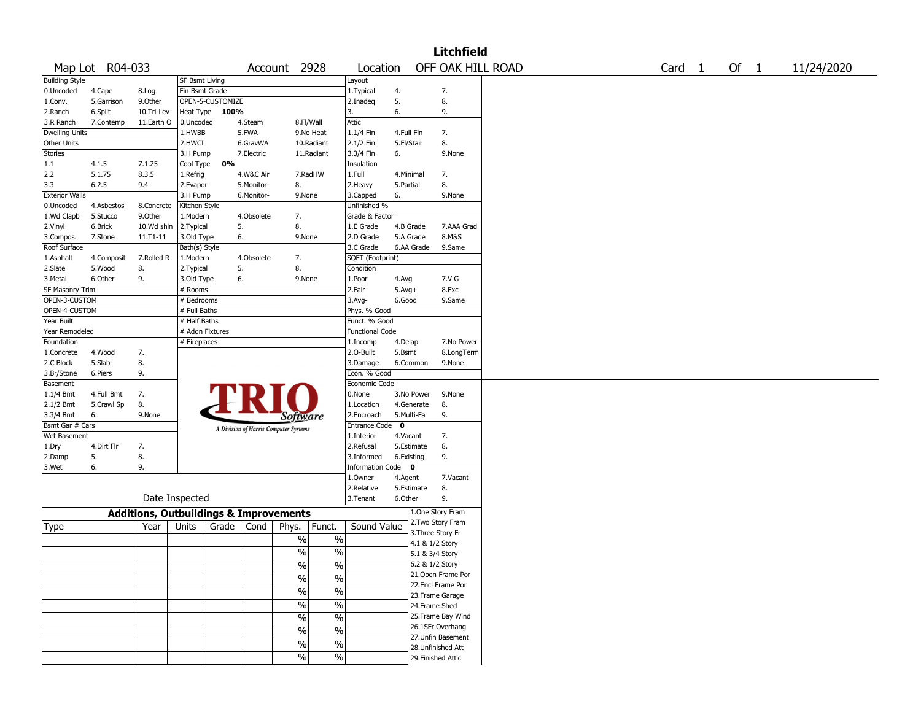# Litchfield

| Map Lot | R04-033 | Account | 2928 | Location | OFF OAK HILL ROAD | Card | 1 | Of | 1 | 11/24/2020 |
|---|---|---|---|---|---|---|---|---|---|---|

| Building Style | | | SF Bsmt Living | | | Layout | | |
|---|---|---|---|---|---|---|---|---|
| 0.Uncoded | 4.Cape | 8.Log | Fin Bsmt Grade | | | 1.Typical | 4. | 7. |
| 1.Conv. | 5.Garrison | 9.Other | OPEN-5-CUSTOMIZE | | | 2.Inadeq | 5. | 8. |
| 2.Ranch | 6.Split | 10.Tri-Lev | Heat Type 100% | | | 3. | 6. | 9. |
| 3.R Ranch | 7.Contemp | 11.Earth O | 0.Uncoded | 4.Steam | 8.Fl/Wall | Attic | | |
| Dwelling Units | | | 1.HWBB | 5.FWA | 9.No Heat | 1.1/4 Fin | 4.Full Fin | 7. |
| Other Units | | | 2.HWCI | 6.GravWA | 10.Radiant | 2.1/2 Fin | 5.Fl/Stair | 8. |
| Stories | | | 3.H Pump | 7.Electric | 11.Radiant | 3.3/4 Fin | 6. | 9.None |
| 1.1 | 4.1.5 | 7.1.25 | Cool Type 0% | | | Insulation | | |
| 2.2 | 5.1.75 | 8.3.5 | 1.Refrig | 4.W&C Air | 7.RadHW | 1.Full | 4.Minimal | 7. |
| 3.3 | 6.2.5 | 9.4 | 2.Evapor | 5.Monitor- | 8. | 2.Heavy | 5.Partial | 8. |
| Exterior Walls | | | 3.H Pump | 6.Monitor- | 9.None | 3.Capped | 6. | 9.None |
| 0.Uncoded | 4.Asbestos | 8.Concrete | Kitchen Style | | | Unfinished % | | |
| 1.Wd Clapb | 5.Stucco | 9.Other | 1.Modern | 4.Obsolete | 7. | Grade & Factor | | |
| 2.Vinyl | 6.Brick | 10.Wd shin | 2.Typical | 5. | 8. | 1.E Grade | 4.B Grade | 7.AAA Grad |
| 3.Compos. | 7.Stone | 11.T1-11 | 3.Old Type | 6. | 9.None | 2.D Grade | 5.A Grade | 8.M&S |
| Roof Surface | | | Bath(s) Style | | | 3.C Grade | 6.AA Grade | 9.Same |
| 1.Asphalt | 4.Composit | 7.Rolled R | 1.Modern | 4.Obsolete | 7. | SQFT (Footprint) | | |
| 2.Slate | 5.Wood | 8. | 2.Typical | 5. | 8. | Condition | | |
| 3.Metal | 6.Other | 9. | 3.Old Type | 6. | 9.None | 1.Poor | 4.Avg | 7.V G |
| SF Masonry Trim | | | # Rooms | | | 2.Fair | 5.Avg+ | 8.Exc |
| OPEN-3-CUSTOM | | | # Bedrooms | | | 3.Avg- | 6.Good | 9.Same |
| OPEN-4-CUSTOM | | | # Full Baths | | | Phys. % Good | | |
| Year Built | | | # Half Baths | | | Funct. % Good | | |
| Year Remodeled | | | # Addn Fixtures | | | Functional Code | | |
| Foundation | | | # Fireplaces | | | 1.Incomp | 4.Delap | 7.No Power |
| 1.Concrete | 4.Wood | 7. | | | | 2.O-Built | 5.Bsmt | 8.LongTerm |
| 2.C Block | 5.Slab | 8. | | | | 3.Damage | 6.Common | 9.None |
| 3.Br/Stone | 6.Piers | 9. | | | | Econ. % Good | | |
| Basement | | | | | | Economic Code | | |
| 1.1/4 Bmt | 4.Full Bmt | 7. | | | | 0.None | 3.No Power | 9.None |
| 2.1/2 Bmt | 5.Crawl Sp | 8. | | | | 1.Location | 4.Generate | 8. |
| 3.3/4 Bmt | 6. | 9.None | | | | 2.Encroach | 5.Multi-Fa | 9. |
| Bsmt Gar # Cars | | | | | | Entrance Code 0 | | |
| Wet Basement | | | | | | 1.Interior | 4.Vacant | 7. |
| 1.Dry | 4.Dirt Flr | 7. | | | | 2.Refusal | 5.Estimate | 8. |
| 2.Damp | 5. | 8. | | | | 3.Informed | 6.Existing | 9. |
| 3.Wet | 6. | 9. | | | | Information Code 0 | | |
| | | | | | | 1.Owner | 4.Agent | 7.Vacant |
| | | | | | | 2.Relative | 5.Estimate | 8. |
| Date Inspected | | | | | | 3.Tenant | 6.Other | 9. |

TRIO Software — A Division of Harris Computer Systems

## Additions, Outbuildings & Improvements

| Type | Year | Units | Grade | Cond | Phys. | Funct. | Sound Value |
|---|---|---|---|---|---|---|---|
| | | | | | % | % | |
| | | | | | % | % | |
| | | | | | % | % | |
| | | | | | % | % | |
| | | | | | % | % | |
| | | | | | % | % | |
| | | | | | % | % | |
| | | | | | % | % | |
| | | | | | % | % | |
| | | | | | % | % | |

1.One Story Fram
2.Two Story Fram
3.Three Story Fr
4.1 & 1/2 Story
5.1 & 3/4 Story
6.2 & 1/2 Story
21.Open Frame Por
22.Encl Frame Por
23.Frame Garage
24.Frame Shed
25.Frame Bay Wind
26.1SFr Overhang
27.Unfin Basement
28.Unfinished Att
29.Finished Attic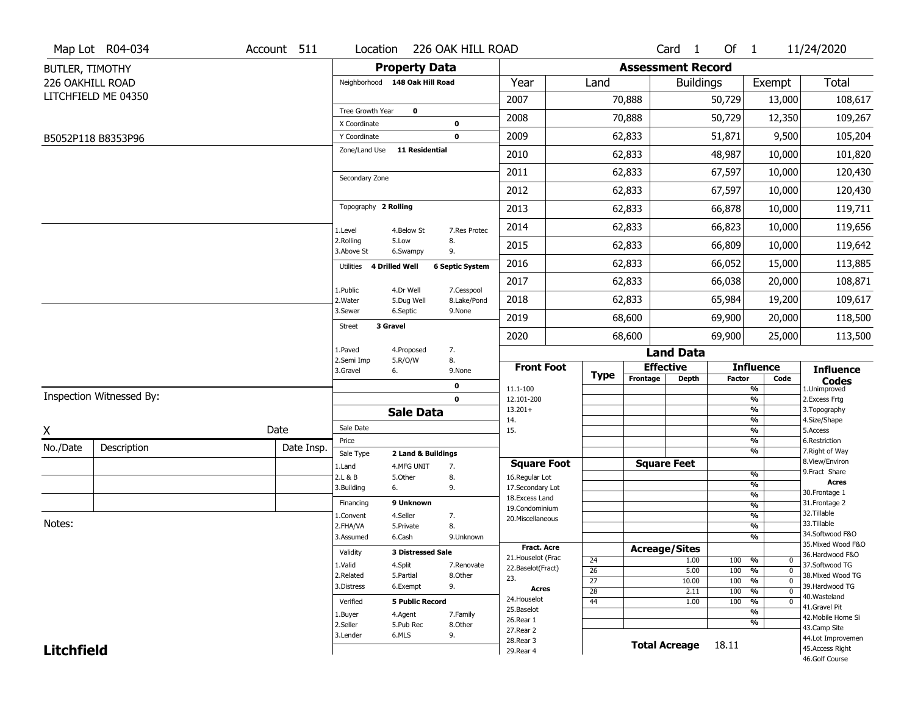Map Lot R04-034 | Account 511 | Location 226 OAK HILL ROAD | Card 1 Of 1 | 11/24/2020

BUTLER, TIMOTHY
226 OAKHILL ROAD
LITCHFIELD ME 04350

B5052P118 B8353P96

## Property Data

Neighborhood **148 Oak Hill Road**

Tree Growth Year **0**
X Coordinate **0**
Y Coordinate **0**
Zone/Land Use **11 Residential**

Secondary Zone

Topography **2 Rolling**

| | | |
|---|---|---|
| 1.Level | 4.Below St | 7.Res Protec |
| 2.Rolling | 5.Low | 8. |
| 3.Above St | 6.Swampy | 9. |

Utilities **4 Drilled Well** **6 Septic System**

| | | |
|---|---|---|
| 1.Public | 4.Dr Well | 7.Cesspool |
| 2.Water | 5.Dug Well | 8.Lake/Pond |
| 3.Sewer | 6.Septic | 9.None |

Street **3 Gravel**

| | | |
|---|---|---|
| 1.Paved | 4.Proposed | 7. |
| 2.Semi Imp | 5.R/O/W | 8. |
| 3.Gravel | 6. | 9.None |

**0**
**0**

## Assessment Record

| Year | Land | Buildings | Exempt | Total |
|---|---|---|---|---|
| 2007 | 70,888 | 50,729 | 13,000 | 108,617 |
| 2008 | 70,888 | 50,729 | 12,350 | 109,267 |
| 2009 | 62,833 | 51,871 | 9,500 | 105,204 |
| 2010 | 62,833 | 48,987 | 10,000 | 101,820 |
| 2011 | 62,833 | 67,597 | 10,000 | 120,430 |
| 2012 | 62,833 | 67,597 | 10,000 | 120,430 |
| 2013 | 62,833 | 66,878 | 10,000 | 119,711 |
| 2014 | 62,833 | 66,823 | 10,000 | 119,656 |
| 2015 | 62,833 | 66,809 | 10,000 | 119,642 |
| 2016 | 62,833 | 66,052 | 15,000 | 113,885 |
| 2017 | 62,833 | 66,038 | 20,000 | 108,871 |
| 2018 | 62,833 | 65,984 | 19,200 | 109,617 |
| 2019 | 68,600 | 69,900 | 20,000 | 118,500 |
| 2020 | 68,600 | 69,900 | 25,000 | 113,500 |

## Land Data

| Front Foot | Type | Effective Frontage | Effective Depth | Influence Factor | Influence Code |
|---|---|---|---|---|---|
| 11.1-100 | | | | % | |
| 12.101-200 | | | | % | |
| 13.201+ | | | | % | |
| 14. | | | | % | |
| 15. | | | | % | |
| | | | | % | |

| Square Foot | Square Feet | | |
|---|---|---|---|
| 16.Regular Lot | | % | |
| 17.Secondary Lot | | % | |
| 18.Excess Land | | % | |
| 19.Condominium | | % | |
| 20.Miscellaneous | | % | |
| | | % | |
| | | % | |

| Fract. Acre / Acres | Type | Acreage/Sites | Factor | Code |
|---|---|---|---|---|
| 21.Houselot (Frac | 24 | 1.00 | 100 % | 0 |
| 22.Baselot(Fract) | 26 | 5.00 | 100 % | 0 |
| 23. | 27 | 10.00 | 100 % | 0 |
| 24.Houselot | 28 | 2.11 | 100 % | 0 |
| 25.Baselot | 44 | 1.00 | 100 % | 0 |
| 26.Rear 1 | | | % | |
| 27.Rear 2 | | | % | |
| 28.Rear 3 | | | | |
| 29.Rear 4 | | | | |

**Total Acreage** 18.11

**Influence Codes**
1.Unimproved
2.Excess Frtg
3.Topography
4.Size/Shape
5.Access
6.Restriction
7.Right of Way
8.View/Environ
9.Fract Share
**Acres**
30.Frontage 1
31.Frontage 2
32.Tillable
33.Tillable
34.Softwood F&O
35.Mixed Wood F&O
36.Hardwood F&O
37.Softwood TG
38.Mixed Wood TG
39.Hardwood TG
40.Wasteland
41.Gravel Pit
42.Mobile Home Si
43.Camp Site
44.Lot Improvemen
45.Access Right
46.Golf Course

## Sale Data

Sale Date
Price
Sale Type **2 Land & Buildings**

| | | |
|---|---|---|
| 1.Land | 4.MFG UNIT | 7. |
| 2.L & B | 5.Other | 8. |
| 3.Building | 6. | 9. |

Financing **9 Unknown**

| | | |
|---|---|---|
| 1.Convent | 4.Seller | 7. |
| 2.FHA/VA | 5.Private | 8. |
| 3.Assumed | 6.Cash | 9.Unknown |

Validity **3 Distressed Sale**

| | | |
|---|---|---|
| 1.Valid | 4.Split | 7.Renovate |
| 2.Related | 5.Partial | 8.Other |
| 3.Distress | 6.Exempt | 9. |

Verified **5 Public Record**

| | | |
|---|---|---|
| 1.Buyer | 4.Agent | 7.Family |
| 2.Seller | 5.Pub Rec | 8.Other |
| 3.Lender | 6.MLS | 9. |

Inspection Witnessed By:

X Date

| No./Date | Description | Date Insp. |
|---|---|---|
| | | |
| | | |
| | | |

Notes:

**Litchfield**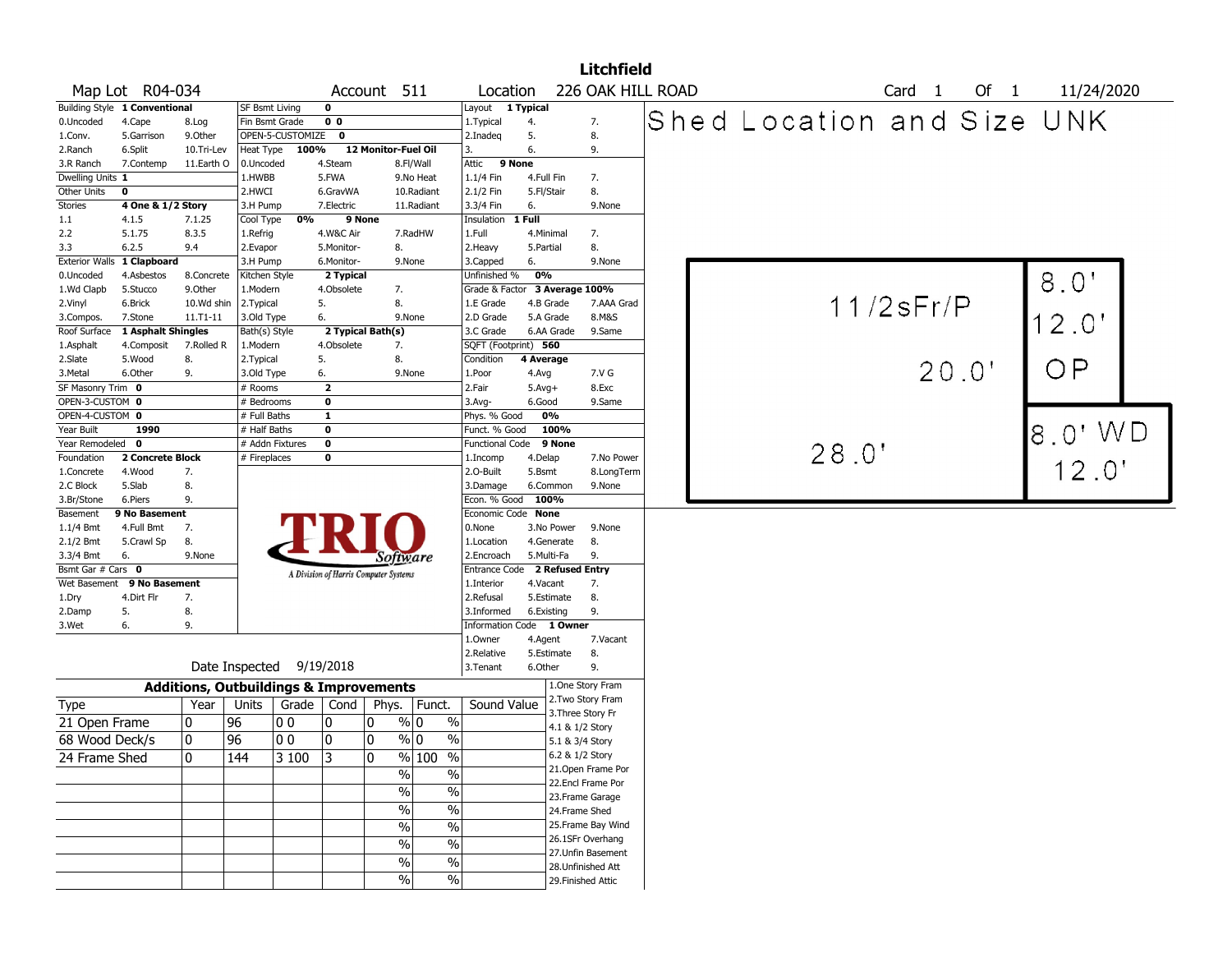# Litchfield

Map Lot R04-034 | Account 511 | Location 226 OAK HILL ROAD | Card 1 Of 1 | 11/24/2020

| Field | Value |
|---|---|
| Building Style | 1 Conventional |
| Dwelling Units | 1 |
| Other Units | 0 |
| Stories | 4 One & 1/2 Story |
| Exterior Walls | 1 Clapboard |
| Roof Surface | 1 Asphalt Shingles |
| SF Masonry Trim | 0 |
| OPEN-3-CUSTOM | 0 |
| OPEN-4-CUSTOM | 0 |
| Year Built | 1990 |
| Year Remodeled | 0 |
| Foundation | 2 Concrete Block |
| Basement | 9 No Basement |
| Bsmt Gar # Cars | 0 |
| Wet Basement | 9 No Basement |
| SF Bsmt Living | 0 |
| Fin Bsmt Grade | 0 0 |
| OPEN-5-CUSTOMIZE | 0 |
| Heat Type | 100% 12 Monitor-Fuel Oil |
| Cool Type | 0% 9 None |
| Kitchen Style | 2 Typical |
| Bath(s) Style | 2 Typical Bath(s) |
| # Rooms | 2 |
| # Bedrooms | 0 |
| # Full Baths | 1 |
| # Half Baths | 0 |
| # Addn Fixtures | 0 |
| # Fireplaces | 0 |
| Layout | 1 Typical |
| Attic | 9 None |
| Insulation | 1 Full |
| Unfinished % | 0% |
| Grade & Factor | 3 Average 100% |
| SQFT (Footprint) | 560 |
| Condition | 4 Average |
| Phys. % Good | 0% |
| Funct. % Good | 100% |
| Functional Code | 9 None |
| Econ. % Good | 100% |
| Economic Code | None |
| Entrance Code | 2 Refused Entry |
| Information Code | 1 Owner |

Date Inspected 9/19/2018

## Additions, Outbuildings & Improvements

| Type | Year | Units | Grade | Cond | Phys. | Funct. | Sound Value |
|---|---|---|---|---|---|---|---|
| 21 Open Frame | 0 | 96 | 0 0 | 0 | 0 % | 0 % | |
| 68 Wood Deck/s | 0 | 96 | 0 0 | 0 | 0 % | 0 % | |
| 24 Frame Shed | 0 | 144 | 3 100 | 3 | 0 % | 100 % | |

Shed Location and Size UNK

Sketch: 1 1/2sFr/P 28.0' x 20.0'; OP 8.0' x 12.0'; WD 8.0' x 12.0'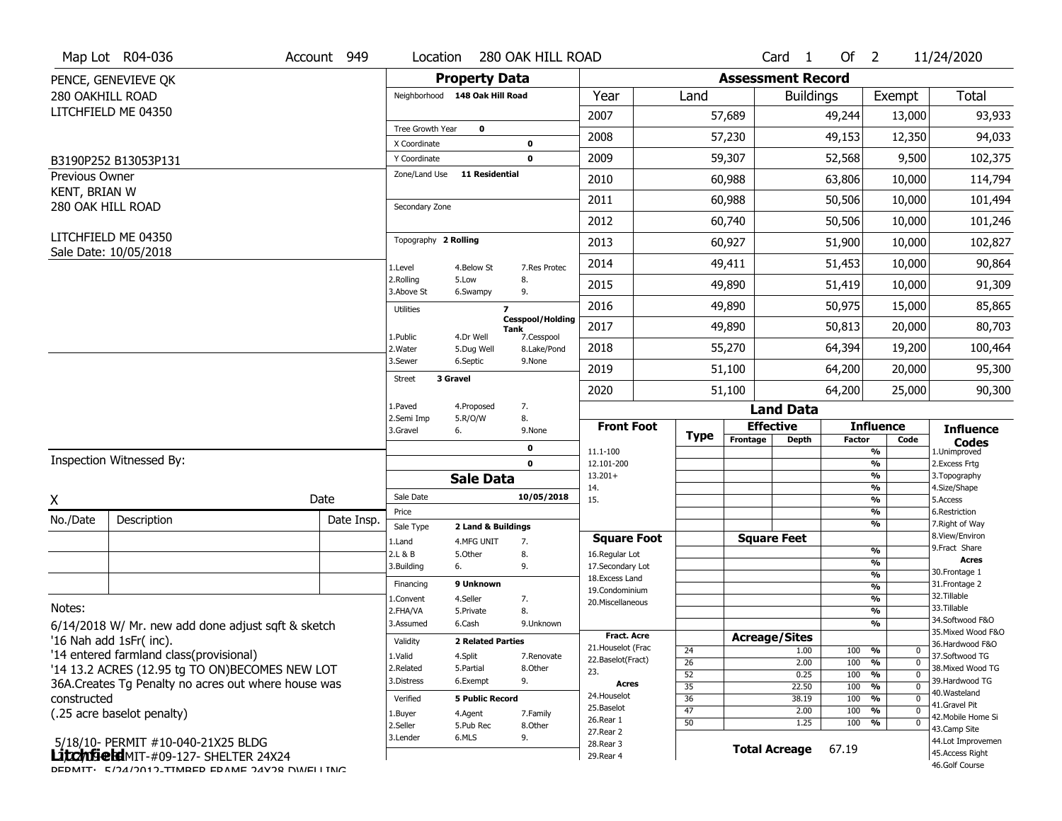Map Lot R04-036 | Account 949 | Location 280 OAK HILL ROAD | Card 1 Of 2 | 11/24/2020

PENCE, GENEVIEVE QK
280 OAKHILL ROAD
LITCHFIELD ME 04350

B3190P252 B13053P131

Previous Owner
KENT, BRIAN W
280 OAK HILL ROAD

LITCHFIELD ME 04350
Sale Date: 10/05/2018

## Property Data

Neighborhood 148 Oak Hill Road

Tree Growth Year 0
X Coordinate 0
Y Coordinate 0
Zone/Land Use 11 Residential

Secondary Zone

Topography 2 Rolling

| | | |
|---|---|---|
| 1.Level | 4.Below St | 7.Res Protec |
| 2.Rolling | 5.Low | 8. |
| 3.Above St | 6.Swampy | 9. |

Utilities 7 Cesspool/Holding Tank

| | | |
|---|---|---|
| 1.Public | 4.Dr Well | 7.Cesspool |
| 2.Water | 5.Dug Well | 8.Lake/Pond |
| 3.Sewer | 6.Septic | 9.None |

Street 3 Gravel

| | | |
|---|---|---|
| 1.Paved | 4.Proposed | 7. |
| 2.Semi Imp | 5.R/O/W | 8. |
| 3.Gravel | 6. | 9.None |

0
0

## Assessment Record

| Year | Land | Buildings | Exempt | Total |
|---|---|---|---|---|
| 2007 | 57,689 | 49,244 | 13,000 | 93,933 |
| 2008 | 57,230 | 49,153 | 12,350 | 94,033 |
| 2009 | 59,307 | 52,568 | 9,500 | 102,375 |
| 2010 | 60,988 | 63,806 | 10,000 | 114,794 |
| 2011 | 60,988 | 50,506 | 10,000 | 101,494 |
| 2012 | 60,740 | 50,506 | 10,000 | 101,246 |
| 2013 | 60,927 | 51,900 | 10,000 | 102,827 |
| 2014 | 49,411 | 51,453 | 10,000 | 90,864 |
| 2015 | 49,890 | 51,419 | 10,000 | 91,309 |
| 2016 | 49,890 | 50,975 | 15,000 | 85,865 |
| 2017 | 49,890 | 50,813 | 20,000 | 80,703 |
| 2018 | 55,270 | 64,394 | 19,200 | 100,464 |
| 2019 | 51,100 | 64,200 | 20,000 | 95,300 |
| 2020 | 51,100 | 64,200 | 25,000 | 90,300 |

## Land Data

| Front Foot | Type | Effective Frontage | Effective Depth | Influence Factor | Influence Code |
|---|---|---|---|---|---|
| 11.1-100 | | | | % | |
| 12.101-200 | | | | % | |
| 13.201+ | | | | % | |
| 14. | | | | % | |
| 15. | | | | % | |
| | | | | % | |
| | | | | % | |

| Square Foot | Square Feet | | |
|---|---|---|---|
| 16.Regular Lot | | % | |
| 17.Secondary Lot | | % | |
| 18.Excess Land | | % | |
| 19.Condominium | | % | |
| 20.Miscellaneous | | % | |
| | | % | |
| | | % | |

| Fract. Acre / Acres | Type | Acreage/Sites | Factor | Code |
|---|---|---|---|---|
| 21.Houselot (Frac | 24 | 1.00 | 100 % | 0 |
| 22.Baselot(Fract) | 26 | 2.00 | 100 % | 0 |
| 23. | 52 | 0.25 | 100 % | 0 |
| Acres | 35 | 22.50 | 100 % | 0 |
| 24.Houselot | 36 | 38.19 | 100 % | 0 |
| 25.Baselot | 47 | 2.00 | 100 % | 0 |
| 26.Rear 1 | 50 | 1.25 | 100 % | 0 |
| 27.Rear 2 | | | | |
| 28.Rear 3 | | | | |
| 29.Rear 4 | | | | |

Total Acreage 67.19

Influence Codes: 1.Unimproved, 2.Excess Frtg, 3.Topography, 4.Size/Shape, 5.Access, 6.Restriction, 7.Right of Way, 8.View/Environ, 9.Fract Share

Acres: 30.Frontage 1, 31.Frontage 2, 32.Tillable, 33.Tillable, 34.Softwood F&O, 35.Mixed Wood F&O, 36.Hardwood F&O, 37.Softwood TG, 38.Mixed Wood TG, 39.Hardwood TG, 40.Wasteland, 41.Gravel Pit, 42.Mobile Home Si, 43.Camp Site, 44.Lot Improvemen, 45.Access Right, 46.Golf Course

## Sale Data

Sale Date 10/05/2018
Price
Sale Type 2 Land & Buildings

| | | |
|---|---|---|
| 1.Land | 4.MFG UNIT | 7. |
| 2.L & B | 5.Other | 8. |
| 3.Building | 6. | 9. |

Financing 9 Unknown

| | | |
|---|---|---|
| 1.Convent | 4.Seller | 7. |
| 2.FHA/VA | 5.Private | 8. |
| 3.Assumed | 6.Cash | 9.Unknown |

Validity 2 Related Parties

| | | |
|---|---|---|
| 1.Valid | 4.Split | 7.Renovate |
| 2.Related | 5.Partial | 8.Other |
| 3.Distress | 6.Exempt | 9. |

Verified 5 Public Record

| | | |
|---|---|---|
| 1.Buyer | 4.Agent | 7.Family |
| 2.Seller | 5.Pub Rec | 8.Other |
| 3.Lender | 6.MLS | 9. |

Inspection Witnessed By:

X Date

| No./Date | Description | Date Insp. |
|---|---|---|
| | | |
| | | |
| | | |

Notes:
6/14/2018 W/ Mr. new add done adjust sqft & sketch
'16 Nah add 1sFr( inc).
'14 entered farmland class(provisional)
'14 13.2 ACRES (12.95 tg TO ON)BECOMES NEW LOT 36A.Creates Tg Penalty no acres out where house was constructed
(.25 acre baselot penalty)

5/18/10- PERMIT #10-040-21X25 BLDG
1/22/09 PERMIT-#09-127- SHELTER 24X24
PERMIT: 5/24/2012-TIMBER FRAME 24X28 DWELLING

Litchfield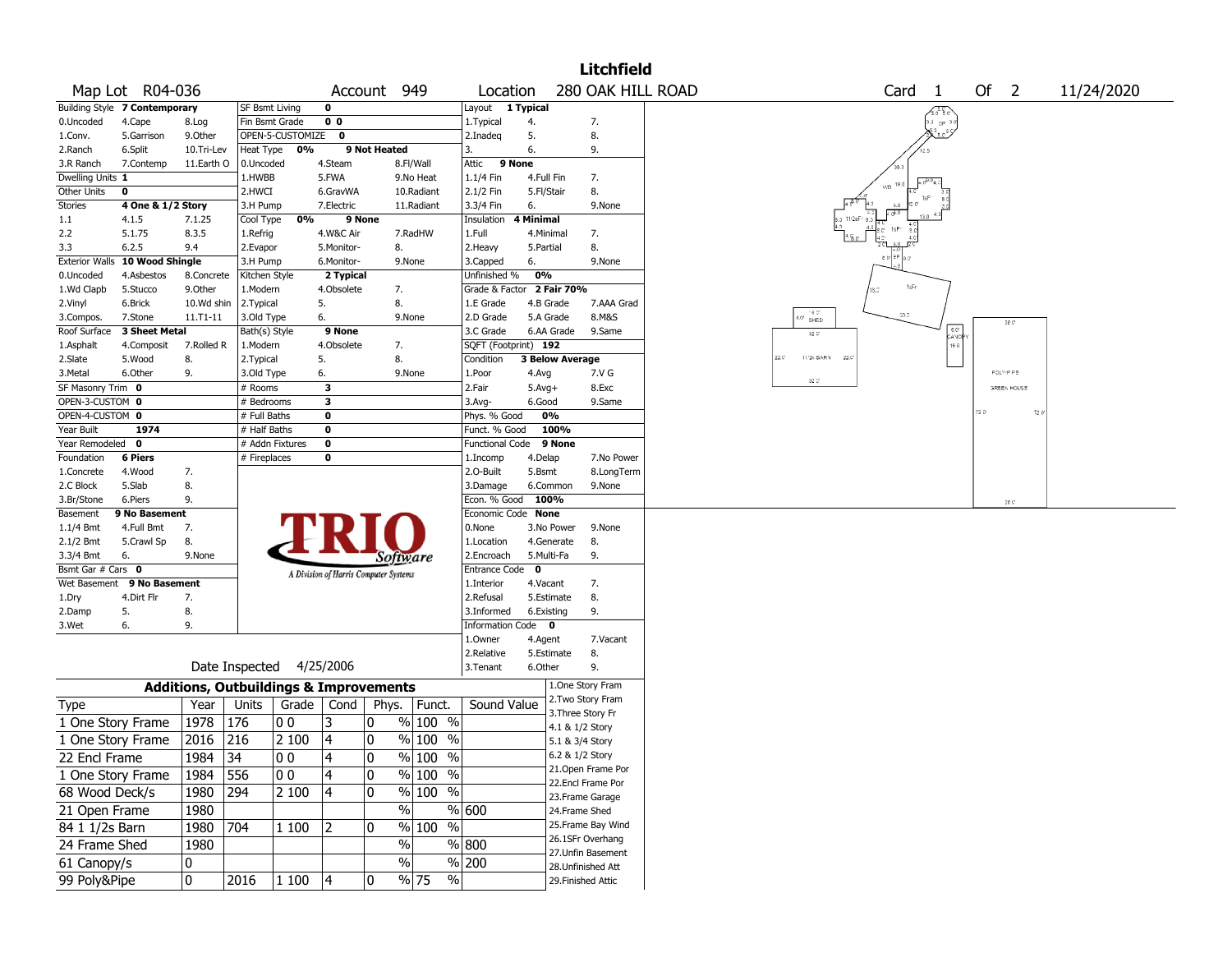# Litchfield

**Map Lot** R04-036 **Account** 949 **Location** 280 OAK HILL ROAD **Card** 1 **Of** 2 11/24/2020

| | | |
|---|---|---|
| **Building Style** 7 Contemporary | **SF Bsmt Living** 0 | **Layout** 1 Typical |
| 0.Uncoded 4.Cape 8.Log | **Fin Bsmt Grade** 0 0 | 1.Typical 4. 7. |
| 1.Conv. 5.Garrison 9.Other | **OPEN-5-CUSTOMIZE** 0 | 2.Inadeq 5. 8. |
| 2.Ranch 6.Split 10.Tri-Lev | **Heat Type** 0% 9 Not Heated | 3. 6. 9. |
| 3.R Ranch 7.Contemp 11.Earth O | 0.Uncoded 4.Steam 8.Fl/Wall | **Attic** 9 None |
| **Dwelling Units** 1 | 1.HWBB 5.FWA 9.No Heat | 1.1/4 Fin 4.Full Fin 7. |
| **Other Units** 0 | 2.HWCI 6.GravWA 10.Radiant | 2.1/2 Fin 5.Fl/Stair 8. |
| **Stories** 4 One & 1/2 Story | 3.H Pump 7.Electric 11.Radiant | 3.3/4 Fin 6. 9.None |
| 1.1 4.1.5 7.1.25 | **Cool Type** 0% 9 None | **Insulation** 4 Minimal |
| 2.2 5.1.75 8.3.5 | 1.Refrig 4.W&C Air 7.RadHW | 1.Full 4.Minimal 7. |
| 3.3 6.2.5 9.4 | 2.Evapor 5.Monitor- 8. | 2.Heavy 5.Partial 8. |
| **Exterior Walls** 10 Wood Shingle | 3.H Pump 6.Monitor- 9.None | 3.Capped 6. 9.None |
| 0.Uncoded 4.Asbestos 8.Concrete | **Kitchen Style** 2 Typical | **Unfinished %** 0% |
| 1.Wd Clapb 5.Stucco 9.Other | 1.Modern 4.Obsolete 7. | **Grade & Factor** 2 Fair 70% |
| 2.Vinyl 6.Brick 10.Wd shin | 2.Typical 5. 8. | 1.E Grade 4.B Grade 7.AAA Grad |
| 3.Compos. 7.Stone 11.T1-11 | 3.Old Type 6. 9.None | 2.D Grade 5.A Grade 8.M&S |
| **Roof Surface** 3 Sheet Metal | **Bath(s) Style** 9 None | 3.C Grade 6.AA Grade 9.Same |
| 1.Asphalt 4.Composit 7.Rolled R | 1.Modern 4.Obsolete 7. | **SQFT (Footprint)** 192 |
| 2.Slate 5.Wood 8. | 2.Typical 5. 8. | **Condition** 3 Below Average |
| 3.Metal 6.Other 9. | 3.Old Type 6. 9.None | 1.Poor 4.Avg 7.V G |
| **SF Masonry Trim** 0 | **# Rooms** 3 | 2.Fair 5.Avg+ 8.Exc |
| **OPEN-3-CUSTOM** 0 | **# Bedrooms** 3 | 3.Avg- 6.Good 9.Same |
| **OPEN-4-CUSTOM** 0 | **# Full Baths** 0 | **Phys. % Good** 0% |
| **Year Built** 1974 | **# Half Baths** 0 | **Funct. % Good** 100% |
| **Year Remodeled** 0 | **# Addn Fixtures** 0 | **Functional Code** 9 None |
| **Foundation** 6 Piers | **# Fireplaces** 0 | 1.Incomp 4.Delap 7.No Power |
| 1.Concrete 4.Wood 7. | | 2.O-Built 5.Bsmt 8.LongTerm |
| 2.C Block 5.Slab 8. | | 3.Damage 6.Common 9.None |
| 3.Br/Stone 6.Piers 9. | | **Econ. % Good** 100% |
| **Basement** 9 No Basement | | **Economic Code** None |
| 1.1/4 Bmt 4.Full Bmt 7. | | 0.None 3.No Power 9.None |
| 2.1/2 Bmt 5.Crawl Sp 8. | | 1.Location 4.Generate 8. |
| 3.3/4 Bmt 6. 9.None | | 2.Encroach 5.Multi-Fa 9. |
| **Bsmt Gar # Cars** 0 | | **Entrance Code** 0 |
| **Wet Basement** 9 No Basement | | 1.Interior 4.Vacant 7. |
| 1.Dry 4.Dirt Flr 7. | | 2.Refusal 5.Estimate 8. |
| 2.Damp 5. 8. | | 3.Informed 6.Existing 9. |
| 3.Wet 6. 9. | | **Information Code** 0 |
| | | 1.Owner 4.Agent 7.Vacant |
| | | 2.Relative 5.Estimate 8. |
| | **Date Inspected** 4/25/2006 | 3.Tenant 6.Other 9. |

## Additions, Outbuildings & Improvements

| Type | Year | Units | Grade | Cond | Phys. | Funct. | Sound Value |
|---|---|---|---|---|---|---|---|
| 1 One Story Frame | 1978 | 176 | 0 0 | 3 | 0 % | 100 % | |
| 1 One Story Frame | 2016 | 216 | 2 100 | 4 | 0 % | 100 % | |
| 22 Encl Frame | 1984 | 34 | 0 0 | 4 | 0 % | 100 % | |
| 1 One Story Frame | 1984 | 556 | 0 0 | 4 | 0 % | 100 % | |
| 68 Wood Deck/s | 1980 | 294 | 2 100 | 4 | 0 % | 100 % | |
| 21 Open Frame | 1980 | | | | % | % | 600 |
| 84 1 1/2s Barn | 1980 | 704 | 1 100 | 2 | 0 % | 100 % | |
| 24 Frame Shed | 1980 | | | | % | % | 800 |
| 61 Canopy/s | 0 | | | | % | % | 200 |
| 99 Poly&Pipe | 0 | 2016 | 1 100 | 4 | 0 % | 75 % | |

1.One Story Fram
2.Two Story Fram
3.Three Story Fr
4.1 & 1/2 Story
5.1 & 3/4 Story
6.2 & 1/2 Story
21.Open Frame Por
22.Encl Frame Por
23.Frame Garage
24.Frame Shed
25.Frame Bay Wind
26.1SFr Overhang
27.Unfin Basement
28.Unfinished Att
29.Finished Attic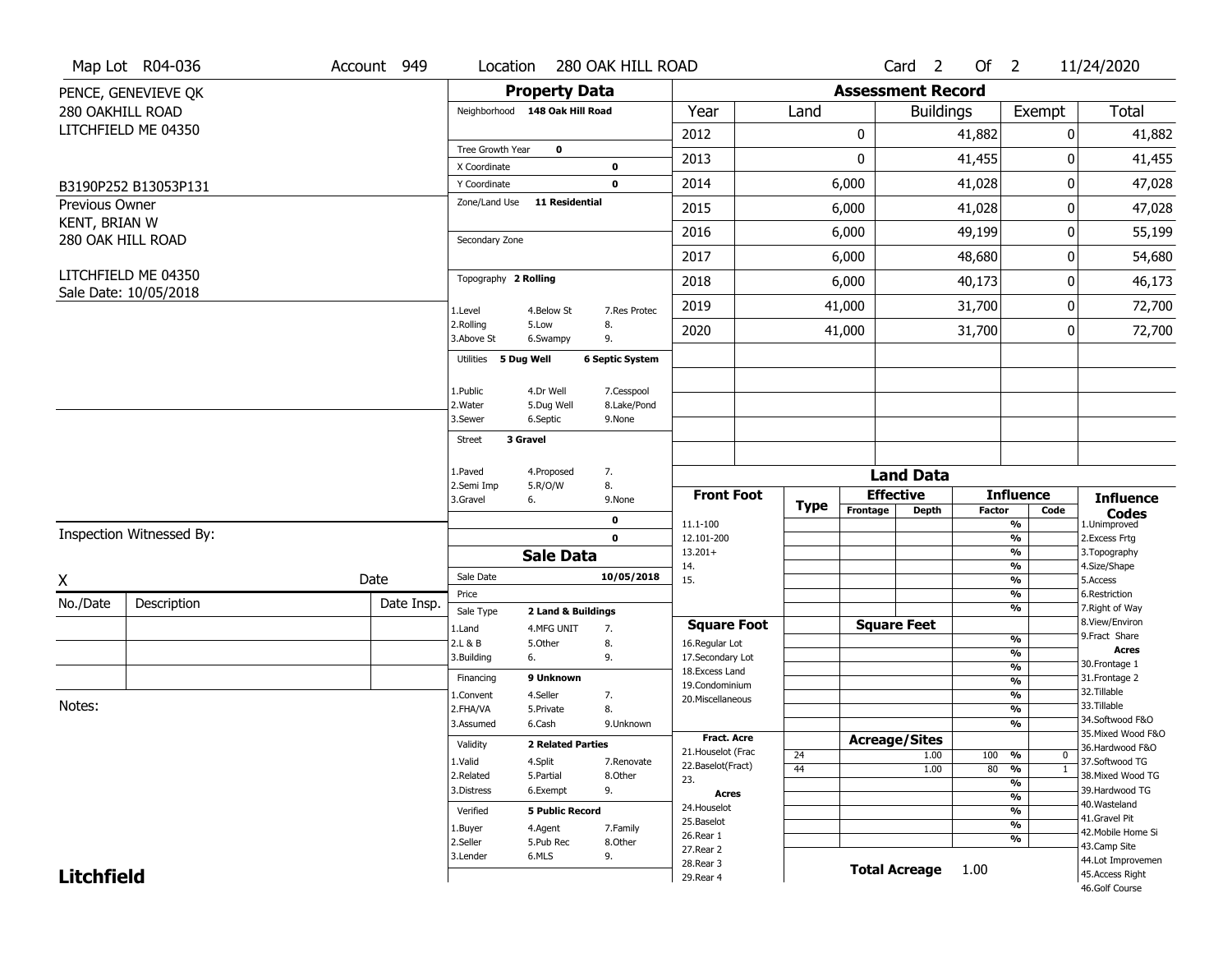Map Lot R04-036 | Account 949 | Location 280 OAK HILL ROAD | Card 2 Of 2 | 11/24/2020

PENCE, GENEVIEVE QK
280 OAKHILL ROAD
LITCHFIELD ME 04350

B3190P252 B13053P131

Previous Owner
KENT, BRIAN W
280 OAK HILL ROAD

LITCHFIELD ME 04350
Sale Date: 10/05/2018

## Property Data

Neighborhood: 148 Oak Hill Road

Tree Growth Year: 0
X Coordinate: 0
Y Coordinate: 0
Zone/Land Use: 11 Residential

Secondary Zone

Topography: 2 Rolling

1.Level 4.Below St 7.Res Protec
2.Rolling 5.Low 8.
3.Above St 6.Swampy 9.

Utilities: 5 Dug Well, 6 Septic System

1.Public 4.Dr Well 7.Cesspool
2.Water 5.Dug Well 8.Lake/Pond
3.Sewer 6.Septic 9.None

Street: 3 Gravel

1.Paved 4.Proposed 7.
2.Semi Imp 5.R/O/W 8.
3.Gravel 6. 9.None

0
0

## Sale Data

Sale Date: 10/05/2018
Price
Sale Type: 2 Land & Buildings

1.Land 4.MFG UNIT 7.
2.L & B 5.Other 8.
3.Building 6. 9.

Financing: 9 Unknown

1.Convent 4.Seller 7.
2.FHA/VA 5.Private 8.
3.Assumed 6.Cash 9.Unknown

Validity: 2 Related Parties

1.Valid 4.Split 7.Renovate
2.Related 5.Partial 8.Other
3.Distress 6.Exempt 9.

Verified: 5 Public Record

1.Buyer 4.Agent 7.Family
2.Seller 5.Pub Rec 8.Other
3.Lender 6.MLS 9.

## Assessment Record

| Year | Land | Buildings | Exempt | Total |
|---|---|---|---|---|
| 2012 | 0 | 41,882 | 0 | 41,882 |
| 2013 | 0 | 41,455 | 0 | 41,455 |
| 2014 | 6,000 | 41,028 | 0 | 47,028 |
| 2015 | 6,000 | 41,028 | 0 | 47,028 |
| 2016 | 6,000 | 49,199 | 0 | 55,199 |
| 2017 | 6,000 | 48,680 | 0 | 54,680 |
| 2018 | 6,000 | 40,173 | 0 | 46,173 |
| 2019 | 41,000 | 31,700 | 0 | 72,700 |
| 2020 | 41,000 | 31,700 | 0 | 72,700 |

## Land Data

| | Type | Effective Frontage | Effective Depth | Influence Factor | Influence Code |
|---|---|---|---|---|---|
| **Front Foot** | | | | | |
| 11.1-100 | | | | % | |
| 12.101-200 | | | | % | |
| 13.201+ | | | | % | |
| 14. | | | | % | |
| 15. | | | | % | |
| **Square Foot** | | **Square Feet** | | | |
| 16.Regular Lot | | | | % | |
| 17.Secondary Lot | | | | % | |
| 18.Excess Land | | | | % | |
| 19.Condominium | | | | % | |
| 20.Miscellaneous | | | | % | |
| **Fract. Acre** | | **Acreage/Sites** | | | |
| 21.Houselot (Frac | 24 | | 1.00 | 100 % | 0 |
| 22.Baselot(Fract) | 44 | | 1.00 | 80 % | 1 |
| 23. | | | | % | |
| **Acres** | | | | % | |
| 24.Houselot | | | | % | |
| 25.Baselot | | | | % | |
| 26.Rear 1 | | | | % | |
| 27.Rear 2 | | | | | |
| 28.Rear 3 | | | | | |
| 29.Rear 4 | | | | | |

**Total Acreage** 1.00

**Influence Codes**
1.Unimproved
2.Excess Frtg
3.Topography
4.Size/Shape
5.Access
6.Restriction
7.Right of Way
8.View/Environ
9.Fract Share

**Acres**
30.Frontage 1
31.Frontage 2
32.Tillable
33.Tillable
34.Softwood F&O
35.Mixed Wood F&O
36.Hardwood F&O
37.Softwood TG
38.Mixed Wood TG
39.Hardwood TG
40.Wasteland
41.Gravel Pit
42.Mobile Home Si
43.Camp Site
44.Lot Improvemen
45.Access Right
46.Golf Course

Inspection Witnessed By:

X ____________________ Date

| No./Date | Description | Date Insp. |
|---|---|---|
| | | |
| | | |
| | | |

Notes:

**Litchfield**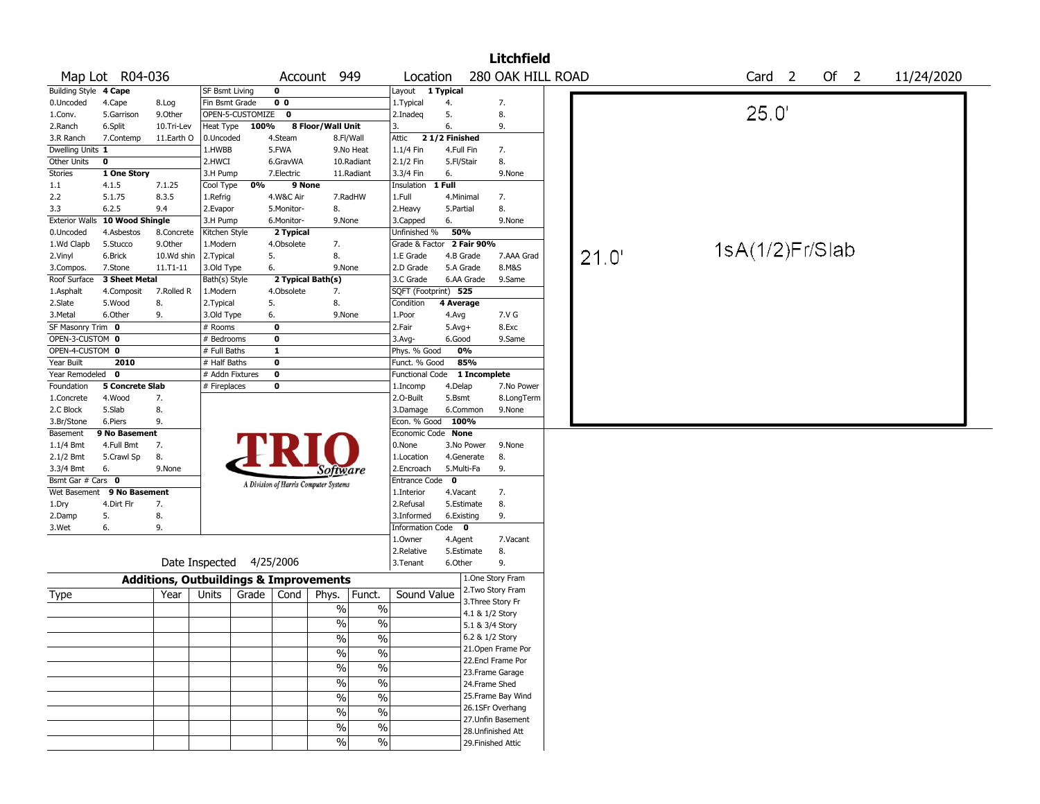# Litchfield

| Map Lot | R04-036 | Account | 949 | Location | 280 OAK HILL ROAD | Card | 2 | Of | 2 | 11/24/2020 |
|---|---|---|---|---|---|---|---|---|---|---|

| | | | | | | | | | | | |
|---|---|---|---|---|---|---|---|---|---|---|---|
| Building Style | 4 Cape | | SF Bsmt Living | 0 | | | Layout | 1 Typical | | | |
| 0.Uncoded | 4.Cape | 8.Log | Fin Bsmt Grade | 0 0 | | | 1.Typical | 4. | | 7. | |
| 1.Conv. | 5.Garrison | 9.Other | OPEN-5-CUSTOMIZE | 0 | | | 2.Inadeq | 5. | | 8. | |
| 2.Ranch | 6.Split | 10.Tri-Lev | Heat Type | 100% | 8 Floor/Wall Unit | | 3. | 6. | | 9. | |
| 3.R Ranch | 7.Contemp | 11.Earth O | 0.Uncoded | 4.Steam | | 8.Fl/Wall | Attic | 2 1/2 Finished | | | |
| Dwelling Units | 1 | | 1.HWBB | 5.FWA | | 9.No Heat | 1.1/4 Fin | 4.Full Fin | | 7. | |
| Other Units | 0 | | 2.HWCI | 6.GravWA | | 10.Radiant | 2.1/2 Fin | 5.Fl/Stair | | 8. | |
| Stories | 1 One Story | | 3.H Pump | 7.Electric | | 11.Radiant | 3.3/4 Fin | 6. | | 9.None | |
| 1.1 | 4.1.5 | 7.1.25 | Cool Type | 0% | 9 None | | Insulation | 1 Full | | | |
| 2.2 | 5.1.75 | 8.3.5 | 1.Refrig | 4.W&C Air | | 7.RadHW | 1.Full | 4.Minimal | | 7. | |
| 3.3 | 6.2.5 | 9.4 | 2.Evapor | 5.Monitor- | | 8. | 2.Heavy | 5.Partial | | 8. | |
| Exterior Walls | 10 Wood Shingle | | 3.H Pump | 6.Monitor- | | 9.None | 3.Capped | 6. | | 9.None | |
| 0.Uncoded | 4.Asbestos | 8.Concrete | Kitchen Style | 2 Typical | | | Unfinished % | 50% | | | |
| 1.Wd Clapb | 5.Stucco | 9.Other | 1.Modern | 4.Obsolete | | 7. | Grade & Factor | 2 Fair 90% | | | |
| 2.Vinyl | 6.Brick | 10.Wd shin | 2.Typical | 5. | | 8. | 1.E Grade | 4.B Grade | | 7.AAA Grad | |
| 3.Compos. | 7.Stone | 11.T1-11 | 3.Old Type | 6. | | 9.None | 2.D Grade | 5.A Grade | | 8.M&S | |
| Roof Surface | 3 Sheet Metal | | Bath(s) Style | 2 Typical Bath(s) | | | 3.C Grade | 6.AA Grade | | 9.Same | |
| 1.Asphalt | 4.Composit | 7.Rolled R | 1.Modern | 4.Obsolete | | 7. | SQFT (Footprint) | 525 | | | |
| 2.Slate | 5.Wood | 8. | 2.Typical | 5. | | 8. | Condition | 4 Average | | | |
| 3.Metal | 6.Other | 9. | 3.Old Type | 6. | | 9.None | 1.Poor | 4.Avg | | 7.V G | |
| SF Masonry Trim | 0 | | # Rooms | 0 | | | 2.Fair | 5.Avg+ | | 8.Exc | |
| OPEN-3-CUSTOM | 0 | | # Bedrooms | 0 | | | 3.Avg- | 6.Good | | 9.Same | |
| OPEN-4-CUSTOM | 0 | | # Full Baths | 1 | | | Phys. % Good | 0% | | | |
| Year Built | 2010 | | # Half Baths | 0 | | | Funct. % Good | 85% | | | |
| Year Remodeled | 0 | | # Addn Fixtures | 0 | | | Functional Code | 1 Incomplete | | | |
| Foundation | 5 Concrete Slab | | # Fireplaces | 0 | | | 1.Incomp | 4.Delap | | 7.No Power | |
| 1.Concrete | 4.Wood | 7. | | | | | 2.O-Built | 5.Bsmt | | 8.LongTerm | |
| 2.C Block | 5.Slab | 8. | | | | | 3.Damage | 6.Common | | 9.None | |
| 3.Br/Stone | 6.Piers | 9. | | | | | Econ. % Good | 100% | | | |
| Basement | 9 No Basement | | | | | | Economic Code | None | | | |
| 1.1/4 Bmt | 4.Full Bmt | 7. | | | | | 0.None | 3.No Power | | 9.None | |
| 2.1/2 Bmt | 5.Crawl Sp | 8. | | | | | 1.Location | 4.Generate | | 8. | |
| 3.3/4 Bmt | 6. | 9.None | | | | | 2.Encroach | 5.Multi-Fa | | 9. | |
| Bsmt Gar # Cars | 0 | | | | | | Entrance Code | 0 | | | |
| Wet Basement | 9 No Basement | | | | | | 1.Interior | 4.Vacant | | 7. | |
| 1.Dry | 4.Dirt Flr | 7. | | | | | 2.Refusal | 5.Estimate | | 8. | |
| 2.Damp | 5. | 8. | | | | | 3.Informed | 6.Existing | | 9. | |
| 3.Wet | 6. | 9. | | | | | Information Code | 0 | | | |
| | | | | | | | 1.Owner | 4.Agent | | 7.Vacant | |
| | | | | | | | 2.Relative | 5.Estimate | | 8. | |
| | Date Inspected | 4/25/2006 | | | | | 3.Tenant | 6.Other | | 9. | |

TRIO Software
A Division of Harris Computer Systems

25.0'

21.0'

1sA(1/2)Fr/Slab

## Additions, Outbuildings & Improvements

| Type | Year | Units | Grade | Cond | Phys. | Funct. | Sound Value |
|---|---|---|---|---|---|---|---|
| | | | | | % | % | |
| | | | | | % | % | |
| | | | | | % | % | |
| | | | | | % | % | |
| | | | | | % | % | |
| | | | | | % | % | |
| | | | | | % | % | |
| | | | | | % | % | |
| | | | | | % | % | |
| | | | | | % | % | |

1.One Story Fram
2.Two Story Fram
3.Three Story Fr
4.1 & 1/2 Story
5.1 & 3/4 Story
6.2 & 1/2 Story
21.Open Frame Por
22.Encl Frame Por
23.Frame Garage
24.Frame Shed
25.Frame Bay Wind
26.1SFr Overhang
27.Unfin Basement
28.Unfinished Att
29.Finished Attic